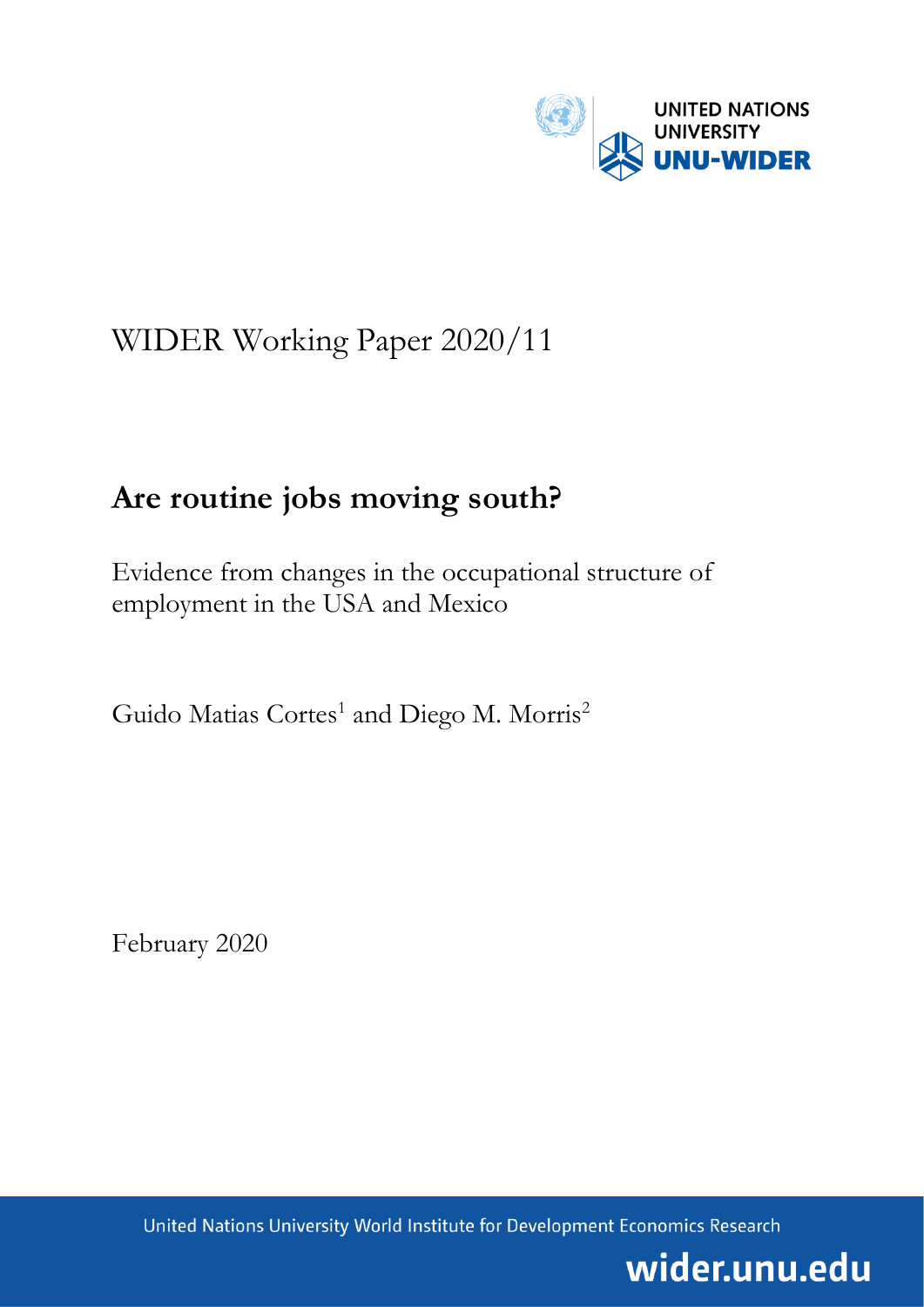UNITED NATIONS UNIVERSITY

UNU-WIDER

WIDER Working Paper 2020/11

# Are routine jobs moving south?

Evidence from changes in the occupational structure of employment in the USA and Mexico

Guido Matias Cortes[1] and Diego M. Morris[2]

February 2020

United Nations University World Institute for Development Economics Research

wider.unu.edu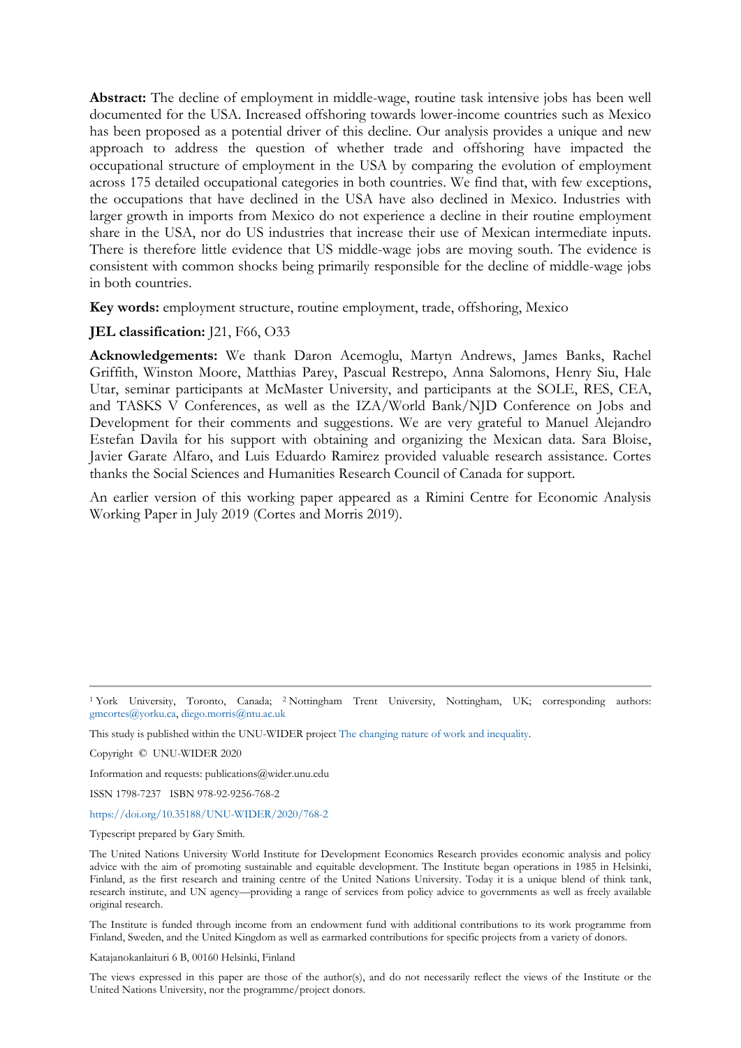**Abstract:** The decline of employment in middle-wage, routine task intensive jobs has been well documented for the USA. Increased offshoring towards lower-income countries such as Mexico has been proposed as a potential driver of this decline. Our analysis provides a unique and new approach to address the question of whether trade and offshoring have impacted the occupational structure of employment in the USA by comparing the evolution of employment across 175 detailed occupational categories in both countries. We find that, with few exceptions, the occupations that have declined in the USA have also declined in Mexico. Industries with larger growth in imports from Mexico do not experience a decline in their routine employment share in the USA, nor do US industries that increase their use of Mexican intermediate inputs. There is therefore little evidence that US middle-wage jobs are moving south. The evidence is consistent with common shocks being primarily responsible for the decline of middle-wage jobs in both countries.

**Key words:** employment structure, routine employment, trade, offshoring, Mexico

**JEL classification:** J21, F66, O33

**Acknowledgements:** We thank Daron Acemoglu, Martyn Andrews, James Banks, Rachel Griffith, Winston Moore, Matthias Parey, Pascual Restrepo, Anna Salomons, Henry Siu, Hale Utar, seminar participants at McMaster University, and participants at the SOLE, RES, CEA, and TASKS V Conferences, as well as the IZA/World Bank/NJD Conference on Jobs and Development for their comments and suggestions. We are very grateful to Manuel Alejandro Estefan Davila for his support with obtaining and organizing the Mexican data. Sara Bloise, Javier Garate Alfaro, and Luis Eduardo Ramirez provided valuable research assistance. Cortes thanks the Social Sciences and Humanities Research Council of Canada for support.

An earlier version of this working paper appeared as a Rimini Centre for Economic Analysis Working Paper in July 2019 (Cortes and Morris 2019).

---

[1] York University, Toronto, Canada; [2] Nottingham Trent University, Nottingham, UK; corresponding authors: gmcortes@yorku.ca, diego.morris@ntu.ac.uk

This study is published within the UNU-WIDER project The changing nature of work and inequality.

Copyright © UNU-WIDER 2020

Information and requests: publications@wider.unu.edu

ISSN 1798-7237 ISBN 978-92-9256-768-2

https://doi.org/10.35188/UNU-WIDER/2020/768-2

Typescript prepared by Gary Smith.

The United Nations University World Institute for Development Economics Research provides economic analysis and policy advice with the aim of promoting sustainable and equitable development. The Institute began operations in 1985 in Helsinki, Finland, as the first research and training centre of the United Nations University. Today it is a unique blend of think tank, research institute, and UN agency—providing a range of services from policy advice to governments as well as freely available original research.

The Institute is funded through income from an endowment fund with additional contributions to its work programme from Finland, Sweden, and the United Kingdom as well as earmarked contributions for specific projects from a variety of donors.

Katajanokanlaituri 6 B, 00160 Helsinki, Finland

The views expressed in this paper are those of the author(s), and do not necessarily reflect the views of the Institute or the United Nations University, nor the programme/project donors.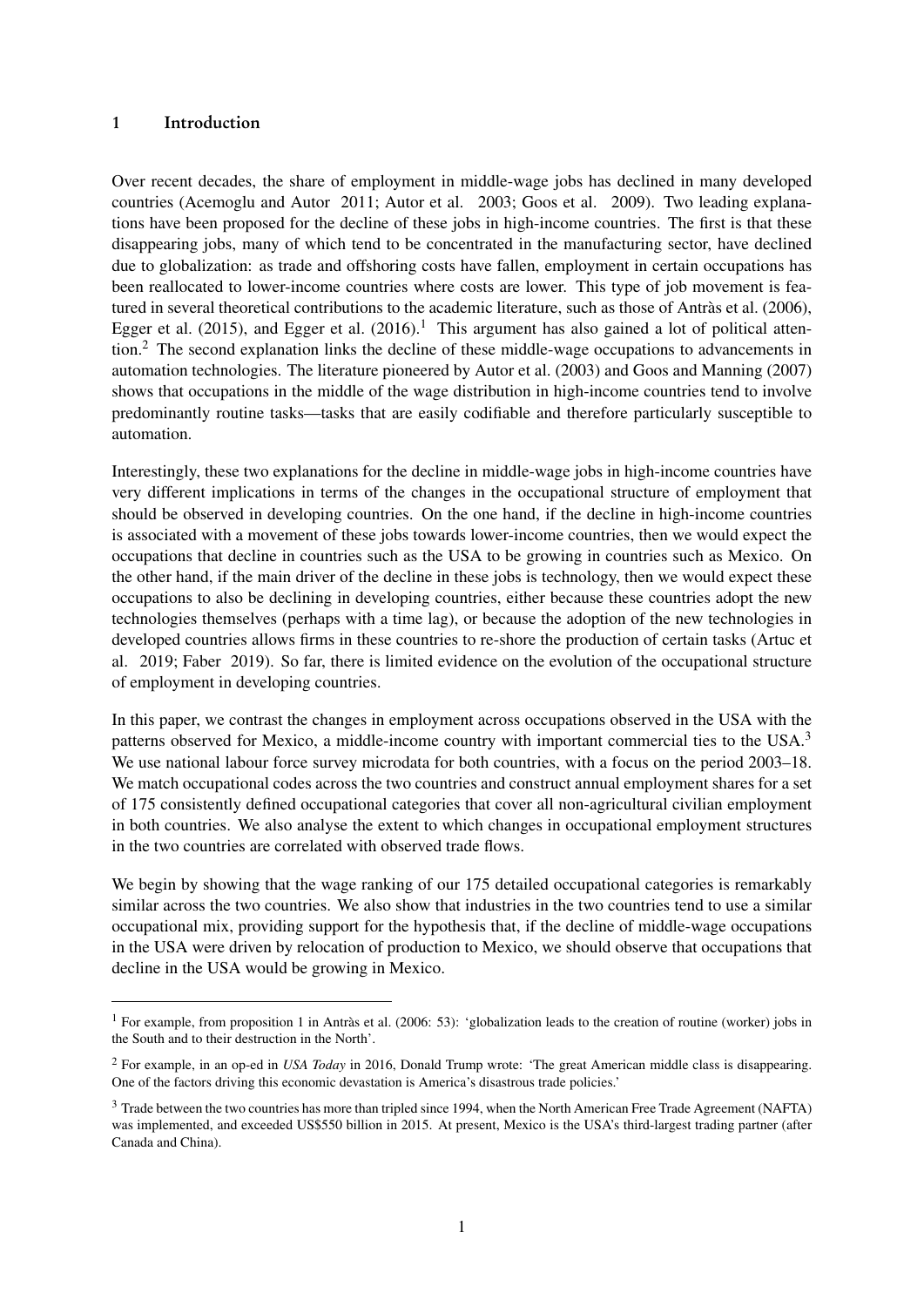## 1 Introduction

Over recent decades, the share of employment in middle-wage jobs has declined in many developed countries (Acemoglu and Autor 2011; Autor et al. 2003; Goos et al. 2009). Two leading explanations have been proposed for the decline of these jobs in high-income countries. The first is that these disappearing jobs, many of which tend to be concentrated in the manufacturing sector, have declined due to globalization: as trade and offshoring costs have fallen, employment in certain occupations has been reallocated to lower-income countries where costs are lower. This type of job movement is featured in several theoretical contributions to the academic literature, such as those of Antràs et al. (2006), Egger et al. (2015), and Egger et al. (2016).[1] This argument has also gained a lot of political attention.[2] The second explanation links the decline of these middle-wage occupations to advancements in automation technologies. The literature pioneered by Autor et al. (2003) and Goos and Manning (2007) shows that occupations in the middle of the wage distribution in high-income countries tend to involve predominantly routine tasks—tasks that are easily codifiable and therefore particularly susceptible to automation.

Interestingly, these two explanations for the decline in middle-wage jobs in high-income countries have very different implications in terms of the changes in the occupational structure of employment that should be observed in developing countries. On the one hand, if the decline in high-income countries is associated with a movement of these jobs towards lower-income countries, then we would expect the occupations that decline in countries such as the USA to be growing in countries such as Mexico. On the other hand, if the main driver of the decline in these jobs is technology, then we would expect these occupations to also be declining in developing countries, either because these countries adopt the new technologies themselves (perhaps with a time lag), or because the adoption of the new technologies in developed countries allows firms in these countries to re-shore the production of certain tasks (Artuc et al. 2019; Faber 2019). So far, there is limited evidence on the evolution of the occupational structure of employment in developing countries.

In this paper, we contrast the changes in employment across occupations observed in the USA with the patterns observed for Mexico, a middle-income country with important commercial ties to the USA.[3] We use national labour force survey microdata for both countries, with a focus on the period 2003–18. We match occupational codes across the two countries and construct annual employment shares for a set of 175 consistently defined occupational categories that cover all non-agricultural civilian employment in both countries. We also analyse the extent to which changes in occupational employment structures in the two countries are correlated with observed trade flows.

We begin by showing that the wage ranking of our 175 detailed occupational categories is remarkably similar across the two countries. We also show that industries in the two countries tend to use a similar occupational mix, providing support for the hypothesis that, if the decline of middle-wage occupations in the USA were driven by relocation of production to Mexico, we should observe that occupations that decline in the USA would be growing in Mexico.

---

[1] For example, from proposition 1 in Antràs et al. (2006: 53): 'globalization leads to the creation of routine (worker) jobs in the South and to their destruction in the North'.

[2] For example, in an op-ed in *USA Today* in 2016, Donald Trump wrote: 'The great American middle class is disappearing. One of the factors driving this economic devastation is America's disastrous trade policies.'

[3] Trade between the two countries has more than tripled since 1994, when the North American Free Trade Agreement (NAFTA) was implemented, and exceeded US$550 billion in 2015. At present, Mexico is the USA's third-largest trading partner (after Canada and China).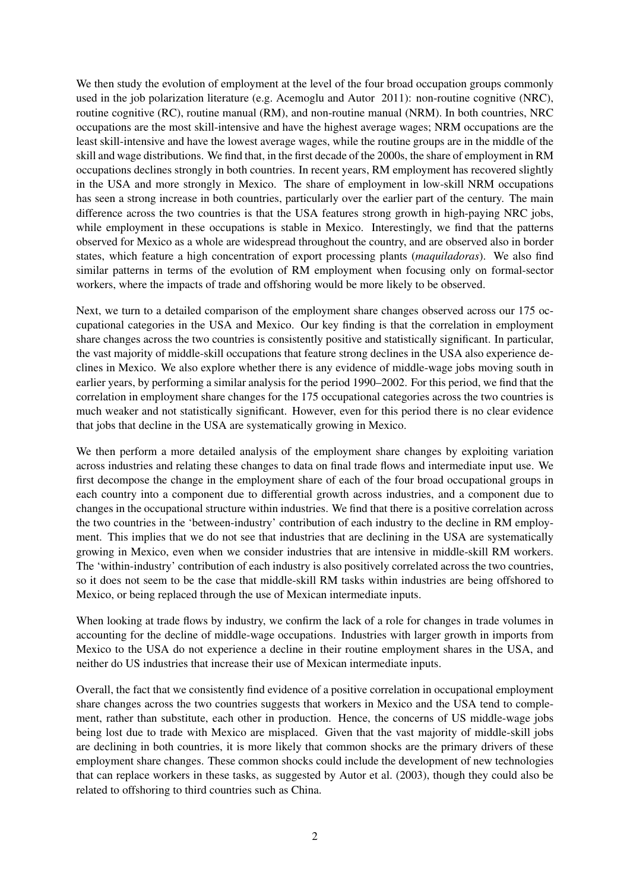We then study the evolution of employment at the level of the four broad occupation groups commonly used in the job polarization literature (e.g. Acemoglu and Autor 2011): non-routine cognitive (NRC), routine cognitive (RC), routine manual (RM), and non-routine manual (NRM). In both countries, NRC occupations are the most skill-intensive and have the highest average wages; NRM occupations are the least skill-intensive and have the lowest average wages, while the routine groups are in the middle of the skill and wage distributions. We find that, in the first decade of the 2000s, the share of employment in RM occupations declines strongly in both countries. In recent years, RM employment has recovered slightly in the USA and more strongly in Mexico. The share of employment in low-skill NRM occupations has seen a strong increase in both countries, particularly over the earlier part of the century. The main difference across the two countries is that the USA features strong growth in high-paying NRC jobs, while employment in these occupations is stable in Mexico. Interestingly, we find that the patterns observed for Mexico as a whole are widespread throughout the country, and are observed also in border states, which feature a high concentration of export processing plants (*maquiladoras*). We also find similar patterns in terms of the evolution of RM employment when focusing only on formal-sector workers, where the impacts of trade and offshoring would be more likely to be observed.

Next, we turn to a detailed comparison of the employment share changes observed across our 175 occupational categories in the USA and Mexico. Our key finding is that the correlation in employment share changes across the two countries is consistently positive and statistically significant. In particular, the vast majority of middle-skill occupations that feature strong declines in the USA also experience declines in Mexico. We also explore whether there is any evidence of middle-wage jobs moving south in earlier years, by performing a similar analysis for the period 1990–2002. For this period, we find that the correlation in employment share changes for the 175 occupational categories across the two countries is much weaker and not statistically significant. However, even for this period there is no clear evidence that jobs that decline in the USA are systematically growing in Mexico.

We then perform a more detailed analysis of the employment share changes by exploiting variation across industries and relating these changes to data on final trade flows and intermediate input use. We first decompose the change in the employment share of each of the four broad occupational groups in each country into a component due to differential growth across industries, and a component due to changes in the occupational structure within industries. We find that there is a positive correlation across the two countries in the 'between-industry' contribution of each industry to the decline in RM employment. This implies that we do not see that industries that are declining in the USA are systematically growing in Mexico, even when we consider industries that are intensive in middle-skill RM workers. The 'within-industry' contribution of each industry is also positively correlated across the two countries, so it does not seem to be the case that middle-skill RM tasks within industries are being offshored to Mexico, or being replaced through the use of Mexican intermediate inputs.

When looking at trade flows by industry, we confirm the lack of a role for changes in trade volumes in accounting for the decline of middle-wage occupations. Industries with larger growth in imports from Mexico to the USA do not experience a decline in their routine employment shares in the USA, and neither do US industries that increase their use of Mexican intermediate inputs.

Overall, the fact that we consistently find evidence of a positive correlation in occupational employment share changes across the two countries suggests that workers in Mexico and the USA tend to complement, rather than substitute, each other in production. Hence, the concerns of US middle-wage jobs being lost due to trade with Mexico are misplaced. Given that the vast majority of middle-skill jobs are declining in both countries, it is more likely that common shocks are the primary drivers of these employment share changes. These common shocks could include the development of new technologies that can replace workers in these tasks, as suggested by Autor et al. (2003), though they could also be related to offshoring to third countries such as China.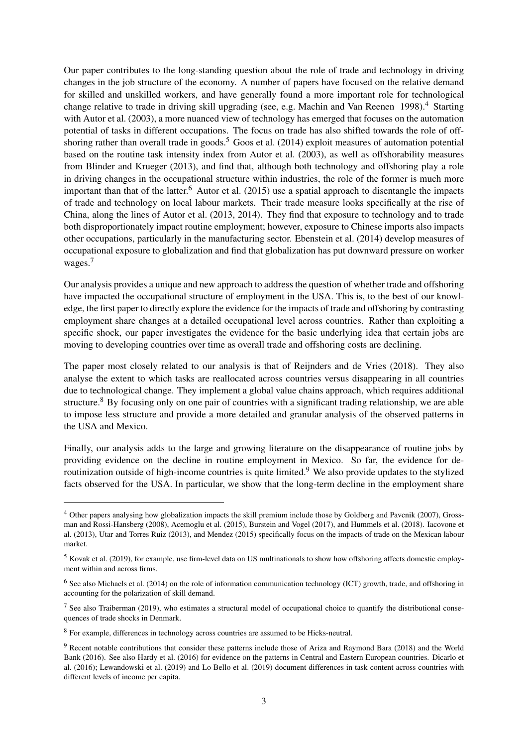Our paper contributes to the long-standing question about the role of trade and technology in driving changes in the job structure of the economy. A number of papers have focused on the relative demand for skilled and unskilled workers, and have generally found a more important role for technological change relative to trade in driving skill upgrading (see, e.g. Machin and Van Reenen 1998).[4] Starting with Autor et al. (2003), a more nuanced view of technology has emerged that focuses on the automation potential of tasks in different occupations. The focus on trade has also shifted towards the role of offshoring rather than overall trade in goods.[5] Goos et al. (2014) exploit measures of automation potential based on the routine task intensity index from Autor et al. (2003), as well as offshorability measures from Blinder and Krueger (2013), and find that, although both technology and offshoring play a role in driving changes in the occupational structure within industries, the role of the former is much more important than that of the latter.[6] Autor et al. (2015) use a spatial approach to disentangle the impacts of trade and technology on local labour markets. Their trade measure looks specifically at the rise of China, along the lines of Autor et al. (2013, 2014). They find that exposure to technology and to trade both disproportionately impact routine employment; however, exposure to Chinese imports also impacts other occupations, particularly in the manufacturing sector. Ebenstein et al. (2014) develop measures of occupational exposure to globalization and find that globalization has put downward pressure on worker wages.[7]

Our analysis provides a unique and new approach to address the question of whether trade and offshoring have impacted the occupational structure of employment in the USA. This is, to the best of our knowledge, the first paper to directly explore the evidence for the impacts of trade and offshoring by contrasting employment share changes at a detailed occupational level across countries. Rather than exploiting a specific shock, our paper investigates the evidence for the basic underlying idea that certain jobs are moving to developing countries over time as overall trade and offshoring costs are declining.

The paper most closely related to our analysis is that of Reijnders and de Vries (2018). They also analyse the extent to which tasks are reallocated across countries versus disappearing in all countries due to technological change. They implement a global value chains approach, which requires additional structure.[8] By focusing only on one pair of countries with a significant trading relationship, we are able to impose less structure and provide a more detailed and granular analysis of the observed patterns in the USA and Mexico.

Finally, our analysis adds to the large and growing literature on the disappearance of routine jobs by providing evidence on the decline in routine employment in Mexico. So far, the evidence for deroutinization outside of high-income countries is quite limited.[9] We also provide updates to the stylized facts observed for the USA. In particular, we show that the long-term decline in the employment share

---

[4] Other papers analysing how globalization impacts the skill premium include those by Goldberg and Pavcnik (2007), Grossman and Rossi-Hansberg (2008), Acemoglu et al. (2015), Burstein and Vogel (2017), and Hummels et al. (2018). Iacovone et al. (2013), Utar and Torres Ruiz (2013), and Mendez (2015) specifically focus on the impacts of trade on the Mexican labour market.

[5] Kovak et al. (2019), for example, use firm-level data on US multinationals to show how offshoring affects domestic employment within and across firms.

[6] See also Michaels et al. (2014) on the role of information communication technology (ICT) growth, trade, and offshoring in accounting for the polarization of skill demand.

[7] See also Traiberman (2019), who estimates a structural model of occupational choice to quantify the distributional consequences of trade shocks in Denmark.

[8] For example, differences in technology across countries are assumed to be Hicks-neutral.

[9] Recent notable contributions that consider these patterns include those of Ariza and Raymond Bara (2018) and the World Bank (2016). See also Hardy et al. (2016) for evidence on the patterns in Central and Eastern European countries. Dicarlo et al. (2016); Lewandowski et al. (2019) and Lo Bello et al. (2019) document differences in task content across countries with different levels of income per capita.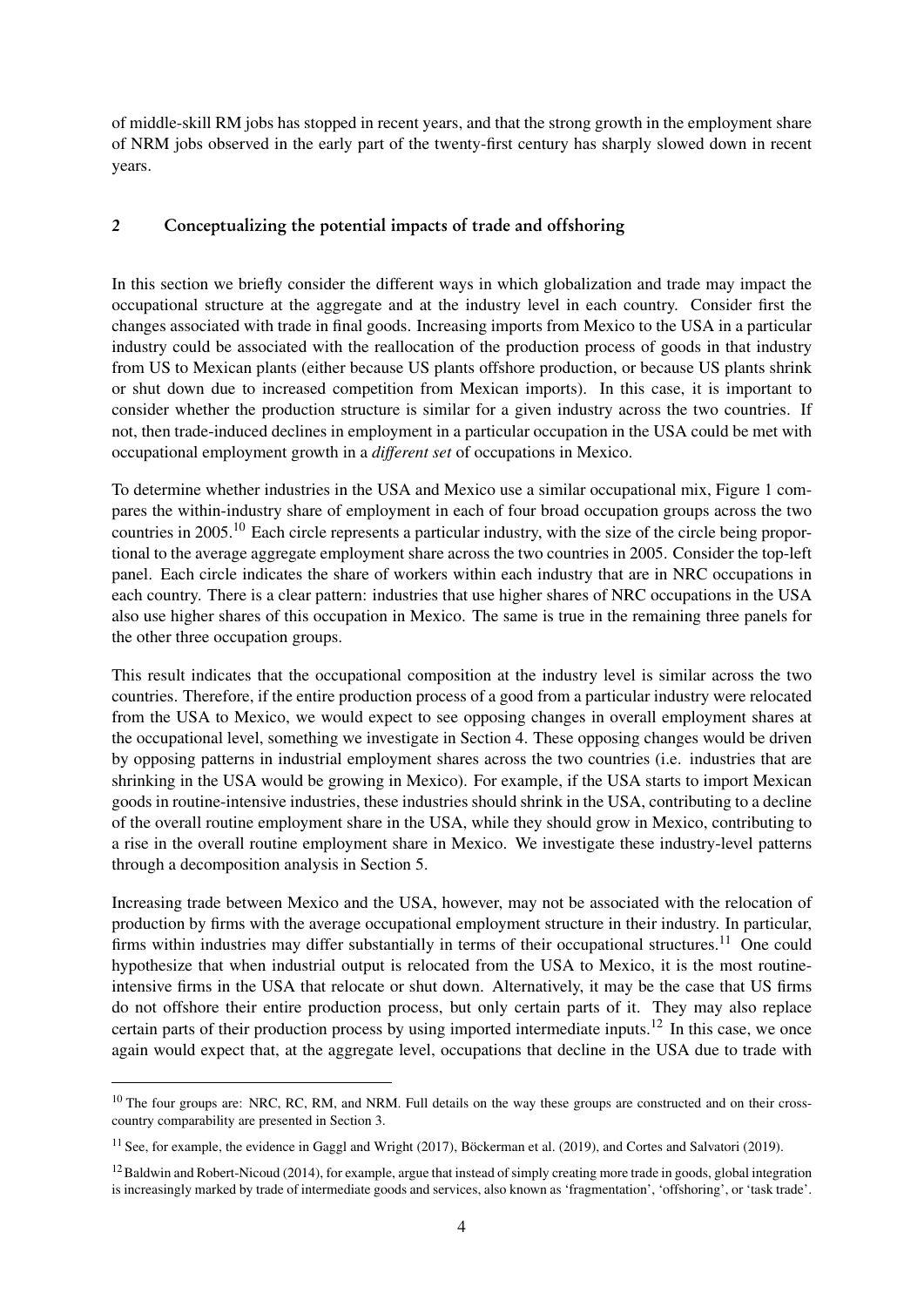of middle-skill RM jobs has stopped in recent years, and that the strong growth in the employment share of NRM jobs observed in the early part of the twenty-first century has sharply slowed down in recent years.

## 2 Conceptualizing the potential impacts of trade and offshoring

In this section we briefly consider the different ways in which globalization and trade may impact the occupational structure at the aggregate and at the industry level in each country. Consider first the changes associated with trade in final goods. Increasing imports from Mexico to the USA in a particular industry could be associated with the reallocation of the production process of goods in that industry from US to Mexican plants (either because US plants offshore production, or because US plants shrink or shut down due to increased competition from Mexican imports). In this case, it is important to consider whether the production structure is similar for a given industry across the two countries. If not, then trade-induced declines in employment in a particular occupation in the USA could be met with occupational employment growth in a *different set* of occupations in Mexico.

To determine whether industries in the USA and Mexico use a similar occupational mix, Figure 1 compares the within-industry share of employment in each of four broad occupation groups across the two countries in 2005.[10] Each circle represents a particular industry, with the size of the circle being proportional to the average aggregate employment share across the two countries in 2005. Consider the top-left panel. Each circle indicates the share of workers within each industry that are in NRC occupations in each country. There is a clear pattern: industries that use higher shares of NRC occupations in the USA also use higher shares of this occupation in Mexico. The same is true in the remaining three panels for the other three occupation groups.

This result indicates that the occupational composition at the industry level is similar across the two countries. Therefore, if the entire production process of a good from a particular industry were relocated from the USA to Mexico, we would expect to see opposing changes in overall employment shares at the occupational level, something we investigate in Section 4. These opposing changes would be driven by opposing patterns in industrial employment shares across the two countries (i.e. industries that are shrinking in the USA would be growing in Mexico). For example, if the USA starts to import Mexican goods in routine-intensive industries, these industries should shrink in the USA, contributing to a decline of the overall routine employment share in the USA, while they should grow in Mexico, contributing to a rise in the overall routine employment share in Mexico. We investigate these industry-level patterns through a decomposition analysis in Section 5.

Increasing trade between Mexico and the USA, however, may not be associated with the relocation of production by firms with the average occupational employment structure in their industry. In particular, firms within industries may differ substantially in terms of their occupational structures.[11] One could hypothesize that when industrial output is relocated from the USA to Mexico, it is the most routine-intensive firms in the USA that relocate or shut down. Alternatively, it may be the case that US firms do not offshore their entire production process, but only certain parts of it. They may also replace certain parts of their production process by using imported intermediate inputs.[12] In this case, we once again would expect that, at the aggregate level, occupations that decline in the USA due to trade with

---

[10] The four groups are: NRC, RC, RM, and NRM. Full details on the way these groups are constructed and on their cross-country comparability are presented in Section 3.

[11] See, for example, the evidence in Gaggl and Wright (2017), Böckerman et al. (2019), and Cortes and Salvatori (2019).

[12] Baldwin and Robert-Nicoud (2014), for example, argue that instead of simply creating more trade in goods, global integration is increasingly marked by trade of intermediate goods and services, also known as 'fragmentation', 'offshoring', or 'task trade'.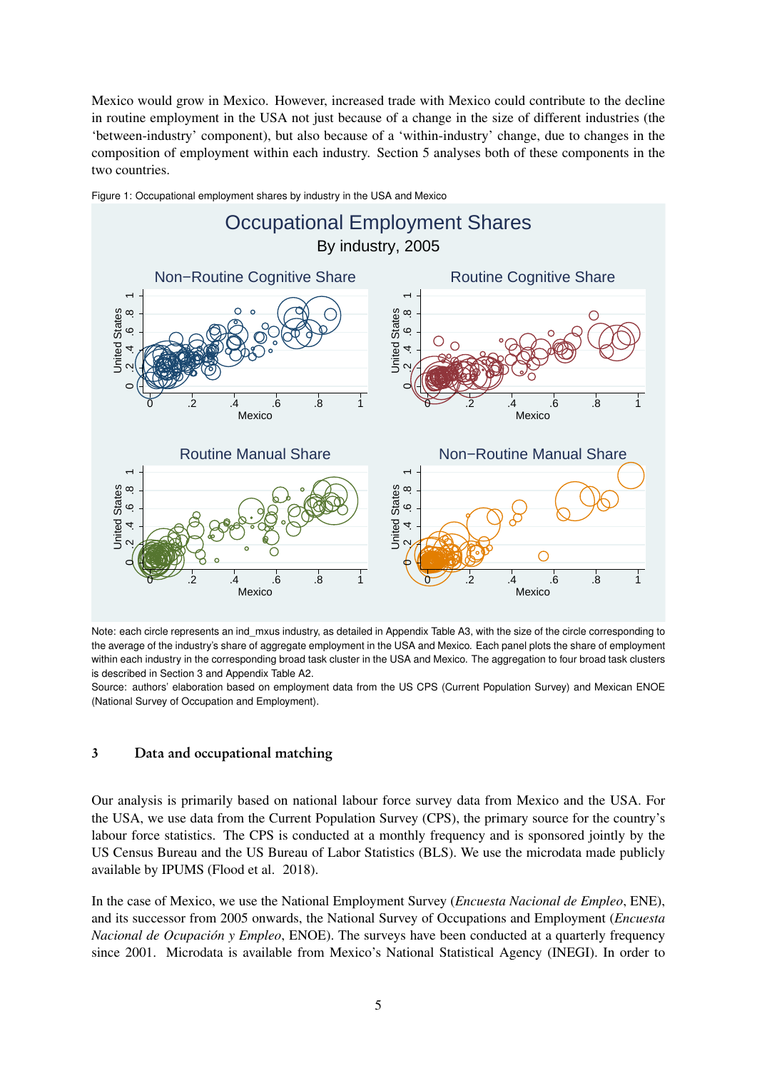Mexico would grow in Mexico. However, increased trade with Mexico could contribute to the decline in routine employment in the USA not just because of a change in the size of different industries (the 'between-industry' component), but also because of a 'within-industry' change, due to changes in the composition of employment within each industry. Section 5 analyses both of these components in the two countries.

Figure 1: Occupational employment shares by industry in the USA and Mexico

Note: each circle represents an ind_mxus industry, as detailed in Appendix Table A3, with the size of the circle corresponding to the average of the industry's share of aggregate employment in the USA and Mexico. Each panel plots the share of employment within each industry in the corresponding broad task cluster in the USA and Mexico. The aggregation to four broad task clusters is described in Section 3 and Appendix Table A2.
Source: authors' elaboration based on employment data from the US CPS (Current Population Survey) and Mexican ENOE (National Survey of Occupation and Employment).

## 3 Data and occupational matching

Our analysis is primarily based on national labour force survey data from Mexico and the USA. For the USA, we use data from the Current Population Survey (CPS), the primary source for the country's labour force statistics. The CPS is conducted at a monthly frequency and is sponsored jointly by the US Census Bureau and the US Bureau of Labor Statistics (BLS). We use the microdata made publicly available by IPUMS (Flood et al. 2018).

In the case of Mexico, we use the National Employment Survey (*Encuesta Nacional de Empleo*, ENE), and its successor from 2005 onwards, the National Survey of Occupations and Employment (*Encuesta Nacional de Ocupación y Empleo*, ENOE). The surveys have been conducted at a quarterly frequency since 2001. Microdata is available from Mexico's National Statistical Agency (INEGI). In order to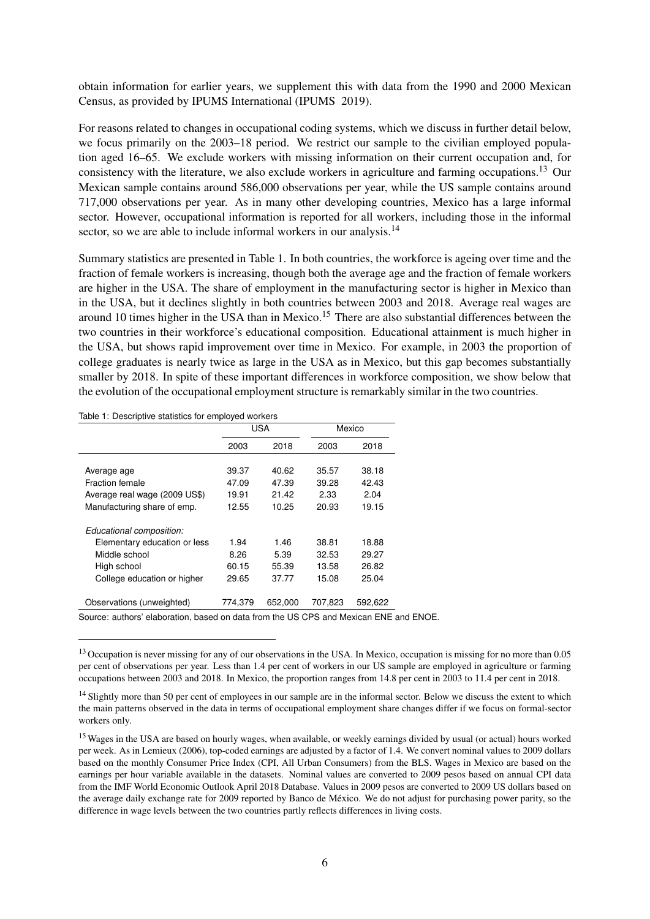obtain information for earlier years, we supplement this with data from the 1990 and 2000 Mexican Census, as provided by IPUMS International (IPUMS 2019).

For reasons related to changes in occupational coding systems, which we discuss in further detail below, we focus primarily on the 2003–18 period. We restrict our sample to the civilian employed population aged 16–65. We exclude workers with missing information on their current occupation and, for consistency with the literature, we also exclude workers in agriculture and farming occupations.[13] Our Mexican sample contains around 586,000 observations per year, while the US sample contains around 717,000 observations per year. As in many other developing countries, Mexico has a large informal sector. However, occupational information is reported for all workers, including those in the informal sector, so we are able to include informal workers in our analysis.[14]

Summary statistics are presented in Table 1. In both countries, the workforce is ageing over time and the fraction of female workers is increasing, though both the average age and the fraction of female workers are higher in the USA. The share of employment in the manufacturing sector is higher in Mexico than in the USA, but it declines slightly in both countries between 2003 and 2018. Average real wages are around 10 times higher in the USA than in Mexico.[15] There are also substantial differences between the two countries in their workforce's educational composition. Educational attainment is much higher in the USA, but shows rapid improvement over time in Mexico. For example, in 2003 the proportion of college graduates is nearly twice as large in the USA as in Mexico, but this gap becomes substantially smaller by 2018. In spite of these important differences in workforce composition, we show below that the evolution of the occupational employment structure is remarkably similar in the two countries.

Table 1: Descriptive statistics for employed workers

| | USA | | Mexico | |
|---|---|---|---|---|
| | 2003 | 2018 | 2003 | 2018 |
| Average age | 39.37 | 40.62 | 35.57 | 38.18 |
| Fraction female | 47.09 | 47.39 | 39.28 | 42.43 |
| Average real wage (2009 US$) | 19.91 | 21.42 | 2.33 | 2.04 |
| Manufacturing share of emp. | 12.55 | 10.25 | 20.93 | 19.15 |
| *Educational composition:* | | | | |
| Elementary education or less | 1.94 | 1.46 | 38.81 | 18.88 |
| Middle school | 8.26 | 5.39 | 32.53 | 29.27 |
| High school | 60.15 | 55.39 | 13.58 | 26.82 |
| College education or higher | 29.65 | 37.77 | 15.08 | 25.04 |
| Observations (unweighted) | 774,379 | 652,000 | 707,823 | 592,622 |

Source: authors' elaboration, based on data from the US CPS and Mexican ENE and ENOE.

[13] Occupation is never missing for any of our observations in the USA. In Mexico, occupation is missing for no more than 0.05 per cent of observations per year. Less than 1.4 per cent of workers in our US sample are employed in agriculture or farming occupations between 2003 and 2018. In Mexico, the proportion ranges from 14.8 per cent in 2003 to 11.4 per cent in 2018.

[14] Slightly more than 50 per cent of employees in our sample are in the informal sector. Below we discuss the extent to which the main patterns observed in the data in terms of occupational employment share changes differ if we focus on formal-sector workers only.

[15] Wages in the USA are based on hourly wages, when available, or weekly earnings divided by usual (or actual) hours worked per week. As in Lemieux (2006), top-coded earnings are adjusted by a factor of 1.4. We convert nominal values to 2009 dollars based on the monthly Consumer Price Index (CPI, All Urban Consumers) from the BLS. Wages in Mexico are based on the earnings per hour variable available in the datasets. Nominal values are converted to 2009 pesos based on annual CPI data from the IMF World Economic Outlook April 2018 Database. Values in 2009 pesos are converted to 2009 US dollars based on the average daily exchange rate for 2009 reported by Banco de México. We do not adjust for purchasing power parity, so the difference in wage levels between the two countries partly reflects differences in living costs.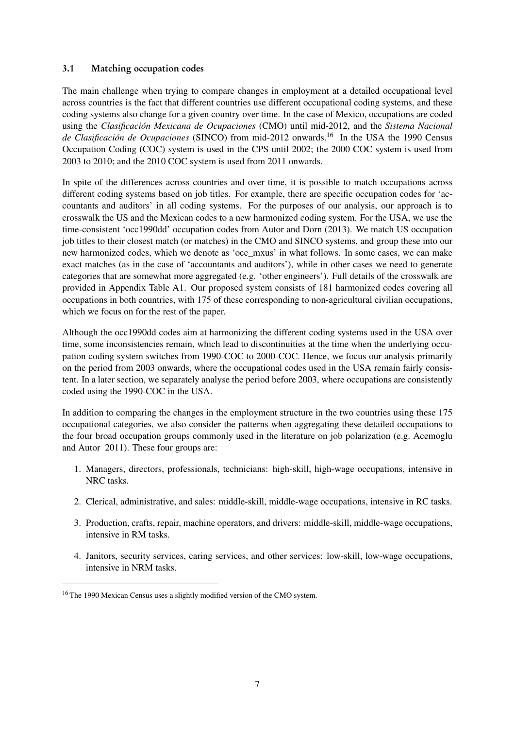### 3.1 Matching occupation codes

The main challenge when trying to compare changes in employment at a detailed occupational level across countries is the fact that different countries use different occupational coding systems, and these coding systems also change for a given country over time. In the case of Mexico, occupations are coded using the *Clasificación Mexicana de Ocupaciones* (CMO) until mid-2012, and the *Sistema Nacional de Clasificación de Ocupaciones* (SINCO) from mid-2012 onwards.[16] In the USA the 1990 Census Occupation Coding (COC) system is used in the CPS until 2002; the 2000 COC system is used from 2003 to 2010; and the 2010 COC system is used from 2011 onwards.

In spite of the differences across countries and over time, it is possible to match occupations across different coding systems based on job titles. For example, there are specific occupation codes for 'accountants and auditors' in all coding systems. For the purposes of our analysis, our approach is to crosswalk the US and the Mexican codes to a new harmonized coding system. For the USA, we use the time-consistent 'occ1990dd' occupation codes from Autor and Dorn (2013). We match US occupation job titles to their closest match (or matches) in the CMO and SINCO systems, and group these into our new harmonized codes, which we denote as 'occ_mxus' in what follows. In some cases, we can make exact matches (as in the case of 'accountants and auditors'), while in other cases we need to generate categories that are somewhat more aggregated (e.g. 'other engineers'). Full details of the crosswalk are provided in Appendix Table A1. Our proposed system consists of 181 harmonized codes covering all occupations in both countries, with 175 of these corresponding to non-agricultural civilian occupations, which we focus on for the rest of the paper.

Although the occ1990dd codes aim at harmonizing the different coding systems used in the USA over time, some inconsistencies remain, which lead to discontinuities at the time when the underlying occupation coding system switches from 1990-COC to 2000-COC. Hence, we focus our analysis primarily on the period from 2003 onwards, where the occupational codes used in the USA remain fairly consistent. In a later section, we separately analyse the period before 2003, where occupations are consistently coded using the 1990-COC in the USA.

In addition to comparing the changes in the employment structure in the two countries using these 175 occupational categories, we also consider the patterns when aggregating these detailed occupations to the four broad occupation groups commonly used in the literature on job polarization (e.g. Acemoglu and Autor 2011). These four groups are:

1. Managers, directors, professionals, technicians: high-skill, high-wage occupations, intensive in NRC tasks.
2. Clerical, administrative, and sales: middle-skill, middle-wage occupations, intensive in RC tasks.
3. Production, crafts, repair, machine operators, and drivers: middle-skill, middle-wage occupations, intensive in RM tasks.
4. Janitors, security services, caring services, and other services: low-skill, low-wage occupations, intensive in NRM tasks.

[16] The 1990 Mexican Census uses a slightly modified version of the CMO system.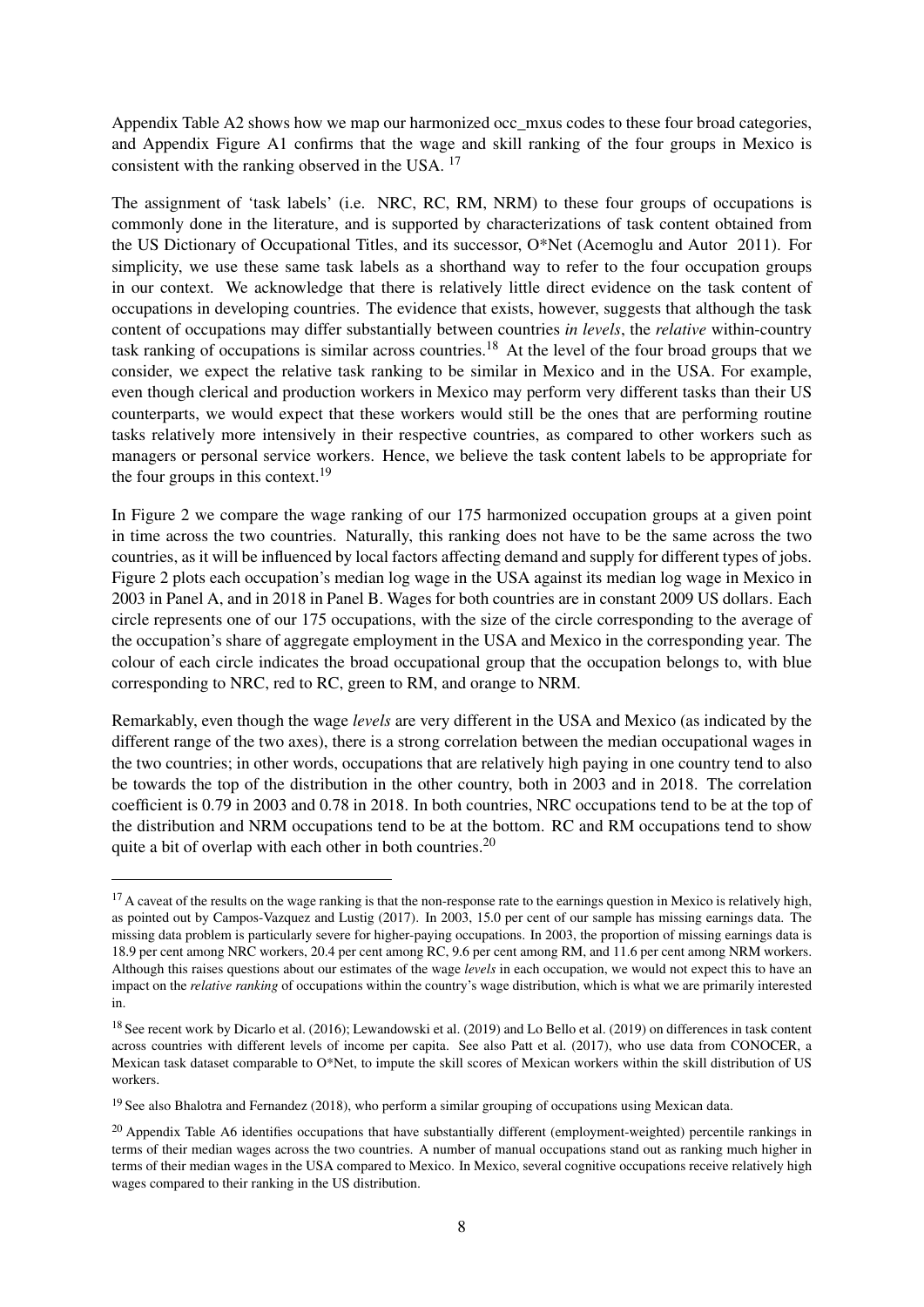Appendix Table A2 shows how we map our harmonized occ_mxus codes to these four broad categories, and Appendix Figure A1 confirms that the wage and skill ranking of the four groups in Mexico is consistent with the ranking observed in the USA. [17]

The assignment of 'task labels' (i.e. NRC, RC, RM, NRM) to these four groups of occupations is commonly done in the literature, and is supported by characterizations of task content obtained from the US Dictionary of Occupational Titles, and its successor, O*Net (Acemoglu and Autor 2011). For simplicity, we use these same task labels as a shorthand way to refer to the four occupation groups in our context. We acknowledge that there is relatively little direct evidence on the task content of occupations in developing countries. The evidence that exists, however, suggests that although the task content of occupations may differ substantially between countries *in levels*, the *relative* within-country task ranking of occupations is similar across countries.[18] At the level of the four broad groups that we consider, we expect the relative task ranking to be similar in Mexico and in the USA. For example, even though clerical and production workers in Mexico may perform very different tasks than their US counterparts, we would expect that these workers would still be the ones that are performing routine tasks relatively more intensively in their respective countries, as compared to other workers such as managers or personal service workers. Hence, we believe the task content labels to be appropriate for the four groups in this context.[19]

In Figure 2 we compare the wage ranking of our 175 harmonized occupation groups at a given point in time across the two countries. Naturally, this ranking does not have to be the same across the two countries, as it will be influenced by local factors affecting demand and supply for different types of jobs. Figure 2 plots each occupation's median log wage in the USA against its median log wage in Mexico in 2003 in Panel A, and in 2018 in Panel B. Wages for both countries are in constant 2009 US dollars. Each circle represents one of our 175 occupations, with the size of the circle corresponding to the average of the occupation's share of aggregate employment in the USA and Mexico in the corresponding year. The colour of each circle indicates the broad occupational group that the occupation belongs to, with blue corresponding to NRC, red to RC, green to RM, and orange to NRM.

Remarkably, even though the wage *levels* are very different in the USA and Mexico (as indicated by the different range of the two axes), there is a strong correlation between the median occupational wages in the two countries; in other words, occupations that are relatively high paying in one country tend to also be towards the top of the distribution in the other country, both in 2003 and in 2018. The correlation coefficient is 0.79 in 2003 and 0.78 in 2018. In both countries, NRC occupations tend to be at the top of the distribution and NRM occupations tend to be at the bottom. RC and RM occupations tend to show quite a bit of overlap with each other in both countries.[20]

---

[17] A caveat of the results on the wage ranking is that the non-response rate to the earnings question in Mexico is relatively high, as pointed out by Campos-Vazquez and Lustig (2017). In 2003, 15.0 per cent of our sample has missing earnings data. The missing data problem is particularly severe for higher-paying occupations. In 2003, the proportion of missing earnings data is 18.9 per cent among NRC workers, 20.4 per cent among RC, 9.6 per cent among RM, and 11.6 per cent among NRM workers. Although this raises questions about our estimates of the wage *levels* in each occupation, we would not expect this to have an impact on the *relative ranking* of occupations within the country's wage distribution, which is what we are primarily interested in.

[18] See recent work by Dicarlo et al. (2016); Lewandowski et al. (2019) and Lo Bello et al. (2019) on differences in task content across countries with different levels of income per capita. See also Patt et al. (2017), who use data from CONOCER, a Mexican task dataset comparable to O*Net, to impute the skill scores of Mexican workers within the skill distribution of US workers.

[19] See also Bhalotra and Fernandez (2018), who perform a similar grouping of occupations using Mexican data.

[20] Appendix Table A6 identifies occupations that have substantially different (employment-weighted) percentile rankings in terms of their median wages across the two countries. A number of manual occupations stand out as ranking much higher in terms of their median wages in the USA compared to Mexico. In Mexico, several cognitive occupations receive relatively high wages compared to their ranking in the US distribution.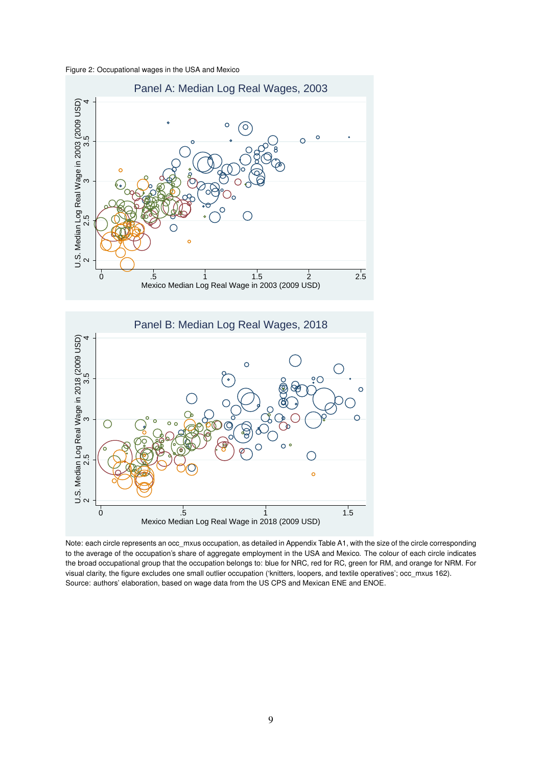Figure 2: Occupational wages in the USA and Mexico

Panel A: Median Log Real Wages, 2003

U.S. Median Log Real Wage in 2003 (2009 USD)

Mexico Median Log Real Wage in 2003 (2009 USD)

Panel B: Median Log Real Wages, 2018

U.S. Median Log Real Wage in 2018 (2009 USD)

Mexico Median Log Real Wage in 2018 (2009 USD)

Note: each circle represents an occ_mxus occupation, as detailed in Appendix Table A1, with the size of the circle corresponding to the average of the occupation's share of aggregate employment in the USA and Mexico. The colour of each circle indicates the broad occupational group that the occupation belongs to: blue for NRC, red for RC, green for RM, and orange for NRM. For visual clarity, the figure excludes one small outlier occupation ('knitters, loopers, and textile operatives'; occ_mxus 162).
Source: authors' elaboration, based on wage data from the US CPS and Mexican ENE and ENOE.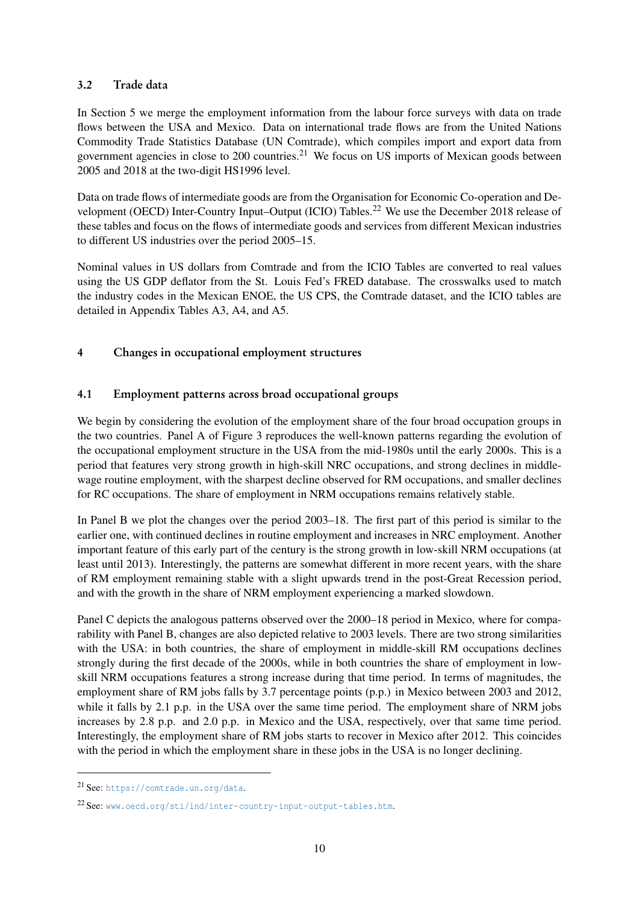### 3.2 Trade data

In Section 5 we merge the employment information from the labour force surveys with data on trade flows between the USA and Mexico. Data on international trade flows are from the United Nations Commodity Trade Statistics Database (UN Comtrade), which compiles import and export data from government agencies in close to 200 countries.[21] We focus on US imports of Mexican goods between 2005 and 2018 at the two-digit HS1996 level.

Data on trade flows of intermediate goods are from the Organisation for Economic Co-operation and Development (OECD) Inter-Country Input–Output (ICIO) Tables.[22] We use the December 2018 release of these tables and focus on the flows of intermediate goods and services from different Mexican industries to different US industries over the period 2005–15.

Nominal values in US dollars from Comtrade and from the ICIO Tables are converted to real values using the US GDP deflator from the St. Louis Fed's FRED database. The crosswalks used to match the industry codes in the Mexican ENOE, the US CPS, the Comtrade dataset, and the ICIO tables are detailed in Appendix Tables A3, A4, and A5.

## 4 Changes in occupational employment structures

### 4.1 Employment patterns across broad occupational groups

We begin by considering the evolution of the employment share of the four broad occupation groups in the two countries. Panel A of Figure 3 reproduces the well-known patterns regarding the evolution of the occupational employment structure in the USA from the mid-1980s until the early 2000s. This is a period that features very strong growth in high-skill NRC occupations, and strong declines in middle-wage routine employment, with the sharpest decline observed for RM occupations, and smaller declines for RC occupations. The share of employment in NRM occupations remains relatively stable.

In Panel B we plot the changes over the period 2003–18. The first part of this period is similar to the earlier one, with continued declines in routine employment and increases in NRC employment. Another important feature of this early part of the century is the strong growth in low-skill NRM occupations (at least until 2013). Interestingly, the patterns are somewhat different in more recent years, with the share of RM employment remaining stable with a slight upwards trend in the post-Great Recession period, and with the growth in the share of NRM employment experiencing a marked slowdown.

Panel C depicts the analogous patterns observed over the 2000–18 period in Mexico, where for comparability with Panel B, changes are also depicted relative to 2003 levels. There are two strong similarities with the USA: in both countries, the share of employment in middle-skill RM occupations declines strongly during the first decade of the 2000s, while in both countries the share of employment in low-skill NRM occupations features a strong increase during that time period. In terms of magnitudes, the employment share of RM jobs falls by 3.7 percentage points (p.p.) in Mexico between 2003 and 2012, while it falls by 2.1 p.p. in the USA over the same time period. The employment share of NRM jobs increases by 2.8 p.p. and 2.0 p.p. in Mexico and the USA, respectively, over that same time period. Interestingly, the employment share of RM jobs starts to recover in Mexico after 2012. This coincides with the period in which the employment share in these jobs in the USA is no longer declining.

[21] See: https://comtrade.un.org/data.

[22] See: www.oecd.org/sti/ind/inter-country-input-output-tables.htm.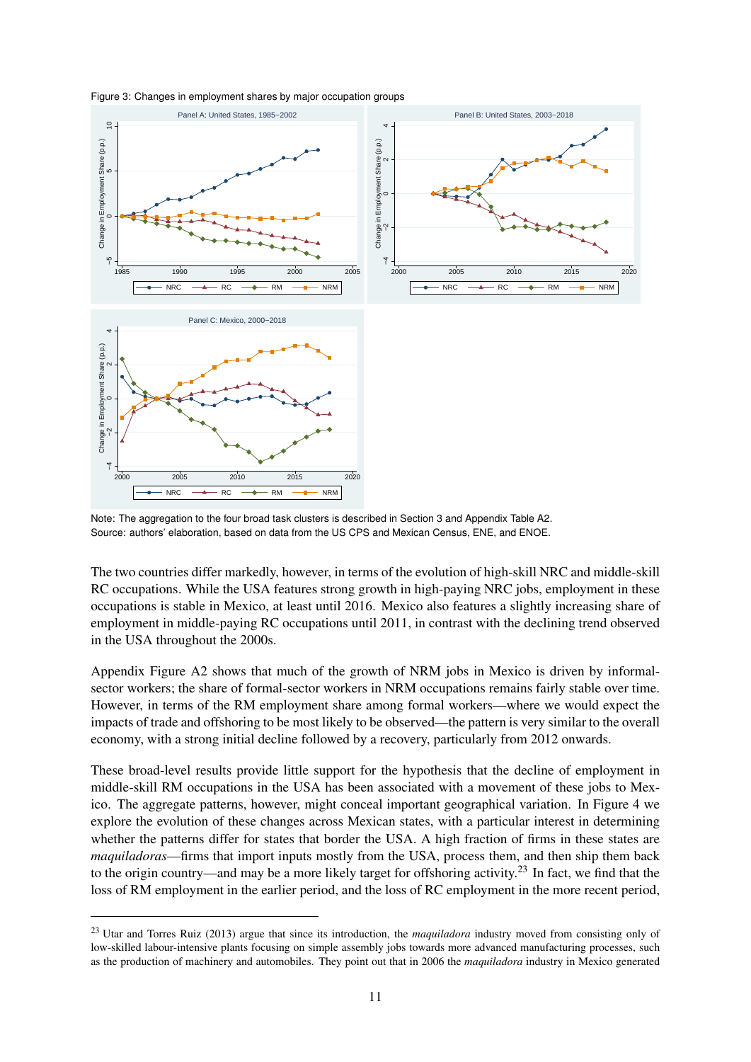Figure 3: Changes in employment shares by major occupation groups

Note: The aggregation to the four broad task clusters is described in Section 3 and Appendix Table A2.
Source: authors' elaboration, based on data from the US CPS and Mexican Census, ENE, and ENOE.

The two countries differ markedly, however, in terms of the evolution of high-skill NRC and middle-skill RC occupations. While the USA features strong growth in high-paying NRC jobs, employment in these occupations is stable in Mexico, at least until 2016. Mexico also features a slightly increasing share of employment in middle-paying RC occupations until 2011, in contrast with the declining trend observed in the USA throughout the 2000s.

Appendix Figure A2 shows that much of the growth of NRM jobs in Mexico is driven by informal-sector workers; the share of formal-sector workers in NRM occupations remains fairly stable over time. However, in terms of the RM employment share among formal workers—where we would expect the impacts of trade and offshoring to be most likely to be observed—the pattern is very similar to the overall economy, with a strong initial decline followed by a recovery, particularly from 2012 onwards.

These broad-level results provide little support for the hypothesis that the decline of employment in middle-skill RM occupations in the USA has been associated with a movement of these jobs to Mexico. The aggregate patterns, however, might conceal important geographical variation. In Figure 4 we explore the evolution of these changes across Mexican states, with a particular interest in determining whether the patterns differ for states that border the USA. A high fraction of firms in these states are *maquiladoras*—firms that import inputs mostly from the USA, process them, and then ship them back to the origin country—and may be a more likely target for offshoring activity.[23] In fact, we find that the loss of RM employment in the earlier period, and the loss of RC employment in the more recent period,

[23] Utar and Torres Ruiz (2013) argue that since its introduction, the *maquiladora* industry moved from consisting only of low-skilled labour-intensive plants focusing on simple assembly jobs towards more advanced manufacturing processes, such as the production of machinery and automobiles. They point out that in 2006 the *maquiladora* industry in Mexico generated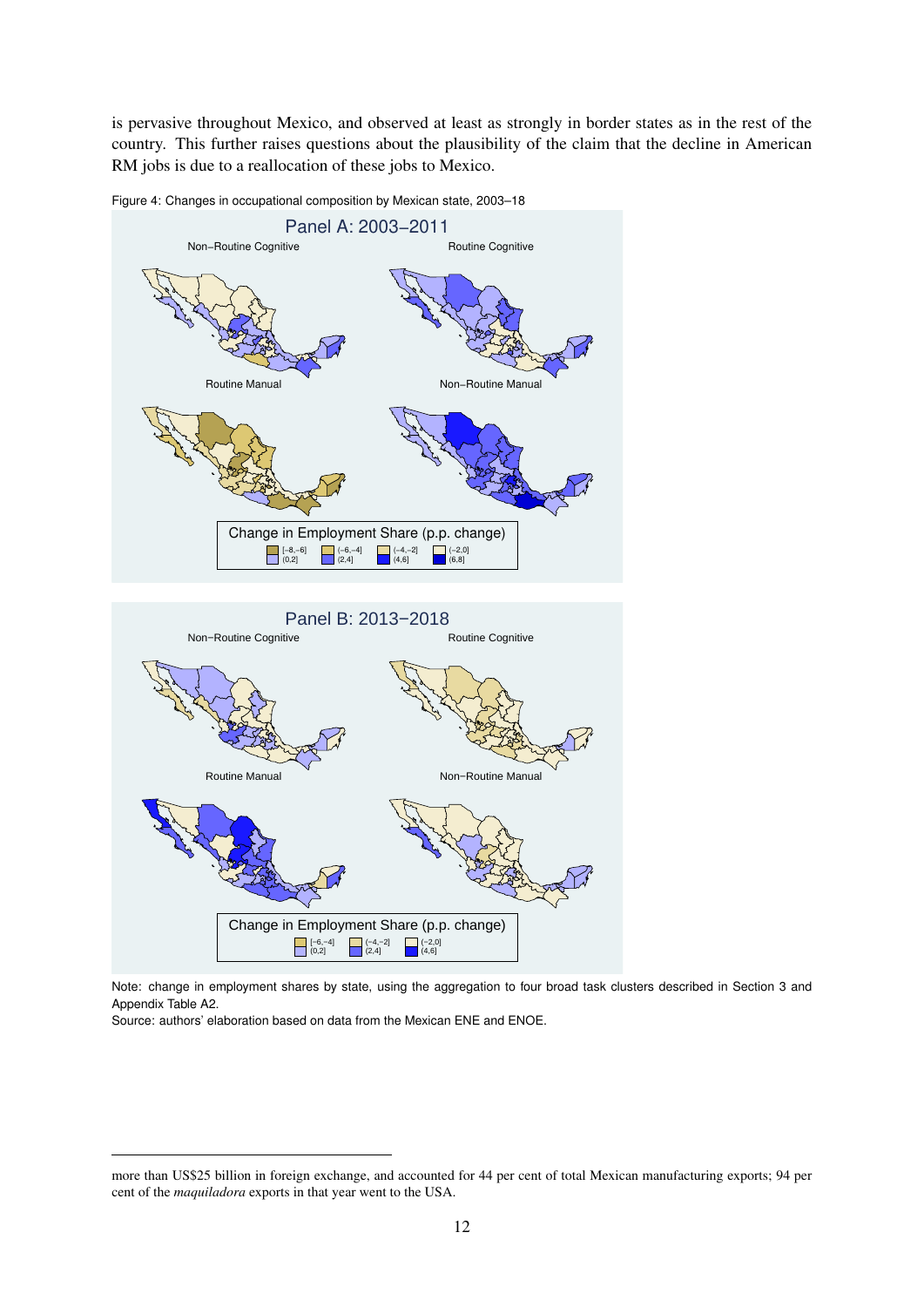is pervasive throughout Mexico, and observed at least as strongly in border states as in the rest of the country. This further raises questions about the plausibility of the claim that the decline in American RM jobs is due to a reallocation of these jobs to Mexico.

Figure 4: Changes in occupational composition by Mexican state, 2003–18

Note: change in employment shares by state, using the aggregation to four broad task clusters described in Section 3 and Appendix Table A2.
Source: authors' elaboration based on data from the Mexican ENE and ENOE.

---

more than US$25 billion in foreign exchange, and accounted for 44 per cent of total Mexican manufacturing exports; 94 per cent of the *maquiladora* exports in that year went to the USA.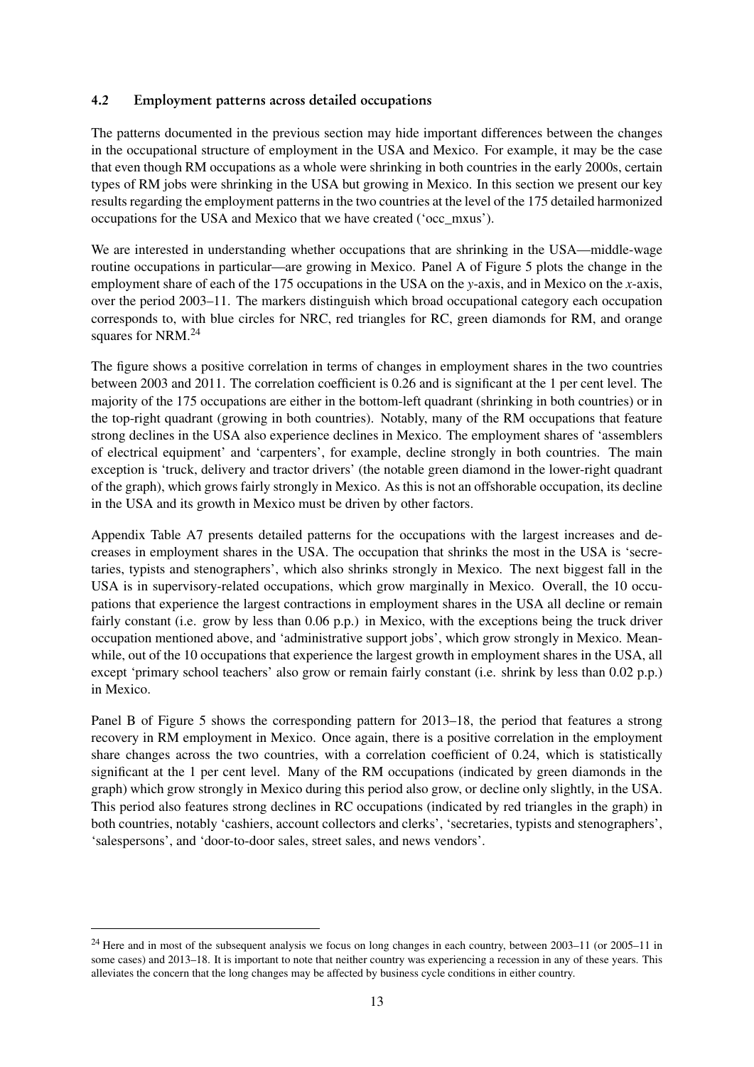### 4.2 Employment patterns across detailed occupations

The patterns documented in the previous section may hide important differences between the changes in the occupational structure of employment in the USA and Mexico. For example, it may be the case that even though RM occupations as a whole were shrinking in both countries in the early 2000s, certain types of RM jobs were shrinking in the USA but growing in Mexico. In this section we present our key results regarding the employment patterns in the two countries at the level of the 175 detailed harmonized occupations for the USA and Mexico that we have created ('occ_mxus').

We are interested in understanding whether occupations that are shrinking in the USA—middle-wage routine occupations in particular—are growing in Mexico. Panel A of Figure 5 plots the change in the employment share of each of the 175 occupations in the USA on the *y*-axis, and in Mexico on the *x*-axis, over the period 2003–11. The markers distinguish which broad occupational category each occupation corresponds to, with blue circles for NRC, red triangles for RC, green diamonds for RM, and orange squares for NRM.[24]

The figure shows a positive correlation in terms of changes in employment shares in the two countries between 2003 and 2011. The correlation coefficient is 0.26 and is significant at the 1 per cent level. The majority of the 175 occupations are either in the bottom-left quadrant (shrinking in both countries) or in the top-right quadrant (growing in both countries). Notably, many of the RM occupations that feature strong declines in the USA also experience declines in Mexico. The employment shares of 'assemblers of electrical equipment' and 'carpenters', for example, decline strongly in both countries. The main exception is 'truck, delivery and tractor drivers' (the notable green diamond in the lower-right quadrant of the graph), which grows fairly strongly in Mexico. As this is not an offshorable occupation, its decline in the USA and its growth in Mexico must be driven by other factors.

Appendix Table A7 presents detailed patterns for the occupations with the largest increases and decreases in employment shares in the USA. The occupation that shrinks the most in the USA is 'secretaries, typists and stenographers', which also shrinks strongly in Mexico. The next biggest fall in the USA is in supervisory-related occupations, which grow marginally in Mexico. Overall, the 10 occupations that experience the largest contractions in employment shares in the USA all decline or remain fairly constant (i.e. grow by less than 0.06 p.p.) in Mexico, with the exceptions being the truck driver occupation mentioned above, and 'administrative support jobs', which grow strongly in Mexico. Meanwhile, out of the 10 occupations that experience the largest growth in employment shares in the USA, all except 'primary school teachers' also grow or remain fairly constant (i.e. shrink by less than 0.02 p.p.) in Mexico.

Panel B of Figure 5 shows the corresponding pattern for 2013–18, the period that features a strong recovery in RM employment in Mexico. Once again, there is a positive correlation in the employment share changes across the two countries, with a correlation coefficient of 0.24, which is statistically significant at the 1 per cent level. Many of the RM occupations (indicated by green diamonds in the graph) which grow strongly in Mexico during this period also grow, or decline only slightly, in the USA. This period also features strong declines in RC occupations (indicated by red triangles in the graph) in both countries, notably 'cashiers, account collectors and clerks', 'secretaries, typists and stenographers', 'salespersons', and 'door-to-door sales, street sales, and news vendors'.

[24] Here and in most of the subsequent analysis we focus on long changes in each country, between 2003–11 (or 2005–11 in some cases) and 2013–18. It is important to note that neither country was experiencing a recession in any of these years. This alleviates the concern that the long changes may be affected by business cycle conditions in either country.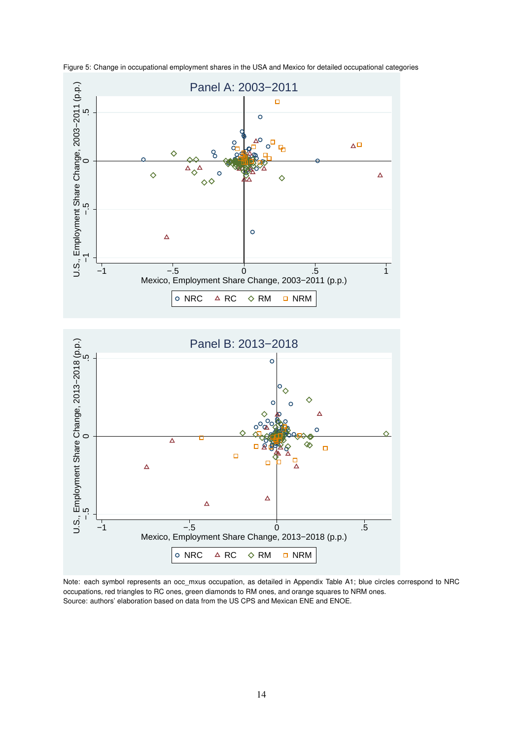Figure 5: Change in occupational employment shares in the USA and Mexico for detailed occupational categories

Note: each symbol represents an occ_mxus occupation, as detailed in Appendix Table A1; blue circles correspond to NRC occupations, red triangles to RC ones, green diamonds to RM ones, and orange squares to NRM ones.
Source: authors' elaboration based on data from the US CPS and Mexican ENE and ENOE.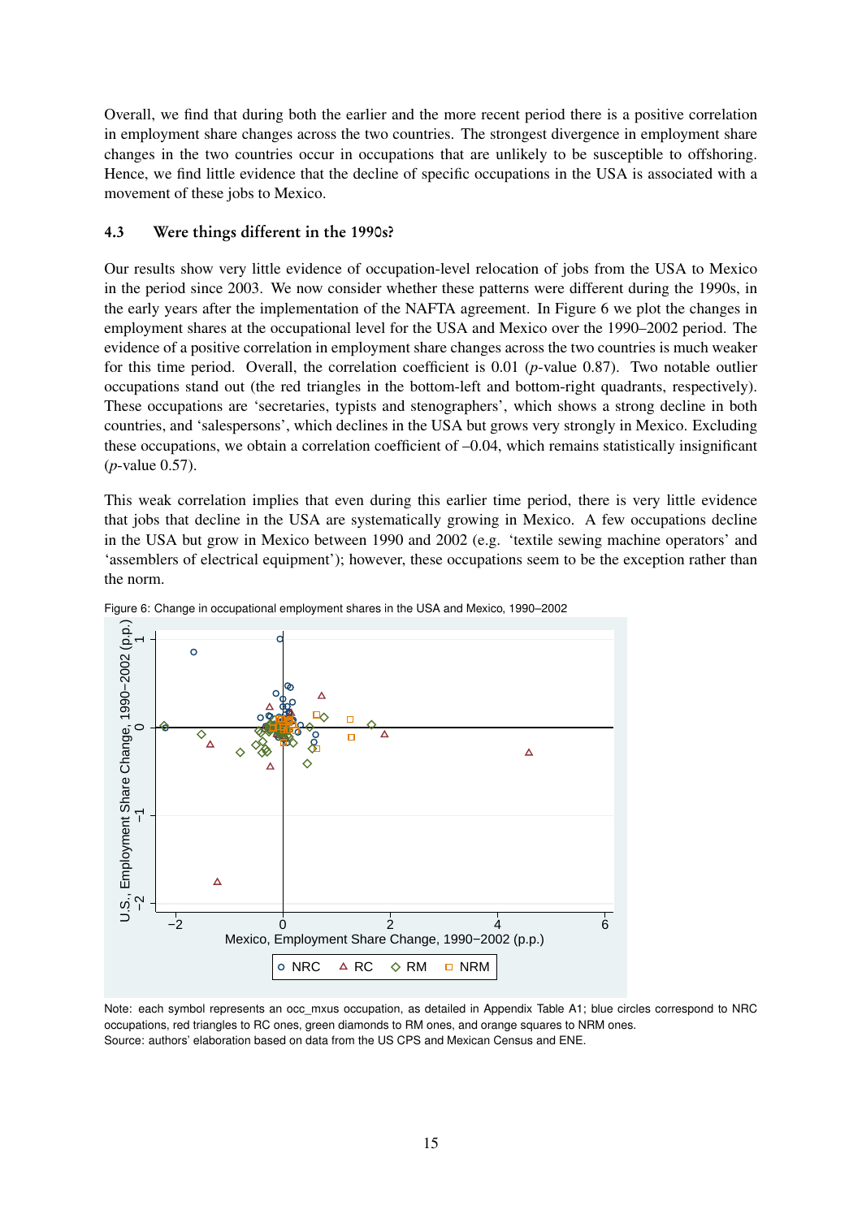Overall, we find that during both the earlier and the more recent period there is a positive correlation in employment share changes across the two countries. The strongest divergence in employment share changes in the two countries occur in occupations that are unlikely to be susceptible to offshoring. Hence, we find little evidence that the decline of specific occupations in the USA is associated with a movement of these jobs to Mexico.

### 4.3 Were things different in the 1990s?

Our results show very little evidence of occupation-level relocation of jobs from the USA to Mexico in the period since 2003. We now consider whether these patterns were different during the 1990s, in the early years after the implementation of the NAFTA agreement. In Figure 6 we plot the changes in employment shares at the occupational level for the USA and Mexico over the 1990–2002 period. The evidence of a positive correlation in employment share changes across the two countries is much weaker for this time period. Overall, the correlation coefficient is 0.01 ($p$-value 0.87). Two notable outlier occupations stand out (the red triangles in the bottom-left and bottom-right quadrants, respectively). These occupations are 'secretaries, typists and stenographers', which shows a strong decline in both countries, and 'salespersons', which declines in the USA but grows very strongly in Mexico. Excluding these occupations, we obtain a correlation coefficient of –0.04, which remains statistically insignificant ($p$-value 0.57).

This weak correlation implies that even during this earlier time period, there is very little evidence that jobs that decline in the USA are systematically growing in Mexico. A few occupations decline in the USA but grow in Mexico between 1990 and 2002 (e.g. 'textile sewing machine operators' and 'assemblers of electrical equipment'); however, these occupations seem to be the exception rather than the norm.

Figure 6: Change in occupational employment shares in the USA and Mexico, 1990–2002

Note: each symbol represents an occ_mxus occupation, as detailed in Appendix Table A1; blue circles correspond to NRC occupations, red triangles to RC ones, green diamonds to RM ones, and orange squares to NRM ones.
Source: authors' elaboration based on data from the US CPS and Mexican Census and ENE.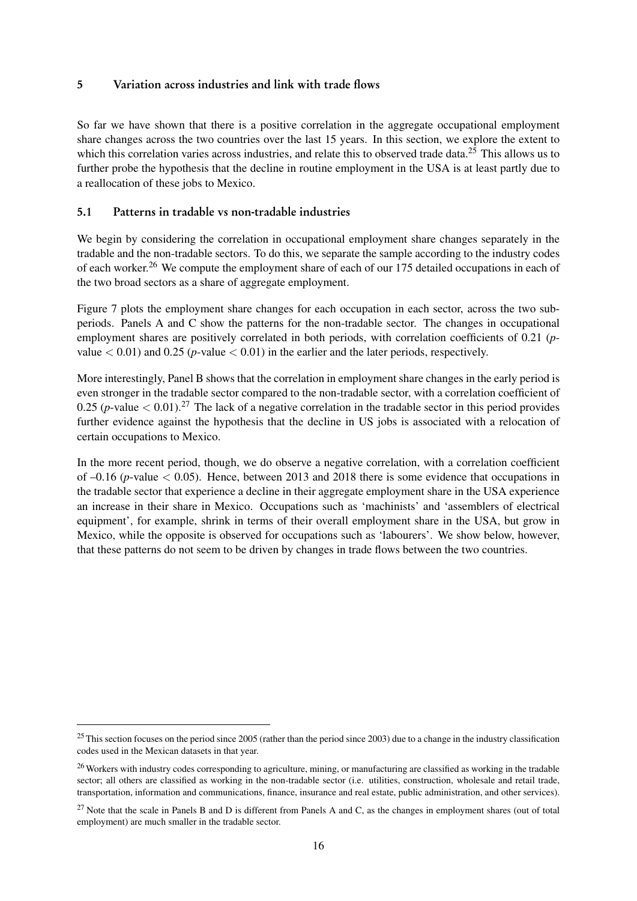## 5 Variation across industries and link with trade flows

So far we have shown that there is a positive correlation in the aggregate occupational employment share changes across the two countries over the last 15 years. In this section, we explore the extent to which this correlation varies across industries, and relate this to observed trade data.[25] This allows us to further probe the hypothesis that the decline in routine employment in the USA is at least partly due to a reallocation of these jobs to Mexico.

### 5.1 Patterns in tradable vs non-tradable industries

We begin by considering the correlation in occupational employment share changes separately in the tradable and the non-tradable sectors. To do this, we separate the sample according to the industry codes of each worker.[26] We compute the employment share of each of our 175 detailed occupations in each of the two broad sectors as a share of aggregate employment.

Figure 7 plots the employment share changes for each occupation in each sector, across the two sub-periods. Panels A and C show the patterns for the non-tradable sector. The changes in occupational employment shares are positively correlated in both periods, with correlation coefficients of 0.21 ($p$-value $< 0.01$) and 0.25 ($p$-value $< 0.01$) in the earlier and the later periods, respectively.

More interestingly, Panel B shows that the correlation in employment share changes in the early period is even stronger in the tradable sector compared to the non-tradable sector, with a correlation coefficient of 0.25 ($p$-value $< 0.01$).[27] The lack of a negative correlation in the tradable sector in this period provides further evidence against the hypothesis that the decline in US jobs is associated with a relocation of certain occupations to Mexico.

In the more recent period, though, we do observe a negative correlation, with a correlation coefficient of –0.16 ($p$-value $< 0.05$). Hence, between 2013 and 2018 there is some evidence that occupations in the tradable sector that experience a decline in their aggregate employment share in the USA experience an increase in their share in Mexico. Occupations such as 'machinists' and 'assemblers of electrical equipment', for example, shrink in terms of their overall employment share in the USA, but grow in Mexico, while the opposite is observed for occupations such as 'labourers'. We show below, however, that these patterns do not seem to be driven by changes in trade flows between the two countries.

---

[25] This section focuses on the period since 2005 (rather than the period since 2003) due to a change in the industry classification codes used in the Mexican datasets in that year.

[26] Workers with industry codes corresponding to agriculture, mining, or manufacturing are classified as working in the tradable sector; all others are classified as working in the non-tradable sector (i.e. utilities, construction, wholesale and retail trade, transportation, information and communications, finance, insurance and real estate, public administration, and other services).

[27] Note that the scale in Panels B and D is different from Panels A and C, as the changes in employment shares (out of total employment) are much smaller in the tradable sector.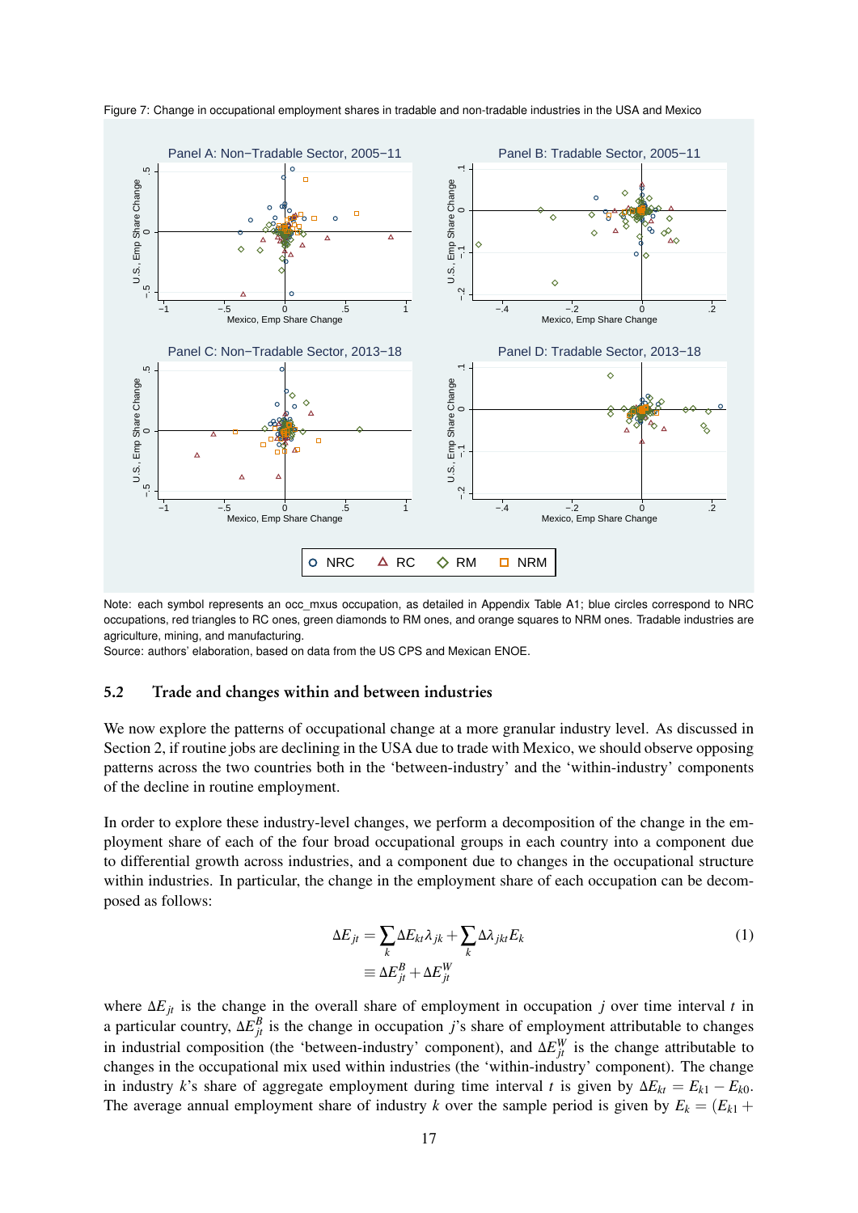Figure 7: Change in occupational employment shares in tradable and non-tradable industries in the USA and Mexico

Note: each symbol represents an occ_mxus occupation, as detailed in Appendix Table A1; blue circles correspond to NRC occupations, red triangles to RC ones, green diamonds to RM ones, and orange squares to NRM ones. Tradable industries are agriculture, mining, and manufacturing.
Source: authors' elaboration, based on data from the US CPS and Mexican ENOE.

## 5.2 Trade and changes within and between industries

We now explore the patterns of occupational change at a more granular industry level. As discussed in Section 2, if routine jobs are declining in the USA due to trade with Mexico, we should observe opposing patterns across the two countries both in the 'between-industry' and the 'within-industry' components of the decline in routine employment.

In order to explore these industry-level changes, we perform a decomposition of the change in the employment share of each of the four broad occupational groups in each country into a component due to differential growth across industries, and a component due to changes in the occupational structure within industries. In particular, the change in the employment share of each occupation can be decomposed as follows:

$$\Delta E_{jt} = \sum_k \Delta E_{kt} \lambda_{jk} + \sum_k \Delta \lambda_{jkt} E_k \equiv \Delta E_{jt}^B + \Delta E_{jt}^W \tag{1}$$

where $\Delta E_{jt}$ is the change in the overall share of employment in occupation $j$ over time interval $t$ in a particular country, $\Delta E_{jt}^B$ is the change in occupation $j$'s share of employment attributable to changes in industrial composition (the 'between-industry' component), and $\Delta E_{jt}^W$ is the change attributable to changes in the occupational mix used within industries (the 'within-industry' component). The change in industry $k$'s share of aggregate employment during time interval $t$ is given by $\Delta E_{kt} = E_{k1} - E_{k0}$. The average annual employment share of industry $k$ over the sample period is given by $E_k = (E_{k1} +$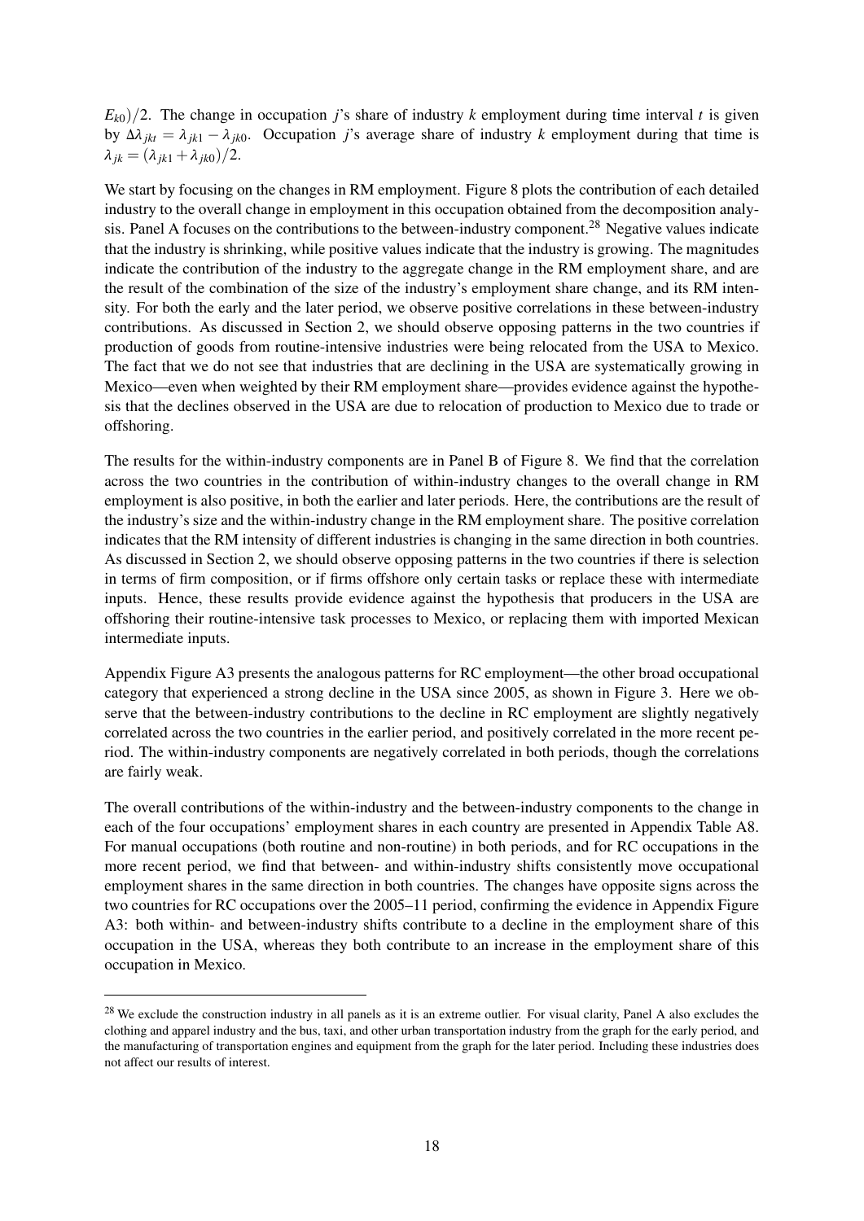$E_{k0})/2$. The change in occupation $j$'s share of industry $k$ employment during time interval $t$ is given by $\Delta\lambda_{jkt} = \lambda_{jk1} - \lambda_{jk0}$. Occupation $j$'s average share of industry $k$ employment during that time is $\lambda_{jk} = (\lambda_{jk1} + \lambda_{jk0})/2$.

We start by focusing on the changes in RM employment. Figure 8 plots the contribution of each detailed industry to the overall change in employment in this occupation obtained from the decomposition analysis. Panel A focuses on the contributions to the between-industry component.[28] Negative values indicate that the industry is shrinking, while positive values indicate that the industry is growing. The magnitudes indicate the contribution of the industry to the aggregate change in the RM employment share, and are the result of the combination of the size of the industry's employment share change, and its RM intensity. For both the early and the later period, we observe positive correlations in these between-industry contributions. As discussed in Section 2, we should observe opposing patterns in the two countries if production of goods from routine-intensive industries were being relocated from the USA to Mexico. The fact that we do not see that industries that are declining in the USA are systematically growing in Mexico—even when weighted by their RM employment share—provides evidence against the hypothesis that the declines observed in the USA are due to relocation of production to Mexico due to trade or offshoring.

The results for the within-industry components are in Panel B of Figure 8. We find that the correlation across the two countries in the contribution of within-industry changes to the overall change in RM employment is also positive, in both the earlier and later periods. Here, the contributions are the result of the industry's size and the within-industry change in the RM employment share. The positive correlation indicates that the RM intensity of different industries is changing in the same direction in both countries. As discussed in Section 2, we should observe opposing patterns in the two countries if there is selection in terms of firm composition, or if firms offshore only certain tasks or replace these with intermediate inputs. Hence, these results provide evidence against the hypothesis that producers in the USA are offshoring their routine-intensive task processes to Mexico, or replacing them with imported Mexican intermediate inputs.

Appendix Figure A3 presents the analogous patterns for RC employment—the other broad occupational category that experienced a strong decline in the USA since 2005, as shown in Figure 3. Here we observe that the between-industry contributions to the decline in RC employment are slightly negatively correlated across the two countries in the earlier period, and positively correlated in the more recent period. The within-industry components are negatively correlated in both periods, though the correlations are fairly weak.

The overall contributions of the within-industry and the between-industry components to the change in each of the four occupations' employment shares in each country are presented in Appendix Table A8. For manual occupations (both routine and non-routine) in both periods, and for RC occupations in the more recent period, we find that between- and within-industry shifts consistently move occupational employment shares in the same direction in both countries. The changes have opposite signs across the two countries for RC occupations over the 2005–11 period, confirming the evidence in Appendix Figure A3: both within- and between-industry shifts contribute to a decline in the employment share of this occupation in the USA, whereas they both contribute to an increase in the employment share of this occupation in Mexico.

[28] We exclude the construction industry in all panels as it is an extreme outlier. For visual clarity, Panel A also excludes the clothing and apparel industry and the bus, taxi, and other urban transportation industry from the graph for the early period, and the manufacturing of transportation engines and equipment from the graph for the later period. Including these industries does not affect our results of interest.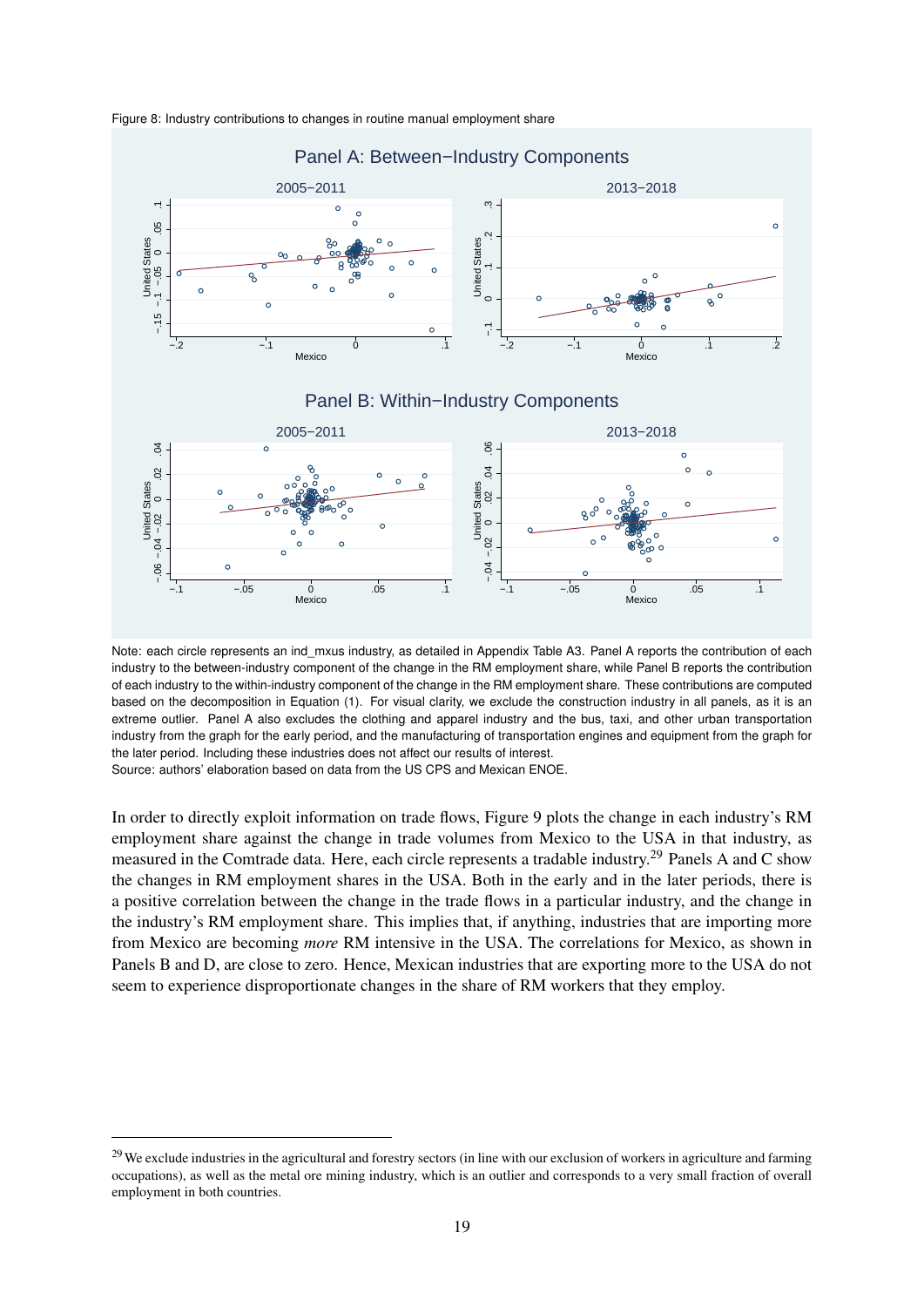Figure 8: Industry contributions to changes in routine manual employment share

Note: each circle represents an ind_mxus industry, as detailed in Appendix Table A3. Panel A reports the contribution of each industry to the between-industry component of the change in the RM employment share, while Panel B reports the contribution of each industry to the within-industry component of the change in the RM employment share. These contributions are computed based on the decomposition in Equation (1). For visual clarity, we exclude the construction industry in all panels, as it is an extreme outlier. Panel A also excludes the clothing and apparel industry and the bus, taxi, and other urban transportation industry from the graph for the early period, and the manufacturing of transportation engines and equipment from the graph for the later period. Including these industries does not affect our results of interest.
Source: authors' elaboration based on data from the US CPS and Mexican ENOE.

In order to directly exploit information on trade flows, Figure 9 plots the change in each industry's RM employment share against the change in trade volumes from Mexico to the USA in that industry, as measured in the Comtrade data. Here, each circle represents a tradable industry.[29] Panels A and C show the changes in RM employment shares in the USA. Both in the early and in the later periods, there is a positive correlation between the change in the trade flows in a particular industry, and the change in the industry's RM employment share. This implies that, if anything, industries that are importing more from Mexico are becoming *more* RM intensive in the USA. The correlations for Mexico, as shown in Panels B and D, are close to zero. Hence, Mexican industries that are exporting more to the USA do not seem to experience disproportionate changes in the share of RM workers that they employ.

[29] We exclude industries in the agricultural and forestry sectors (in line with our exclusion of workers in agriculture and farming occupations), as well as the metal ore mining industry, which is an outlier and corresponds to a very small fraction of overall employment in both countries.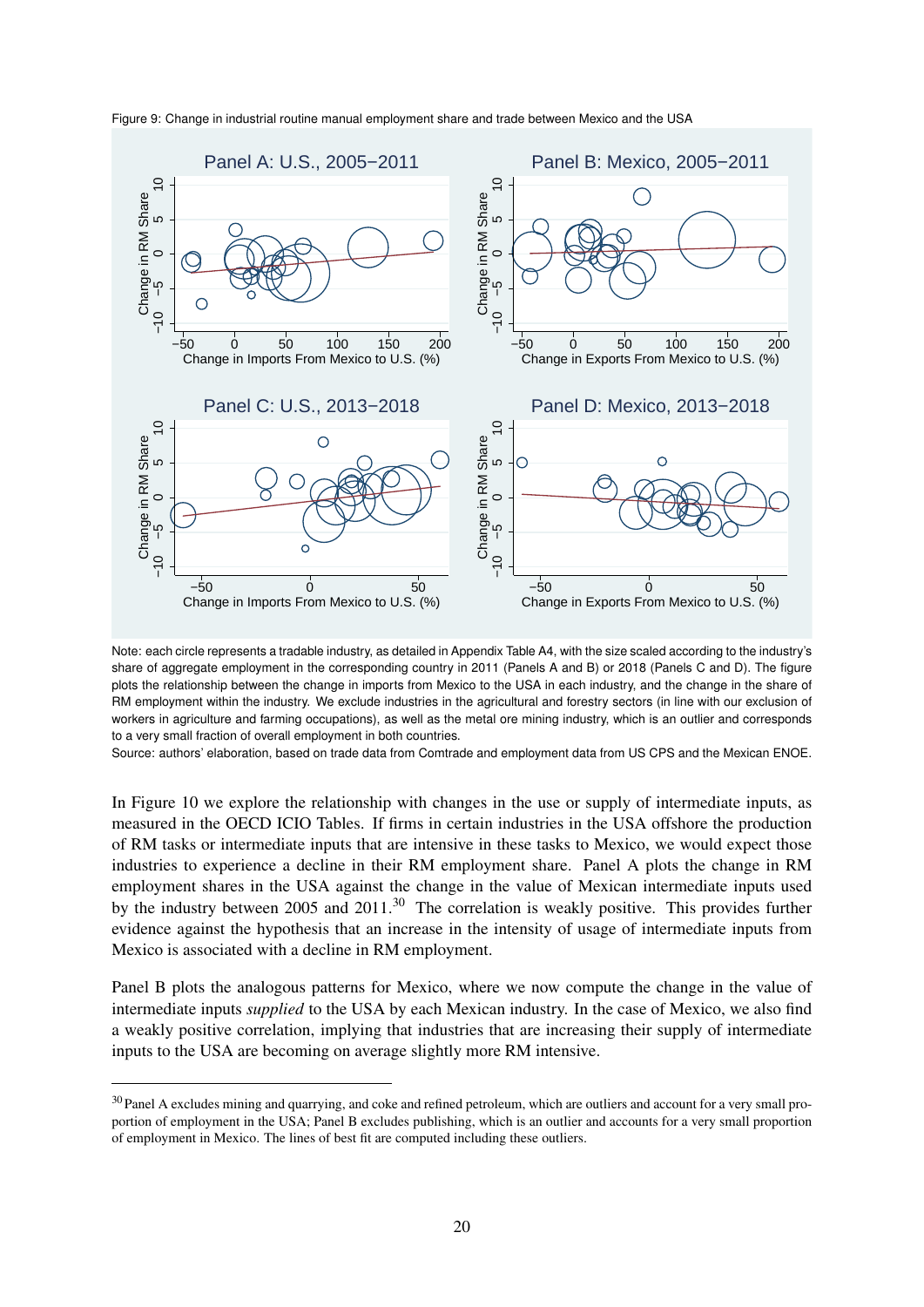Figure 9: Change in industrial routine manual employment share and trade between Mexico and the USA

Note: each circle represents a tradable industry, as detailed in Appendix Table A4, with the size scaled according to the industry's share of aggregate employment in the corresponding country in 2011 (Panels A and B) or 2018 (Panels C and D). The figure plots the relationship between the change in imports from Mexico to the USA in each industry, and the change in the share of RM employment within the industry. We exclude industries in the agricultural and forestry sectors (in line with our exclusion of workers in agriculture and farming occupations), as well as the metal ore mining industry, which is an outlier and corresponds to a very small fraction of overall employment in both countries.

Source: authors' elaboration, based on trade data from Comtrade and employment data from US CPS and the Mexican ENOE.

In Figure 10 we explore the relationship with changes in the use or supply of intermediate inputs, as measured in the OECD ICIO Tables. If firms in certain industries in the USA offshore the production of RM tasks or intermediate inputs that are intensive in these tasks to Mexico, we would expect those industries to experience a decline in their RM employment share. Panel A plots the change in RM employment shares in the USA against the change in the value of Mexican intermediate inputs used by the industry between 2005 and 2011.[30] The correlation is weakly positive. This provides further evidence against the hypothesis that an increase in the intensity of usage of intermediate inputs from Mexico is associated with a decline in RM employment.

Panel B plots the analogous patterns for Mexico, where we now compute the change in the value of intermediate inputs *supplied* to the USA by each Mexican industry. In the case of Mexico, we also find a weakly positive correlation, implying that industries that are increasing their supply of intermediate inputs to the USA are becoming on average slightly more RM intensive.

[30] Panel A excludes mining and quarrying, and coke and refined petroleum, which are outliers and account for a very small proportion of employment in the USA; Panel B excludes publishing, which is an outlier and accounts for a very small proportion of employment in Mexico. The lines of best fit are computed including these outliers.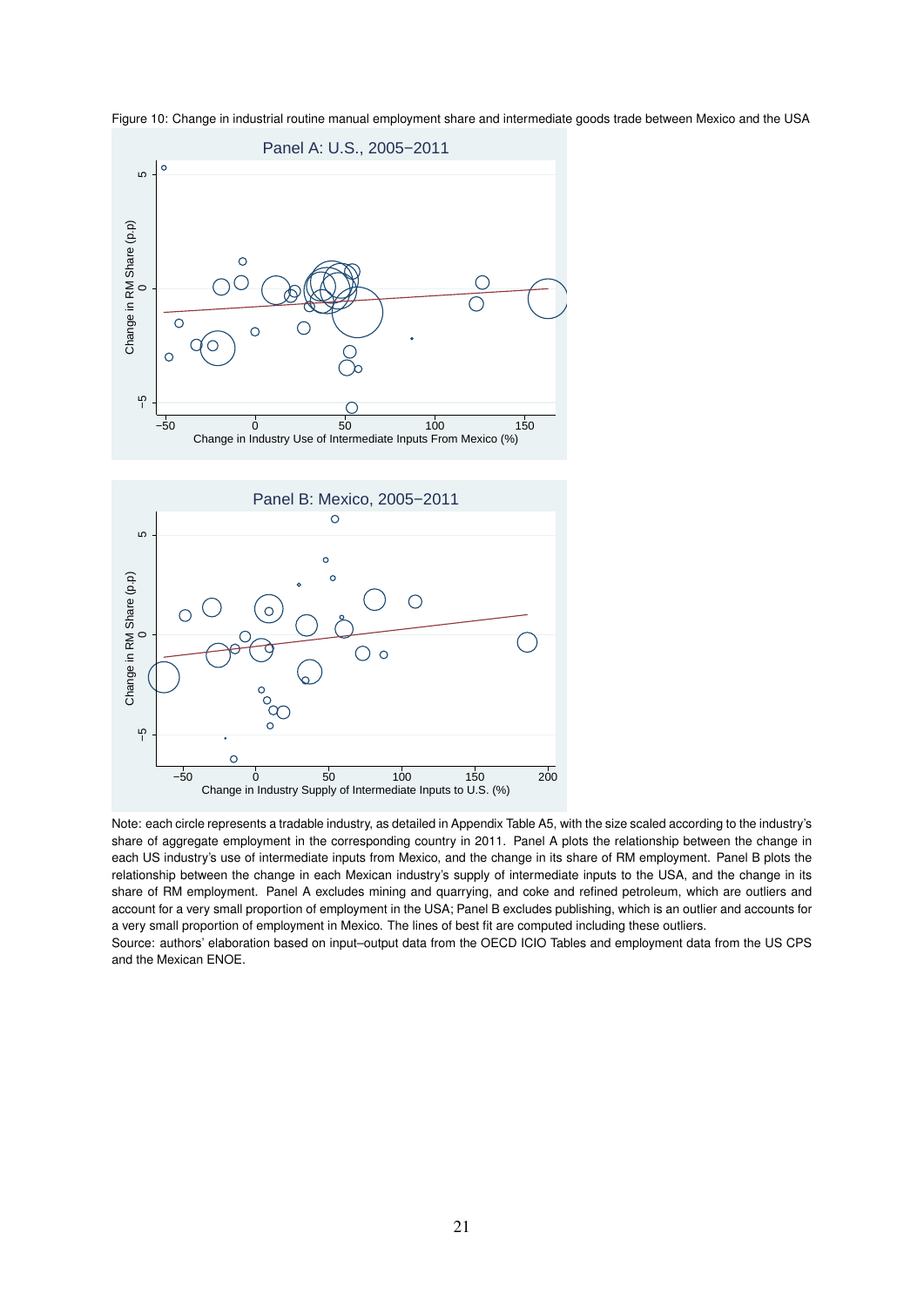Figure 10: Change in industrial routine manual employment share and intermediate goods trade between Mexico and the USA

Note: each circle represents a tradable industry, as detailed in Appendix Table A5, with the size scaled according to the industry's share of aggregate employment in the corresponding country in 2011. Panel A plots the relationship between the change in each US industry's use of intermediate inputs from Mexico, and the change in its share of RM employment. Panel B plots the relationship between the change in each Mexican industry's supply of intermediate inputs to the USA, and the change in its share of RM employment. Panel A excludes mining and quarrying, and coke and refined petroleum, which are outliers and account for a very small proportion of employment in the USA; Panel B excludes publishing, which is an outlier and accounts for a very small proportion of employment in Mexico. The lines of best fit are computed including these outliers.

Source: authors' elaboration based on input–output data from the OECD ICIO Tables and employment data from the US CPS and the Mexican ENOE.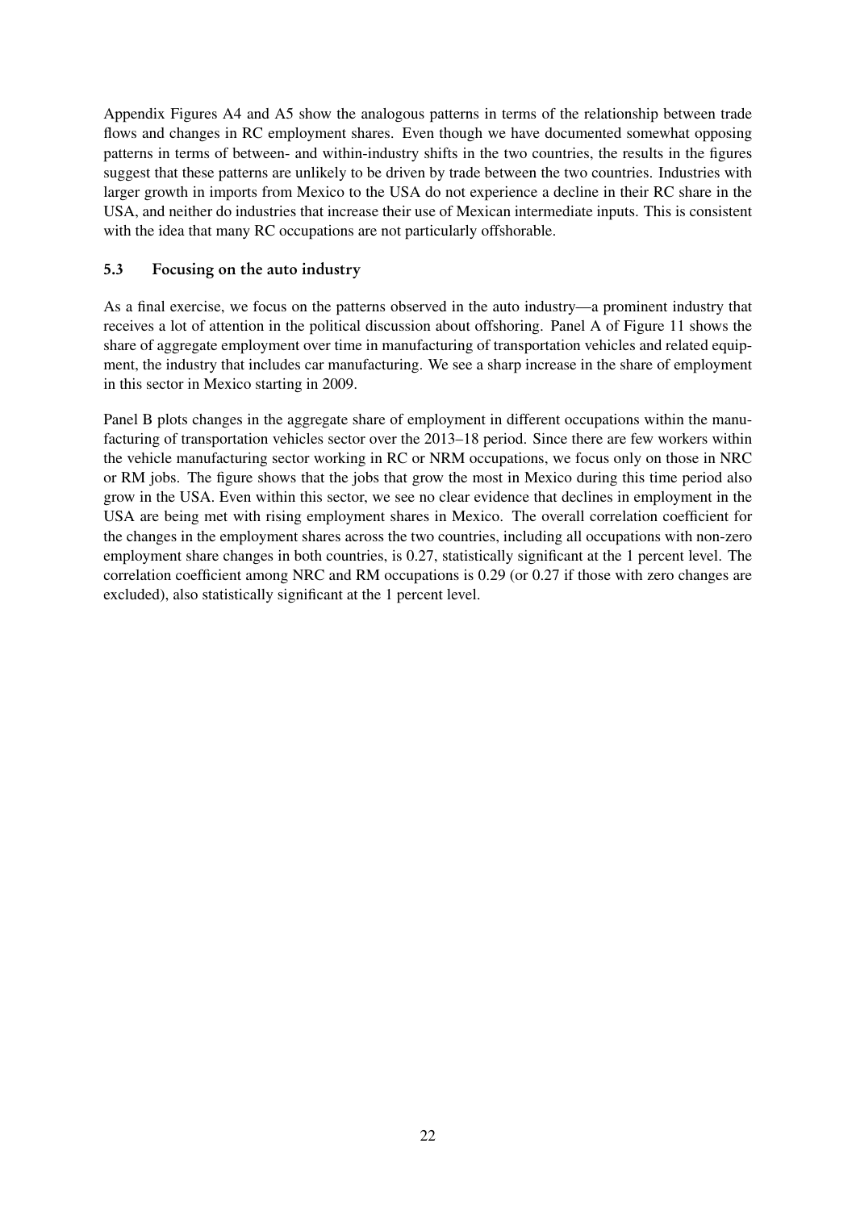Appendix Figures A4 and A5 show the analogous patterns in terms of the relationship between trade flows and changes in RC employment shares. Even though we have documented somewhat opposing patterns in terms of between- and within-industry shifts in the two countries, the results in the figures suggest that these patterns are unlikely to be driven by trade between the two countries. Industries with larger growth in imports from Mexico to the USA do not experience a decline in their RC share in the USA, and neither do industries that increase their use of Mexican intermediate inputs. This is consistent with the idea that many RC occupations are not particularly offshorable.

### 5.3 Focusing on the auto industry

As a final exercise, we focus on the patterns observed in the auto industry—a prominent industry that receives a lot of attention in the political discussion about offshoring. Panel A of Figure 11 shows the share of aggregate employment over time in manufacturing of transportation vehicles and related equipment, the industry that includes car manufacturing. We see a sharp increase in the share of employment in this sector in Mexico starting in 2009.

Panel B plots changes in the aggregate share of employment in different occupations within the manufacturing of transportation vehicles sector over the 2013–18 period. Since there are few workers within the vehicle manufacturing sector working in RC or NRM occupations, we focus only on those in NRC or RM jobs. The figure shows that the jobs that grow the most in Mexico during this time period also grow in the USA. Even within this sector, we see no clear evidence that declines in employment in the USA are being met with rising employment shares in Mexico. The overall correlation coefficient for the changes in the employment shares across the two countries, including all occupations with non-zero employment share changes in both countries, is 0.27, statistically significant at the 1 percent level. The correlation coefficient among NRC and RM occupations is 0.29 (or 0.27 if those with zero changes are excluded), also statistically significant at the 1 percent level.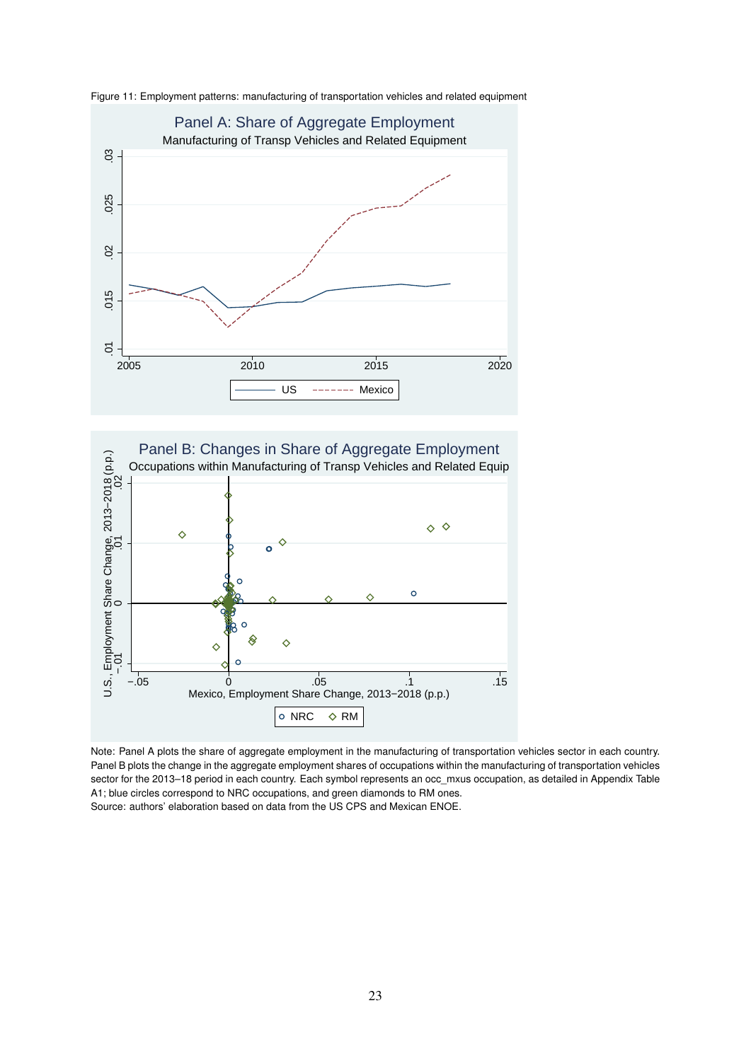Figure 11: Employment patterns: manufacturing of transportation vehicles and related equipment

Panel A: Share of Aggregate Employment

Manufacturing of Transp Vehicles and Related Equipment

Panel B: Changes in Share of Aggregate Employment

Occupations within Manufacturing of Transp Vehicles and Related Equip

Note: Panel A plots the share of aggregate employment in the manufacturing of transportation vehicles sector in each country. Panel B plots the change in the aggregate employment shares of occupations within the manufacturing of transportation vehicles sector for the 2013–18 period in each country. Each symbol represents an occ_mxus occupation, as detailed in Appendix Table A1; blue circles correspond to NRC occupations, and green diamonds to RM ones.

Source: authors' elaboration based on data from the US CPS and Mexican ENOE.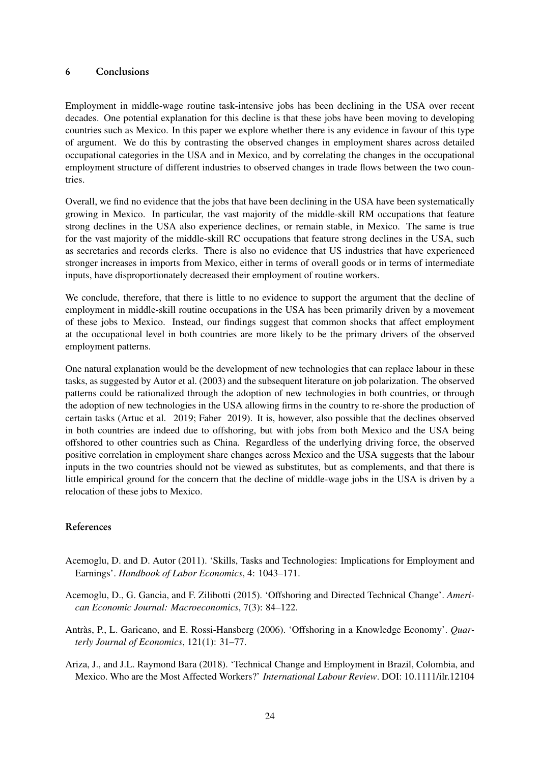## 6 Conclusions

Employment in middle-wage routine task-intensive jobs has been declining in the USA over recent decades. One potential explanation for this decline is that these jobs have been moving to developing countries such as Mexico. In this paper we explore whether there is any evidence in favour of this type of argument. We do this by contrasting the observed changes in employment shares across detailed occupational categories in the USA and in Mexico, and by correlating the changes in the occupational employment structure of different industries to observed changes in trade flows between the two countries.

Overall, we find no evidence that the jobs that have been declining in the USA have been systematically growing in Mexico. In particular, the vast majority of the middle-skill RM occupations that feature strong declines in the USA also experience declines, or remain stable, in Mexico. The same is true for the vast majority of the middle-skill RC occupations that feature strong declines in the USA, such as secretaries and records clerks. There is also no evidence that US industries that have experienced stronger increases in imports from Mexico, either in terms of overall goods or in terms of intermediate inputs, have disproportionately decreased their employment of routine workers.

We conclude, therefore, that there is little to no evidence to support the argument that the decline of employment in middle-skill routine occupations in the USA has been primarily driven by a movement of these jobs to Mexico. Instead, our findings suggest that common shocks that affect employment at the occupational level in both countries are more likely to be the primary drivers of the observed employment patterns.

One natural explanation would be the development of new technologies that can replace labour in these tasks, as suggested by Autor et al. (2003) and the subsequent literature on job polarization. The observed patterns could be rationalized through the adoption of new technologies in both countries, or through the adoption of new technologies in the USA allowing firms in the country to re-shore the production of certain tasks (Artuc et al. 2019; Faber 2019). It is, however, also possible that the declines observed in both countries are indeed due to offshoring, but with jobs from both Mexico and the USA being offshored to other countries such as China. Regardless of the underlying driving force, the observed positive correlation in employment share changes across Mexico and the USA suggests that the labour inputs in the two countries should not be viewed as substitutes, but as complements, and that there is little empirical ground for the concern that the decline of middle-wage jobs in the USA is driven by a relocation of these jobs to Mexico.

## References

Acemoglu, D. and D. Autor (2011). 'Skills, Tasks and Technologies: Implications for Employment and Earnings'. *Handbook of Labor Economics*, 4: 1043–171.

Acemoglu, D., G. Gancia, and F. Zilibotti (2015). 'Offshoring and Directed Technical Change'. *American Economic Journal: Macroeconomics*, 7(3): 84–122.

Antràs, P., L. Garicano, and E. Rossi-Hansberg (2006). 'Offshoring in a Knowledge Economy'. *Quarterly Journal of Economics*, 121(1): 31–77.

Ariza, J., and J.L. Raymond Bara (2018). 'Technical Change and Employment in Brazil, Colombia, and Mexico. Who are the Most Affected Workers?' *International Labour Review*. DOI: 10.1111/ilr.12104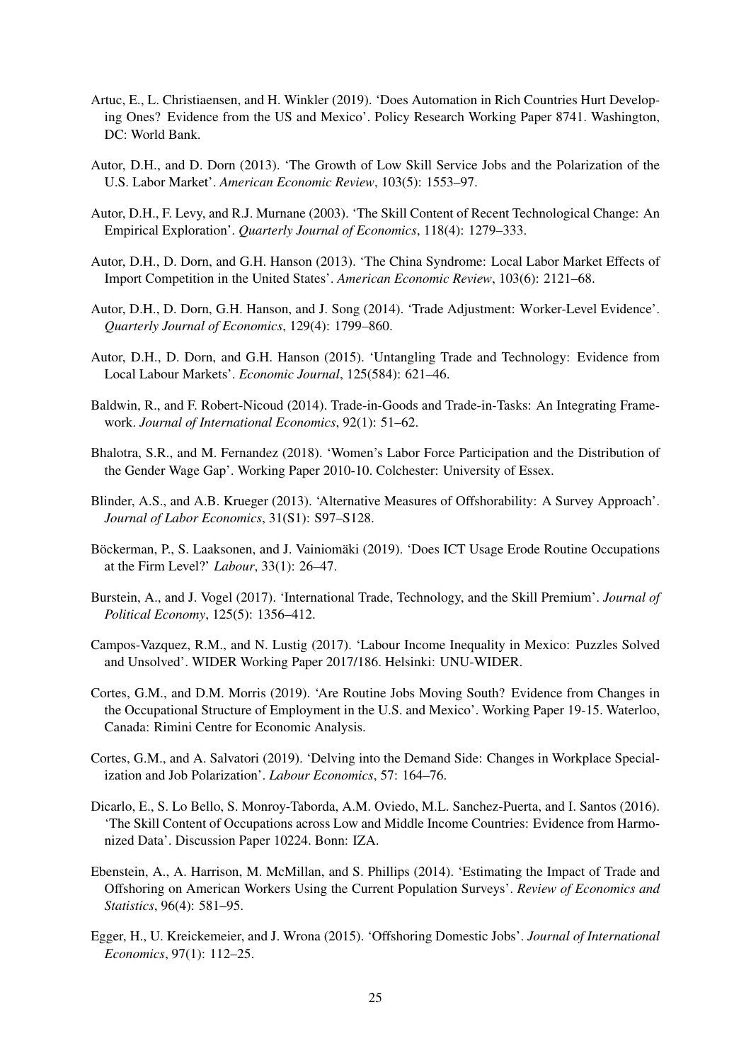Artuc, E., L. Christiaensen, and H. Winkler (2019). 'Does Automation in Rich Countries Hurt Developing Ones? Evidence from the US and Mexico'. Policy Research Working Paper 8741. Washington, DC: World Bank.

Autor, D.H., and D. Dorn (2013). 'The Growth of Low Skill Service Jobs and the Polarization of the U.S. Labor Market'. *American Economic Review*, 103(5): 1553–97.

Autor, D.H., F. Levy, and R.J. Murnane (2003). 'The Skill Content of Recent Technological Change: An Empirical Exploration'. *Quarterly Journal of Economics*, 118(4): 1279–333.

Autor, D.H., D. Dorn, and G.H. Hanson (2013). 'The China Syndrome: Local Labor Market Effects of Import Competition in the United States'. *American Economic Review*, 103(6): 2121–68.

Autor, D.H., D. Dorn, G.H. Hanson, and J. Song (2014). 'Trade Adjustment: Worker-Level Evidence'. *Quarterly Journal of Economics*, 129(4): 1799–860.

Autor, D.H., D. Dorn, and G.H. Hanson (2015). 'Untangling Trade and Technology: Evidence from Local Labour Markets'. *Economic Journal*, 125(584): 621–46.

Baldwin, R., and F. Robert-Nicoud (2014). Trade-in-Goods and Trade-in-Tasks: An Integrating Framework. *Journal of International Economics*, 92(1): 51–62.

Bhalotra, S.R., and M. Fernandez (2018). 'Women's Labor Force Participation and the Distribution of the Gender Wage Gap'. Working Paper 2010-10. Colchester: University of Essex.

Blinder, A.S., and A.B. Krueger (2013). 'Alternative Measures of Offshorability: A Survey Approach'. *Journal of Labor Economics*, 31(S1): S97–S128.

Böckerman, P., S. Laaksonen, and J. Vainiomäki (2019). 'Does ICT Usage Erode Routine Occupations at the Firm Level?' *Labour*, 33(1): 26–47.

Burstein, A., and J. Vogel (2017). 'International Trade, Technology, and the Skill Premium'. *Journal of Political Economy*, 125(5): 1356–412.

Campos-Vazquez, R.M., and N. Lustig (2017). 'Labour Income Inequality in Mexico: Puzzles Solved and Unsolved'. WIDER Working Paper 2017/186. Helsinki: UNU-WIDER.

Cortes, G.M., and D.M. Morris (2019). 'Are Routine Jobs Moving South? Evidence from Changes in the Occupational Structure of Employment in the U.S. and Mexico'. Working Paper 19-15. Waterloo, Canada: Rimini Centre for Economic Analysis.

Cortes, G.M., and A. Salvatori (2019). 'Delving into the Demand Side: Changes in Workplace Specialization and Job Polarization'. *Labour Economics*, 57: 164–76.

Dicarlo, E., S. Lo Bello, S. Monroy-Taborda, A.M. Oviedo, M.L. Sanchez-Puerta, and I. Santos (2016). 'The Skill Content of Occupations across Low and Middle Income Countries: Evidence from Harmonized Data'. Discussion Paper 10224. Bonn: IZA.

Ebenstein, A., A. Harrison, M. McMillan, and S. Phillips (2014). 'Estimating the Impact of Trade and Offshoring on American Workers Using the Current Population Surveys'. *Review of Economics and Statistics*, 96(4): 581–95.

Egger, H., U. Kreickemeier, and J. Wrona (2015). 'Offshoring Domestic Jobs'. *Journal of International Economics*, 97(1): 112–25.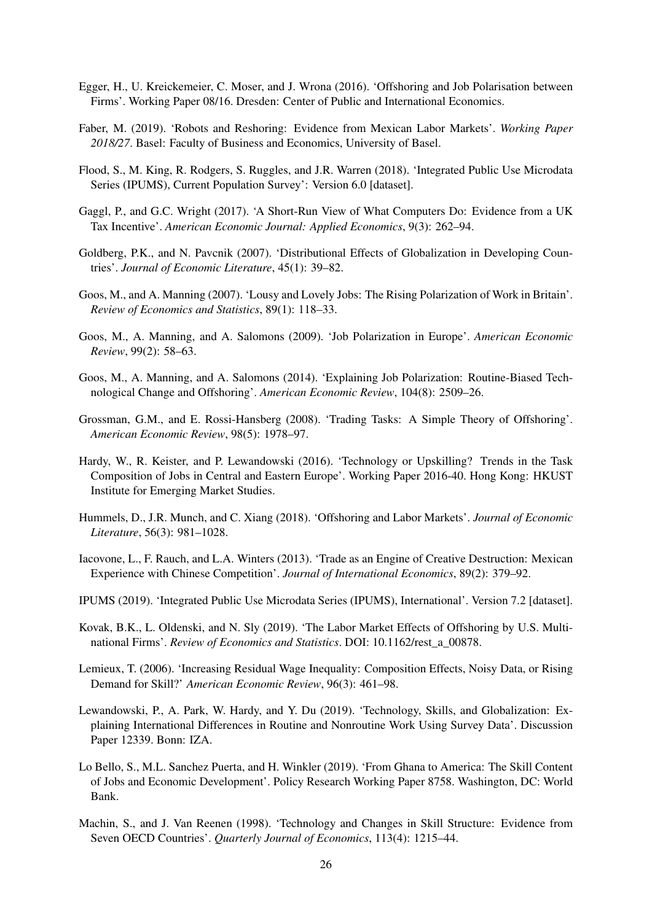Egger, H., U. Kreickemeier, C. Moser, and J. Wrona (2016). 'Offshoring and Job Polarisation between Firms'. Working Paper 08/16. Dresden: Center of Public and International Economics.

Faber, M. (2019). 'Robots and Reshoring: Evidence from Mexican Labor Markets'. *Working Paper 2018/27*. Basel: Faculty of Business and Economics, University of Basel.

Flood, S., M. King, R. Rodgers, S. Ruggles, and J.R. Warren (2018). 'Integrated Public Use Microdata Series (IPUMS), Current Population Survey': Version 6.0 [dataset].

Gaggl, P., and G.C. Wright (2017). 'A Short-Run View of What Computers Do: Evidence from a UK Tax Incentive'. *American Economic Journal: Applied Economics*, 9(3): 262–94.

Goldberg, P.K., and N. Pavcnik (2007). 'Distributional Effects of Globalization in Developing Countries'. *Journal of Economic Literature*, 45(1): 39–82.

Goos, M., and A. Manning (2007). 'Lousy and Lovely Jobs: The Rising Polarization of Work in Britain'. *Review of Economics and Statistics*, 89(1): 118–33.

Goos, M., A. Manning, and A. Salomons (2009). 'Job Polarization in Europe'. *American Economic Review*, 99(2): 58–63.

Goos, M., A. Manning, and A. Salomons (2014). 'Explaining Job Polarization: Routine-Biased Technological Change and Offshoring'. *American Economic Review*, 104(8): 2509–26.

Grossman, G.M., and E. Rossi-Hansberg (2008). 'Trading Tasks: A Simple Theory of Offshoring'. *American Economic Review*, 98(5): 1978–97.

Hardy, W., R. Keister, and P. Lewandowski (2016). 'Technology or Upskilling? Trends in the Task Composition of Jobs in Central and Eastern Europe'. Working Paper 2016-40. Hong Kong: HKUST Institute for Emerging Market Studies.

Hummels, D., J.R. Munch, and C. Xiang (2018). 'Offshoring and Labor Markets'. *Journal of Economic Literature*, 56(3): 981–1028.

Iacovone, L., F. Rauch, and L.A. Winters (2013). 'Trade as an Engine of Creative Destruction: Mexican Experience with Chinese Competition'. *Journal of International Economics*, 89(2): 379–92.

IPUMS (2019). 'Integrated Public Use Microdata Series (IPUMS), International'. Version 7.2 [dataset].

Kovak, B.K., L. Oldenski, and N. Sly (2019). 'The Labor Market Effects of Offshoring by U.S. Multinational Firms'. *Review of Economics and Statistics*. DOI: 10.1162/rest_a_00878.

Lemieux, T. (2006). 'Increasing Residual Wage Inequality: Composition Effects, Noisy Data, or Rising Demand for Skill?' *American Economic Review*, 96(3): 461–98.

Lewandowski, P., A. Park, W. Hardy, and Y. Du (2019). 'Technology, Skills, and Globalization: Explaining International Differences in Routine and Nonroutine Work Using Survey Data'. Discussion Paper 12339. Bonn: IZA.

Lo Bello, S., M.L. Sanchez Puerta, and H. Winkler (2019). 'From Ghana to America: The Skill Content of Jobs and Economic Development'. Policy Research Working Paper 8758. Washington, DC: World Bank.

Machin, S., and J. Van Reenen (1998). 'Technology and Changes in Skill Structure: Evidence from Seven OECD Countries'. *Quarterly Journal of Economics*, 113(4): 1215–44.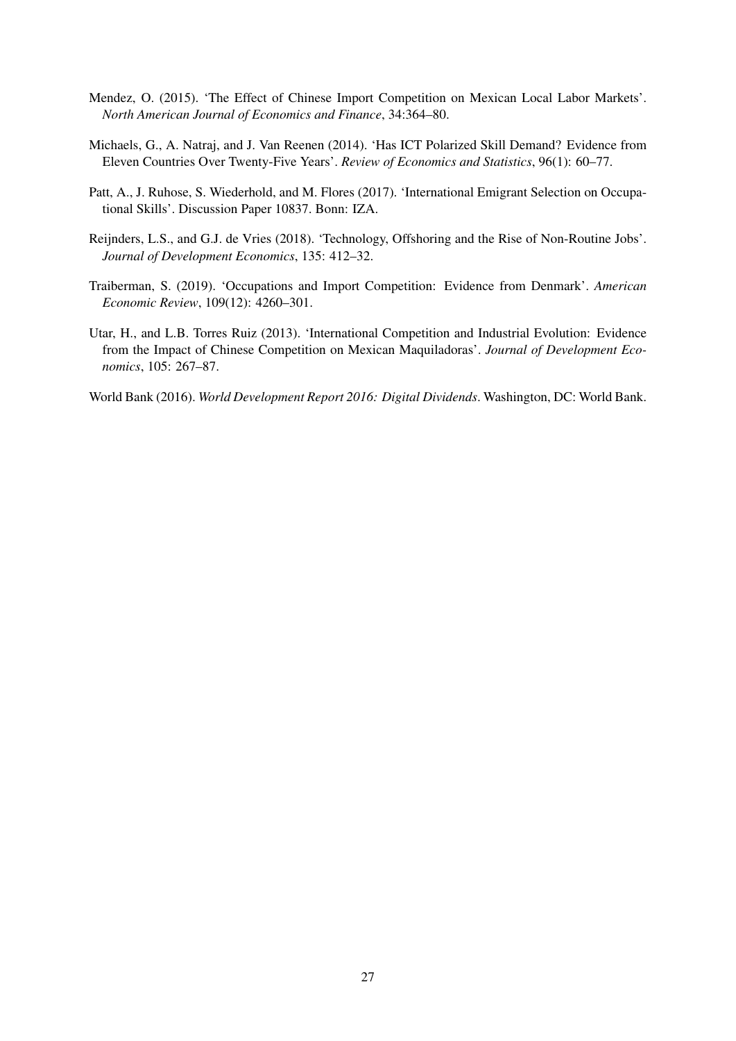Mendez, O. (2015). 'The Effect of Chinese Import Competition on Mexican Local Labor Markets'. *North American Journal of Economics and Finance*, 34:364–80.

Michaels, G., A. Natraj, and J. Van Reenen (2014). 'Has ICT Polarized Skill Demand? Evidence from Eleven Countries Over Twenty-Five Years'. *Review of Economics and Statistics*, 96(1): 60–77.

Patt, A., J. Ruhose, S. Wiederhold, and M. Flores (2017). 'International Emigrant Selection on Occupational Skills'. Discussion Paper 10837. Bonn: IZA.

Reijnders, L.S., and G.J. de Vries (2018). 'Technology, Offshoring and the Rise of Non-Routine Jobs'. *Journal of Development Economics*, 135: 412–32.

Traiberman, S. (2019). 'Occupations and Import Competition: Evidence from Denmark'. *American Economic Review*, 109(12): 4260–301.

Utar, H., and L.B. Torres Ruiz (2013). 'International Competition and Industrial Evolution: Evidence from the Impact of Chinese Competition on Mexican Maquiladoras'. *Journal of Development Economics*, 105: 267–87.

World Bank (2016). *World Development Report 2016: Digital Dividends*. Washington, DC: World Bank.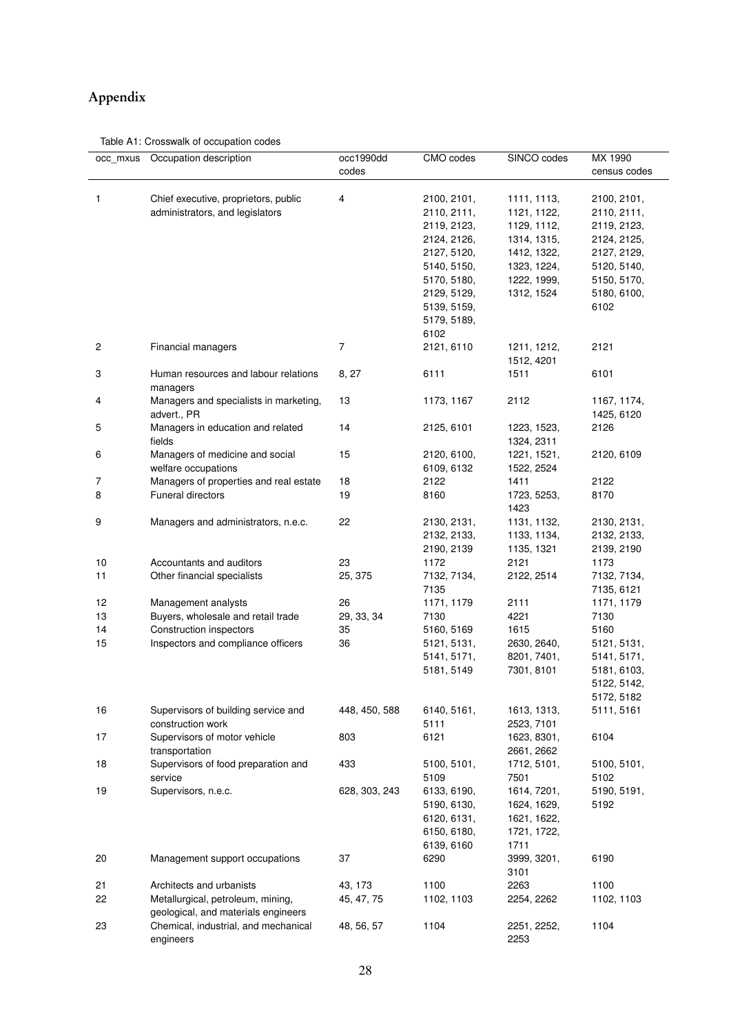# Appendix

Table A1: Crosswalk of occupation codes

| occ_mxus | Occupation description | occ1990dd codes | CMO codes | SINCO codes | MX 1990 census codes |
|---|---|---|---|---|---|
| 1 | Chief executive, proprietors, public administrators, and legislators | 4 | 2100, 2101, 2110, 2111, 2119, 2123, 2124, 2126, 2127, 5120, 5140, 5150, 5170, 5180, 2129, 5129, 5139, 5159, 5179, 5189, 6102 | 1111, 1113, 1121, 1122, 1129, 1112, 1314, 1315, 1412, 1322, 1323, 1224, 1222, 1999, 1312, 1524 | 2100, 2101, 2110, 2111, 2119, 2123, 2124, 2125, 2127, 2129, 5120, 5140, 5150, 5170, 5180, 6100, 6102 |
| 2 | Financial managers | 7 | 2121, 6110 | 1211, 1212, 1512, 4201 | 2121 |
| 3 | Human resources and labour relations managers | 8, 27 | 6111 | 1511 | 6101 |
| 4 | Managers and specialists in marketing, advert., PR | 13 | 1173, 1167 | 2112 | 1167, 1174, 1425, 6120 |
| 5 | Managers in education and related fields | 14 | 2125, 6101 | 1223, 1523, 1324, 2311 | 2126 |
| 6 | Managers of medicine and social welfare occupations | 15 | 2120, 6100, 6109, 6132 | 1221, 1521, 1522, 2524 | 2120, 6109 |
| 7 | Managers of properties and real estate | 18 | 2122 | 1411 | 2122 |
| 8 | Funeral directors | 19 | 8160 | 1723, 5253, 1423 | 8170 |
| 9 | Managers and administrators, n.e.c. | 22 | 2130, 2131, 2132, 2133, 2190, 2139 | 1131, 1132, 1133, 1134, 1135, 1321 | 2130, 2131, 2132, 2133, 2139, 2190 |
| 10 | Accountants and auditors | 23 | 1172 | 2121 | 1173 |
| 11 | Other financial specialists | 25, 375 | 7132, 7134, 7135 | 2122, 2514 | 7132, 7134, 7135, 6121 |
| 12 | Management analysts | 26 | 1171, 1179 | 2111 | 1171, 1179 |
| 13 | Buyers, wholesale and retail trade | 29, 33, 34 | 7130 | 4221 | 7130 |
| 14 | Construction inspectors | 35 | 5160, 5169 | 1615 | 5160 |
| 15 | Inspectors and compliance officers | 36 | 5121, 5131, 5141, 5171, 5181, 5149 | 2630, 2640, 8201, 7401, 7301, 8101 | 5121, 5131, 5141, 5171, 5181, 6103, 5122, 5142, 5172, 5182 |
| 16 | Supervisors of building service and construction work | 448, 450, 588 | 6140, 5161, 5111 | 1613, 1313, 2523, 7101 | 5111, 5161 |
| 17 | Supervisors of motor vehicle transportation | 803 | 6121 | 1623, 8301, 2661, 2662 | 6104 |
| 18 | Supervisors of food preparation and service | 433 | 5100, 5101, 5109 | 1712, 5101, 7501 | 5100, 5101, 5102 |
| 19 | Supervisors, n.e.c. | 628, 303, 243 | 6133, 6190, 5190, 6130, 6120, 6131, 6150, 6180, 6139, 6160 | 1614, 7201, 1624, 1629, 1621, 1622, 1721, 1722, 1711 | 5190, 5191, 5192 |
| 20 | Management support occupations | 37 | 6290 | 3999, 3201, 3101 | 6190 |
| 21 | Architects and urbanists | 43, 173 | 1100 | 2263 | 1100 |
| 22 | Metallurgical, petroleum, mining, geological, and materials engineers | 45, 47, 75 | 1102, 1103 | 2254, 2262 | 1102, 1103 |
| 23 | Chemical, industrial, and mechanical engineers | 48, 56, 57 | 1104 | 2251, 2252, 2253 | 1104 |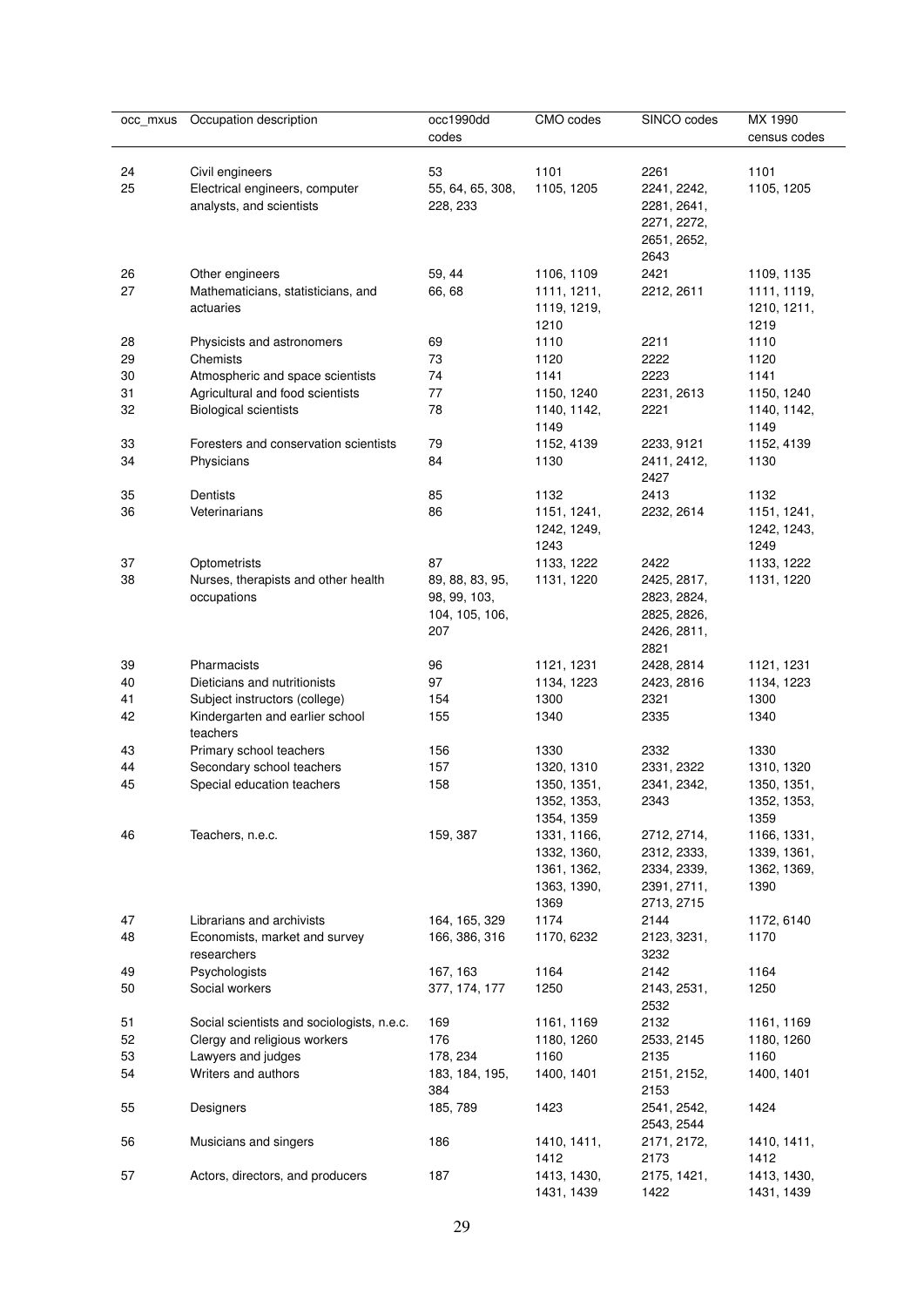| occ_mxus | Occupation description | occ1990dd codes | CMO codes | SINCO codes | MX 1990 census codes |
|---|---|---|---|---|---|
| 24 | Civil engineers | 53 | 1101 | 2261 | 1101 |
| 25 | Electrical engineers, computer analysts, and scientists | 55, 64, 65, 308, 228, 233 | 1105, 1205 | 2241, 2242, 2281, 2641, 2271, 2272, 2651, 2652, 2643 | 1105, 1205 |
| 26 | Other engineers | 59, 44 | 1106, 1109 | 2421 | 1109, 1135 |
| 27 | Mathematicians, statisticians, and actuaries | 66, 68 | 1111, 1211, 1119, 1219, 1210 | 2212, 2611 | 1111, 1119, 1210, 1211, 1219 |
| 28 | Physicists and astronomers | 69 | 1110 | 2211 | 1110 |
| 29 | Chemists | 73 | 1120 | 2222 | 1120 |
| 30 | Atmospheric and space scientists | 74 | 1141 | 2223 | 1141 |
| 31 | Agricultural and food scientists | 77 | 1150, 1240 | 2231, 2613 | 1150, 1240 |
| 32 | Biological scientists | 78 | 1140, 1142, 1149 | 2221 | 1140, 1142, 1149 |
| 33 | Foresters and conservation scientists | 79 | 1152, 4139 | 2233, 9121 | 1152, 4139 |
| 34 | Physicians | 84 | 1130 | 2411, 2412, 2427 | 1130 |
| 35 | Dentists | 85 | 1132 | 2413 | 1132 |
| 36 | Veterinarians | 86 | 1151, 1241, 1242, 1249, 1243 | 2232, 2614 | 1151, 1241, 1242, 1243, 1249 |
| 37 | Optometrists | 87 | 1133, 1222 | 2422 | 1133, 1222 |
| 38 | Nurses, therapists and other health occupations | 89, 88, 83, 95, 98, 99, 103, 104, 105, 106, 207 | 1131, 1220 | 2425, 2817, 2823, 2824, 2825, 2826, 2426, 2811, 2821 | 1131, 1220 |
| 39 | Pharmacists | 96 | 1121, 1231 | 2428, 2814 | 1121, 1231 |
| 40 | Dieticians and nutritionists | 97 | 1134, 1223 | 2423, 2816 | 1134, 1223 |
| 41 | Subject instructors (college) | 154 | 1300 | 2321 | 1300 |
| 42 | Kindergarten and earlier school teachers | 155 | 1340 | 2335 | 1340 |
| 43 | Primary school teachers | 156 | 1330 | 2332 | 1330 |
| 44 | Secondary school teachers | 157 | 1320, 1310 | 2331, 2322 | 1310, 1320 |
| 45 | Special education teachers | 158 | 1350, 1351, 1352, 1353, 1354, 1359 | 2341, 2342, 2343 | 1350, 1351, 1352, 1353, 1359 |
| 46 | Teachers, n.e.c. | 159, 387 | 1331, 1166, 1332, 1360, 1361, 1362, 1363, 1390, 1369 | 2712, 2714, 2312, 2333, 2334, 2339, 2391, 2711, 2713, 2715 | 1166, 1331, 1339, 1361, 1362, 1369, 1390 |
| 47 | Librarians and archivists | 164, 165, 329 | 1174 | 2144 | 1172, 6140 |
| 48 | Economists, market and survey researchers | 166, 386, 316 | 1170, 6232 | 2123, 3231, 3232 | 1170 |
| 49 | Psychologists | 167, 163 | 1164 | 2142 | 1164 |
| 50 | Social workers | 377, 174, 177 | 1250 | 2143, 2531, 2532 | 1250 |
| 51 | Social scientists and sociologists, n.e.c. | 169 | 1161, 1169 | 2132 | 1161, 1169 |
| 52 | Clergy and religious workers | 176 | 1180, 1260 | 2533, 2145 | 1180, 1260 |
| 53 | Lawyers and judges | 178, 234 | 1160 | 2135 | 1160 |
| 54 | Writers and authors | 183, 184, 195, 384 | 1400, 1401 | 2151, 2152, 2153 | 1400, 1401 |
| 55 | Designers | 185, 789 | 1423 | 2541, 2542, 2543, 2544 | 1424 |
| 56 | Musicians and singers | 186 | 1410, 1411, 1412 | 2171, 2172, 2173 | 1410, 1411, 1412 |
| 57 | Actors, directors, and producers | 187 | 1413, 1430, 1431, 1439 | 2175, 1421, 1422 | 1413, 1430, 1431, 1439 |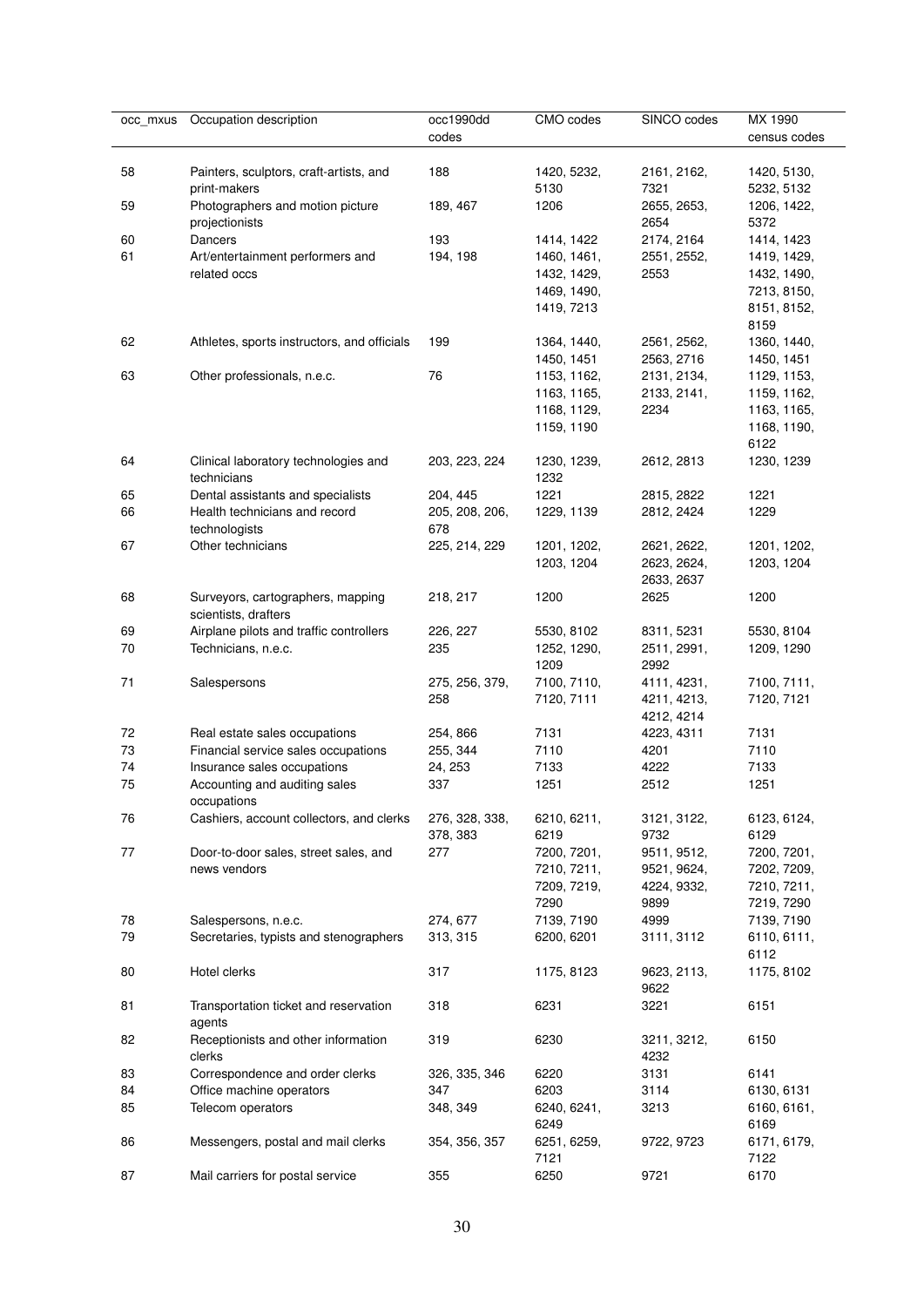| occ_mxus | Occupation description | occ1990dd codes | CMO codes | SINCO codes | MX 1990 census codes |
|---|---|---|---|---|---|
| 58 | Painters, sculptors, craft-artists, and print-makers | 188 | 1420, 5232, 5130 | 2161, 2162, 7321 | 1420, 5130, 5232, 5132 |
| 59 | Photographers and motion picture projectionists | 189, 467 | 1206 | 2655, 2653, 2654 | 1206, 1422, 5372 |
| 60 | Dancers | 193 | 1414, 1422 | 2174, 2164 | 1414, 1423 |
| 61 | Art/entertainment performers and related occs | 194, 198 | 1460, 1461, 1432, 1429, 1469, 1490, 1419, 7213 | 2551, 2552, 2553 | 1419, 1429, 1432, 1490, 7213, 8150, 8151, 8152, 8159 |
| 62 | Athletes, sports instructors, and officials | 199 | 1364, 1440, 1450, 1451 | 2561, 2562, 2563, 2716 | 1360, 1440, 1450, 1451 |
| 63 | Other professionals, n.e.c. | 76 | 1153, 1162, 1163, 1165, 1168, 1129, 1159, 1190 | 2131, 2134, 2133, 2141, 2234 | 1129, 1153, 1159, 1162, 1163, 1165, 1168, 1190, 6122 |
| 64 | Clinical laboratory technologies and technicians | 203, 223, 224 | 1230, 1239, 1232 | 2612, 2813 | 1230, 1239 |
| 65 | Dental assistants and specialists | 204, 445 | 1221 | 2815, 2822 | 1221 |
| 66 | Health technicians and record technologists | 205, 208, 206, 678 | 1229, 1139 | 2812, 2424 | 1229 |
| 67 | Other technicians | 225, 214, 229 | 1201, 1202, 1203, 1204 | 2621, 2622, 2623, 2624, 2633, 2637 | 1201, 1202, 1203, 1204 |
| 68 | Surveyors, cartographers, mapping scientists, drafters | 218, 217 | 1200 | 2625 | 1200 |
| 69 | Airplane pilots and traffic controllers | 226, 227 | 5530, 8102 | 8311, 5231 | 5530, 8104 |
| 70 | Technicians, n.e.c. | 235 | 1252, 1290, 1209 | 2511, 2991, 2992 | 1209, 1290 |
| 71 | Salespersons | 275, 256, 379, 258 | 7100, 7110, 7120, 7111 | 4111, 4231, 4211, 4213, 4212, 4214 | 7100, 7111, 7120, 7121 |
| 72 | Real estate sales occupations | 254, 866 | 7131 | 4223, 4311 | 7131 |
| 73 | Financial service sales occupations | 255, 344 | 7110 | 4201 | 7110 |
| 74 | Insurance sales occupations | 24, 253 | 7133 | 4222 | 7133 |
| 75 | Accounting and auditing sales occupations | 337 | 1251 | 2512 | 1251 |
| 76 | Cashiers, account collectors, and clerks | 276, 328, 338, 378, 383 | 6210, 6211, 6219 | 3121, 3122, 9732 | 6123, 6124, 6129 |
| 77 | Door-to-door sales, street sales, and news vendors | 277 | 7200, 7201, 7210, 7211, 7209, 7219, 7290 | 9511, 9512, 9521, 9624, 4224, 9332, 9899 | 7200, 7201, 7202, 7209, 7210, 7211, 7219, 7290 |
| 78 | Salespersons, n.e.c. | 274, 677 | 7139, 7190 | 4999 | 7139, 7190 |
| 79 | Secretaries, typists and stenographers | 313, 315 | 6200, 6201 | 3111, 3112 | 6110, 6111, 6112 |
| 80 | Hotel clerks | 317 | 1175, 8123 | 9623, 2113, 9622 | 1175, 8102 |
| 81 | Transportation ticket and reservation agents | 318 | 6231 | 3221 | 6151 |
| 82 | Receptionists and other information clerks | 319 | 6230 | 3211, 3212, 4232 | 6150 |
| 83 | Correspondence and order clerks | 326, 335, 346 | 6220 | 3131 | 6141 |
| 84 | Office machine operators | 347 | 6203 | 3114 | 6130, 6131 |
| 85 | Telecom operators | 348, 349 | 6240, 6241, 6249 | 3213 | 6160, 6161, 6169 |
| 86 | Messengers, postal and mail clerks | 354, 356, 357 | 6251, 6259, 7121 | 9722, 9723 | 6171, 6179, 7122 |
| 87 | Mail carriers for postal service | 355 | 6250 | 9721 | 6170 |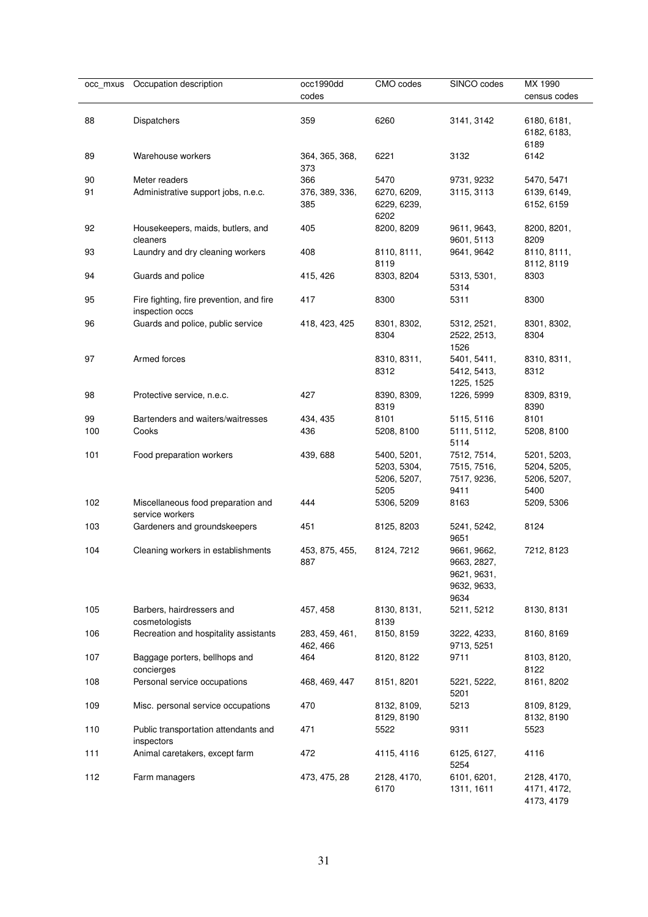| occ_mxus | Occupation description | occ1990dd codes | CMO codes | SINCO codes | MX 1990 census codes |
|---|---|---|---|---|---|
| 88 | Dispatchers | 359 | 6260 | 3141, 3142 | 6180, 6181, 6182, 6183, 6189 |
| 89 | Warehouse workers | 364, 365, 368, 373 | 6221 | 3132 | 6142 |
| 90 | Meter readers | 366 | 5470 | 9731, 9232 | 5470, 5471 |
| 91 | Administrative support jobs, n.e.c. | 376, 389, 336, 385 | 6270, 6209, 6229, 6239, 6202 | 3115, 3113 | 6139, 6149, 6152, 6159 |
| 92 | Housekeepers, maids, butlers, and cleaners | 405 | 8200, 8209 | 9611, 9643, 9601, 5113 | 8200, 8201, 8209 |
| 93 | Laundry and dry cleaning workers | 408 | 8110, 8111, 8119 | 9641, 9642 | 8110, 8111, 8112, 8119 |
| 94 | Guards and police | 415, 426 | 8303, 8204 | 5313, 5301, 5314 | 8303 |
| 95 | Fire fighting, fire prevention, and fire inspection occs | 417 | 8300 | 5311 | 8300 |
| 96 | Guards and police, public service | 418, 423, 425 | 8301, 8302, 8304 | 5312, 2521, 2522, 2513, 1526 | 8301, 8302, 8304 |
| 97 | Armed forces | | 8310, 8311, 8312 | 5401, 5411, 5412, 5413, 1225, 1525 | 8310, 8311, 8312 |
| 98 | Protective service, n.e.c. | 427 | 8390, 8309, 8319 | 1226, 5999 | 8309, 8319, 8390 |
| 99 | Bartenders and waiters/waitresses | 434, 435 | 8101 | 5115, 5116 | 8101 |
| 100 | Cooks | 436 | 5208, 8100 | 5111, 5112, 5114 | 5208, 8100 |
| 101 | Food preparation workers | 439, 688 | 5400, 5201, 5203, 5304, 5206, 5207, 5205 | 7512, 7514, 7515, 7516, 7517, 9236, 9411 | 5201, 5203, 5204, 5205, 5206, 5207, 5400 |
| 102 | Miscellaneous food preparation and service workers | 444 | 5306, 5209 | 8163 | 5209, 5306 |
| 103 | Gardeners and groundskeepers | 451 | 8125, 8203 | 5241, 5242, 9651 | 8124 |
| 104 | Cleaning workers in establishments | 453, 875, 455, 887 | 8124, 7212 | 9661, 9662, 9663, 2827, 9621, 9631, 9632, 9633, 9634 | 7212, 8123 |
| 105 | Barbers, hairdressers and cosmetologists | 457, 458 | 8130, 8131, 8139 | 5211, 5212 | 8130, 8131 |
| 106 | Recreation and hospitality assistants | 283, 459, 461, 462, 466 | 8150, 8159 | 3222, 4233, 9713, 5251 | 8160, 8169 |
| 107 | Baggage porters, bellhops and concierges | 464 | 8120, 8122 | 9711 | 8103, 8120, 8122 |
| 108 | Personal service occupations | 468, 469, 447 | 8151, 8201 | 5221, 5222, 5201 | 8161, 8202 |
| 109 | Misc. personal service occupations | 470 | 8132, 8109, 8129, 8190 | 5213 | 8109, 8129, 8132, 8190 |
| 110 | Public transportation attendants and inspectors | 471 | 5522 | 9311 | 5523 |
| 111 | Animal caretakers, except farm | 472 | 4115, 4116 | 6125, 6127, 5254 | 4116 |
| 112 | Farm managers | 473, 475, 28 | 2128, 4170, 6170 | 6101, 6201, 1311, 1611 | 2128, 4170, 4171, 4172, 4173, 4179 |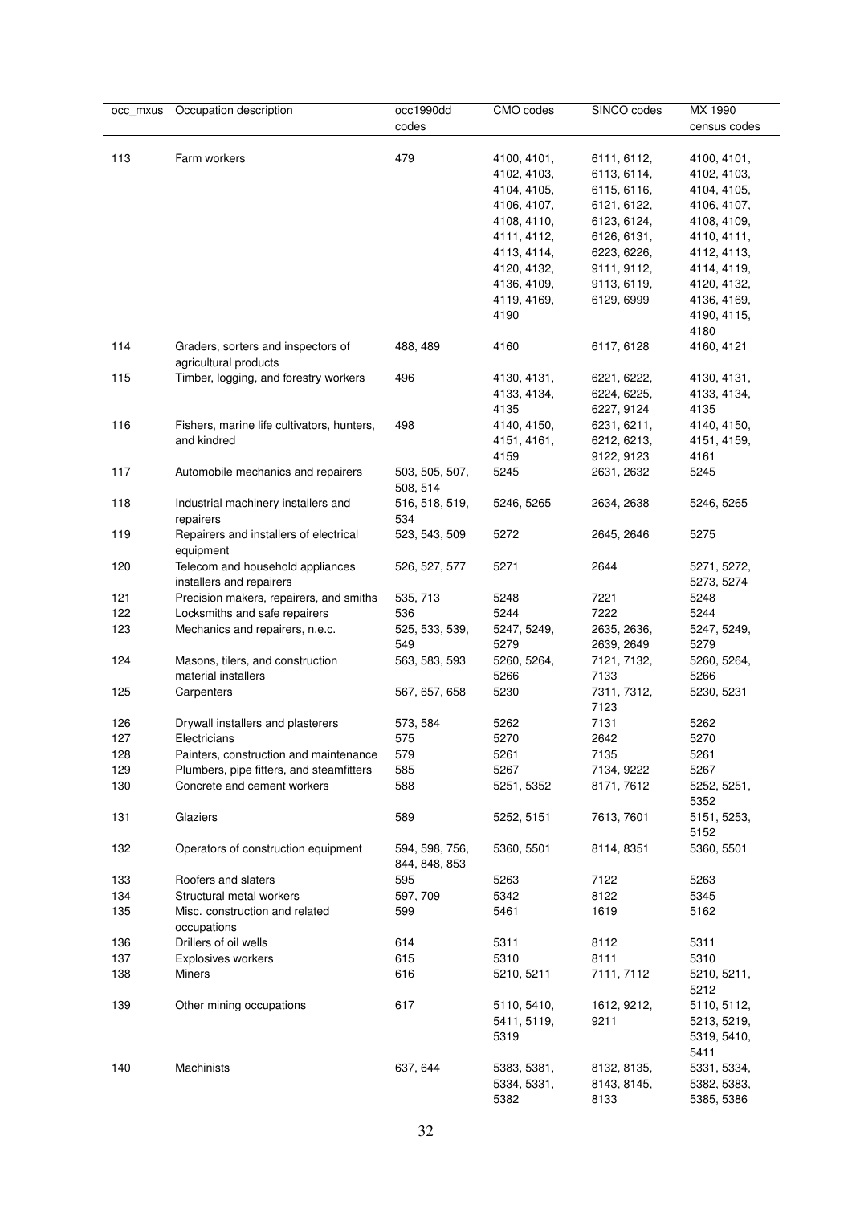| occ_mxus | Occupation description | occ1990dd codes | CMO codes | SINCO codes | MX 1990 census codes |
|---|---|---|---|---|---|
| 113 | Farm workers | 479 | 4100, 4101, 4102, 4103, 4104, 4105, 4106, 4107, 4108, 4110, 4111, 4112, 4113, 4114, 4120, 4132, 4136, 4109, 4119, 4169, 4190 | 6111, 6112, 6113, 6114, 6115, 6116, 6121, 6122, 6123, 6124, 6126, 6131, 6223, 6226, 9111, 9112, 9113, 6119, 6129, 6999 | 4100, 4101, 4102, 4103, 4104, 4105, 4106, 4107, 4108, 4109, 4110, 4111, 4112, 4113, 4114, 4119, 4120, 4132, 4136, 4169, 4190, 4115, 4180 |
| 114 | Graders, sorters and inspectors of agricultural products | 488, 489 | 4160 | 6117, 6128 | 4160, 4121 |
| 115 | Timber, logging, and forestry workers | 496 | 4130, 4131, 4133, 4134, 4135 | 6221, 6222, 6224, 6225, 6227, 9124 | 4130, 4131, 4133, 4134, 4135 |
| 116 | Fishers, marine life cultivators, hunters, and kindred | 498 | 4140, 4150, 4151, 4161, 4159 | 6231, 6211, 6212, 6213, 9122, 9123 | 4140, 4150, 4151, 4159, 4161 |
| 117 | Automobile mechanics and repairers | 503, 505, 507, 508, 514 | 5245 | 2631, 2632 | 5245 |
| 118 | Industrial machinery installers and repairers | 516, 518, 519, 534 | 5246, 5265 | 2634, 2638 | 5246, 5265 |
| 119 | Repairers and installers of electrical equipment | 523, 543, 509 | 5272 | 2645, 2646 | 5275 |
| 120 | Telecom and household appliances installers and repairers | 526, 527, 577 | 5271 | 2644 | 5271, 5272, 5273, 5274 |
| 121 | Precision makers, repairers, and smiths | 535, 713 | 5248 | 7221 | 5248 |
| 122 | Locksmiths and safe repairers | 536 | 5244 | 7222 | 5244 |
| 123 | Mechanics and repairers, n.e.c. | 525, 533, 539, 549 | 5247, 5249, 5279 | 2635, 2636, 2639, 2649 | 5247, 5249, 5279 |
| 124 | Masons, tilers, and construction material installers | 563, 583, 593 | 5260, 5264, 5266 | 7121, 7132, 7133 | 5260, 5264, 5266 |
| 125 | Carpenters | 567, 657, 658 | 5230 | 7311, 7312, 7123 | 5230, 5231 |
| 126 | Drywall installers and plasterers | 573, 584 | 5262 | 7131 | 5262 |
| 127 | Electricians | 575 | 5270 | 2642 | 5270 |
| 128 | Painters, construction and maintenance | 579 | 5261 | 7135 | 5261 |
| 129 | Plumbers, pipe fitters, and steamfitters | 585 | 5267 | 7134, 9222 | 5267 |
| 130 | Concrete and cement workers | 588 | 5251, 5352 | 8171, 7612 | 5252, 5251, 5352 |
| 131 | Glaziers | 589 | 5252, 5151 | 7613, 7601 | 5151, 5253, 5152 |
| 132 | Operators of construction equipment | 594, 598, 756, 844, 848, 853 | 5360, 5501 | 8114, 8351 | 5360, 5501 |
| 133 | Roofers and slaters | 595 | 5263 | 7122 | 5263 |
| 134 | Structural metal workers | 597, 709 | 5342 | 8122 | 5345 |
| 135 | Misc. construction and related occupations | 599 | 5461 | 1619 | 5162 |
| 136 | Drillers of oil wells | 614 | 5311 | 8112 | 5311 |
| 137 | Explosives workers | 615 | 5310 | 8111 | 5310 |
| 138 | Miners | 616 | 5210, 5211 | 7111, 7112 | 5210, 5211, 5212 |
| 139 | Other mining occupations | 617 | 5110, 5410, 5411, 5119, 5319 | 1612, 9212, 9211 | 5110, 5112, 5213, 5219, 5319, 5410, 5411 |
| 140 | Machinists | 637, 644 | 5383, 5381, 5334, 5331, 5382 | 8132, 8135, 8143, 8145, 8133 | 5331, 5334, 5382, 5383, 5385, 5386 |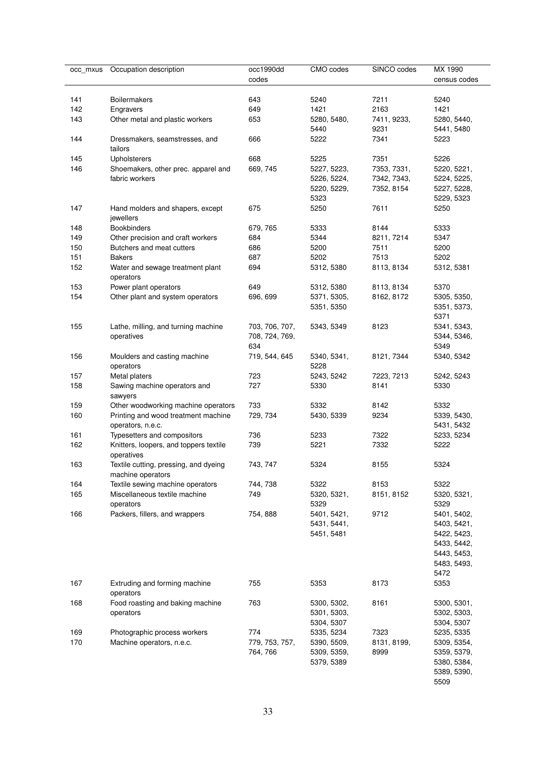| occ_mxus | Occupation description | occ1990dd codes | CMO codes | SINCO codes | MX 1990 census codes |
|---|---|---|---|---|---|
| 141 | Boilermakers | 643 | 5240 | 7211 | 5240 |
| 142 | Engravers | 649 | 1421 | 2163 | 1421 |
| 143 | Other metal and plastic workers | 653 | 5280, 5480, 5440 | 7411, 9233, 9231 | 5280, 5440, 5441, 5480 |
| 144 | Dressmakers, seamstresses, and tailors | 666 | 5222 | 7341 | 5223 |
| 145 | Upholsterers | 668 | 5225 | 7351 | 5226 |
| 146 | Shoemakers, other prec. apparel and fabric workers | 669, 745 | 5227, 5223, 5226, 5224, 5220, 5229, 5323 | 7353, 7331, 7342, 7343, 7352, 8154 | 5220, 5221, 5224, 5225, 5227, 5228, 5229, 5323 |
| 147 | Hand molders and shapers, except jewellers | 675 | 5250 | 7611 | 5250 |
| 148 | Bookbinders | 679, 765 | 5333 | 8144 | 5333 |
| 149 | Other precision and craft workers | 684 | 5344 | 8211, 7214 | 5347 |
| 150 | Butchers and meat cutters | 686 | 5200 | 7511 | 5200 |
| 151 | Bakers | 687 | 5202 | 7513 | 5202 |
| 152 | Water and sewage treatment plant operators | 694 | 5312, 5380 | 8113, 8134 | 5312, 5381 |
| 153 | Power plant operators | 649 | 5312, 5380 | 8113, 8134 | 5370 |
| 154 | Other plant and system operators | 696, 699 | 5371, 5305, 5351, 5350 | 8162, 8172 | 5305, 5350, 5351, 5373, 5371 |
| 155 | Lathe, milling, and turning machine operatives | 703, 706, 707, 708, 724, 769, 634 | 5343, 5349 | 8123 | 5341, 5343, 5344, 5346, 5349 |
| 156 | Moulders and casting machine operators | 719, 544, 645 | 5340, 5341, 5228 | 8121, 7344 | 5340, 5342 |
| 157 | Metal platers | 723 | 5243, 5242 | 7223, 7213 | 5242, 5243 |
| 158 | Sawing machine operators and sawyers | 727 | 5330 | 8141 | 5330 |
| 159 | Other woodworking machine operators | 733 | 5332 | 8142 | 5332 |
| 160 | Printing and wood treatment machine operators, n.e.c. | 729, 734 | 5430, 5339 | 9234 | 5339, 5430, 5431, 5432 |
| 161 | Typesetters and compositors | 736 | 5233 | 7322 | 5233, 5234 |
| 162 | Knitters, loopers, and toppers textile operatives | 739 | 5221 | 7332 | 5222 |
| 163 | Textile cutting, pressing, and dyeing machine operators | 743, 747 | 5324 | 8155 | 5324 |
| 164 | Textile sewing machine operators | 744, 738 | 5322 | 8153 | 5322 |
| 165 | Miscellaneous textile machine operators | 749 | 5320, 5321, 5329 | 8151, 8152 | 5320, 5321, 5329 |
| 166 | Packers, fillers, and wrappers | 754, 888 | 5401, 5421, 5431, 5441, 5451, 5481 | 9712 | 5401, 5402, 5403, 5421, 5422, 5423, 5433, 5442, 5443, 5453, 5483, 5493, 5472 |
| 167 | Extruding and forming machine operators | 755 | 5353 | 8173 | 5353 |
| 168 | Food roasting and baking machine operators | 763 | 5300, 5302, 5301, 5303, 5304, 5307 | 8161 | 5300, 5301, 5302, 5303, 5304, 5307 |
| 169 | Photographic process workers | 774 | 5335, 5234 | 7323 | 5235, 5335 |
| 170 | Machine operators, n.e.c. | 779, 753, 757, 764, 766 | 5390, 5509, 5309, 5359, 5379, 5389 | 8131, 8199, 8999 | 5309, 5354, 5359, 5379, 5380, 5384, 5389, 5390, 5509 |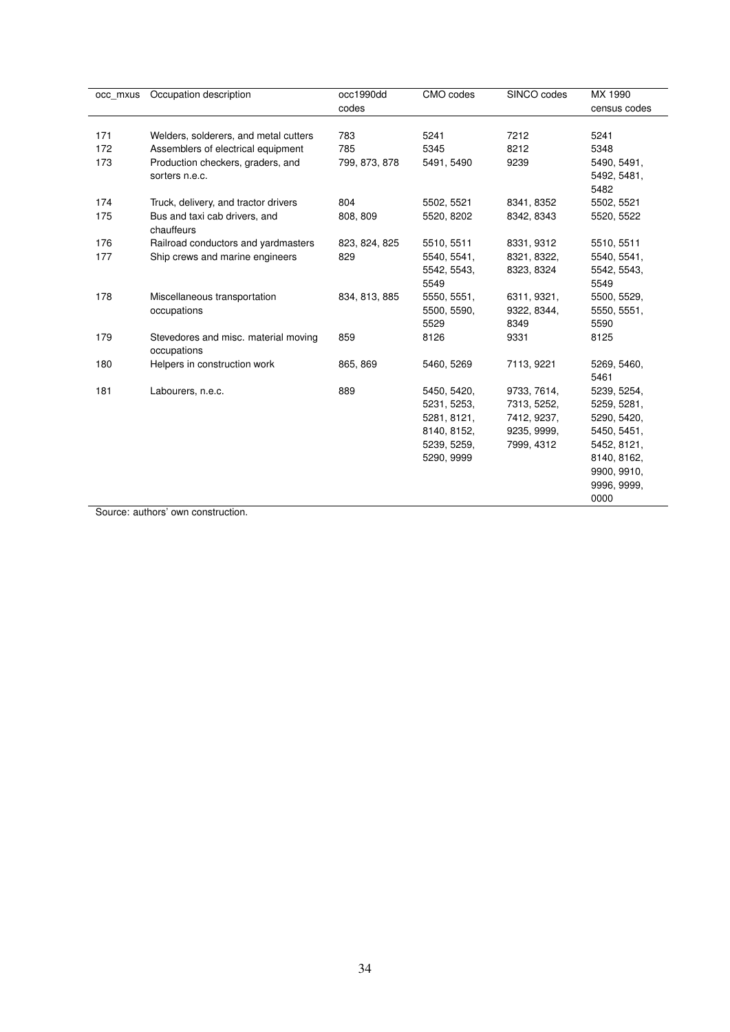| occ_mxus | Occupation description | occ1990dd codes | CMO codes | SINCO codes | MX 1990 census codes |
|---|---|---|---|---|---|
| 171 | Welders, solderers, and metal cutters | 783 | 5241 | 7212 | 5241 |
| 172 | Assemblers of electrical equipment | 785 | 5345 | 8212 | 5348 |
| 173 | Production checkers, graders, and sorters n.e.c. | 799, 873, 878 | 5491, 5490 | 9239 | 5490, 5491, 5492, 5481, 5482 |
| 174 | Truck, delivery, and tractor drivers | 804 | 5502, 5521 | 8341, 8352 | 5502, 5521 |
| 175 | Bus and taxi cab drivers, and chauffeurs | 808, 809 | 5520, 8202 | 8342, 8343 | 5520, 5522 |
| 176 | Railroad conductors and yardmasters | 823, 824, 825 | 5510, 5511 | 8331, 9312 | 5510, 5511 |
| 177 | Ship crews and marine engineers | 829 | 5540, 5541, 5542, 5543, 5549 | 8321, 8322, 8323, 8324 | 5540, 5541, 5542, 5543, 5549 |
| 178 | Miscellaneous transportation occupations | 834, 813, 885 | 5550, 5551, 5500, 5590, 5529 | 6311, 9321, 9322, 8344, 8349 | 5500, 5529, 5550, 5551, 5590 |
| 179 | Stevedores and misc. material moving occupations | 859 | 8126 | 9331 | 8125 |
| 180 | Helpers in construction work | 865, 869 | 5460, 5269 | 7113, 9221 | 5269, 5460, 5461 |
| 181 | Labourers, n.e.c. | 889 | 5450, 5420, 5231, 5253, 5281, 8121, 8140, 8152, 5239, 5259, 5290, 9999 | 9733, 7614, 7313, 5252, 7412, 9237, 9235, 9999, 7999, 4312 | 5239, 5254, 5259, 5281, 5290, 5420, 5450, 5451, 5452, 8121, 8140, 8162, 9900, 9910, 9996, 9999, 0000 |

Source: authors' own construction.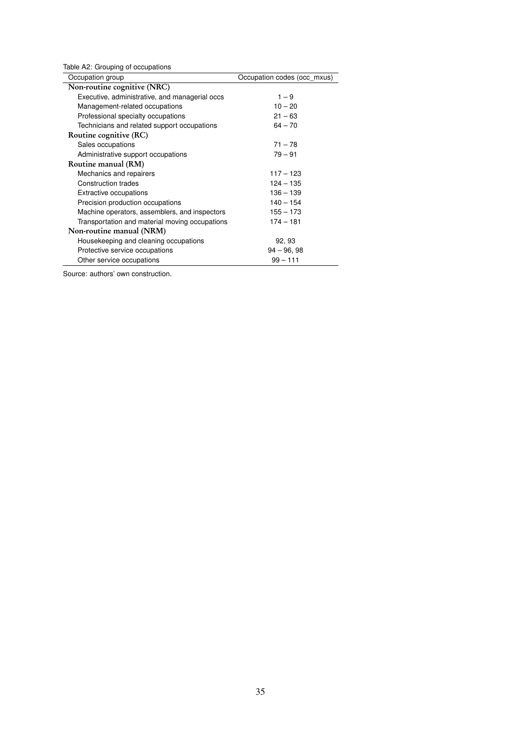Table A2: Grouping of occupations

| Occupation group | Occupation codes (occ_mxus) |
|---|---|
| **Non-routine cognitive (NRC)** | |
| Executive, administrative, and managerial occs | 1 – 9 |
| Management-related occupations | 10 – 20 |
| Professional specialty occupations | 21 – 63 |
| Technicians and related support occupations | 64 – 70 |
| **Routine cognitive (RC)** | |
| Sales occupations | 71 – 78 |
| Administrative support occupations | 79 – 91 |
| **Routine manual (RM)** | |
| Mechanics and repairers | 117 – 123 |
| Construction trades | 124 – 135 |
| Extractive occupations | 136 – 139 |
| Precision production occupations | 140 – 154 |
| Machine operators, assemblers, and inspectors | 155 – 173 |
| Transportation and material moving occupations | 174 – 181 |
| **Non-routine manual (NRM)** | |
| Housekeeping and cleaning occupations | 92, 93 |
| Protective service occupations | 94 – 96, 98 |
| Other service occupations | 99 – 111 |

Source: authors' own construction.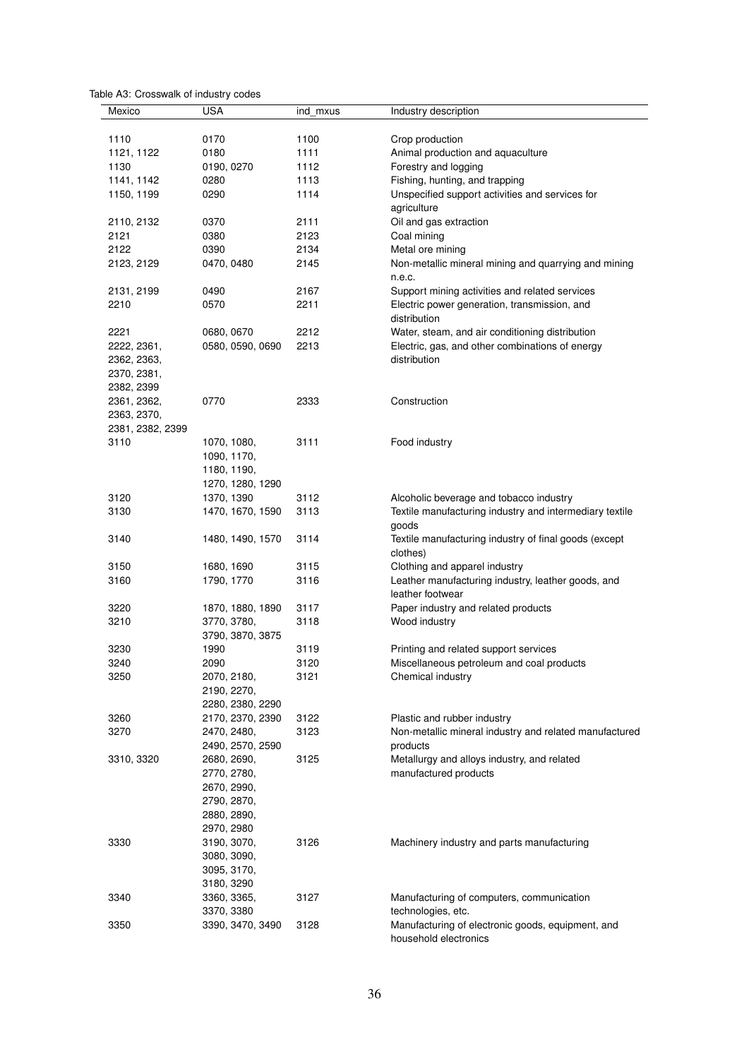Table A3: Crosswalk of industry codes

| Mexico | USA | ind_mxus | Industry description |
|---|---|---|---|
| 1110 | 0170 | 1100 | Crop production |
| 1121, 1122 | 0180 | 1111 | Animal production and aquaculture |
| 1130 | 0190, 0270 | 1112 | Forestry and logging |
| 1141, 1142 | 0280 | 1113 | Fishing, hunting, and trapping |
| 1150, 1199 | 0290 | 1114 | Unspecified support activities and services for agriculture |
| 2110, 2132 | 0370 | 2111 | Oil and gas extraction |
| 2121 | 0380 | 2123 | Coal mining |
| 2122 | 0390 | 2134 | Metal ore mining |
| 2123, 2129 | 0470, 0480 | 2145 | Non-metallic mineral mining and quarrying and mining n.e.c. |
| 2131, 2199 | 0490 | 2167 | Support mining activities and related services |
| 2210 | 0570 | 2211 | Electric power generation, transmission, and distribution |
| 2221 | 0680, 0670 | 2212 | Water, steam, and air conditioning distribution |
| 2222, 2361, 2362, 2363, 2370, 2381, 2382, 2399 | 0580, 0590, 0690 | 2213 | Electric, gas, and other combinations of energy distribution |
| 2361, 2362, 2363, 2370, 2381, 2382, 2399 | 0770 | 2333 | Construction |
| 3110 | 1070, 1080, 1090, 1170, 1180, 1190, 1270, 1280, 1290 | 3111 | Food industry |
| 3120 | 1370, 1390 | 3112 | Alcoholic beverage and tobacco industry |
| 3130 | 1470, 1670, 1590 | 3113 | Textile manufacturing industry and intermediary textile goods |
| 3140 | 1480, 1490, 1570 | 3114 | Textile manufacturing industry of final goods (except clothes) |
| 3150 | 1680, 1690 | 3115 | Clothing and apparel industry |
| 3160 | 1790, 1770 | 3116 | Leather manufacturing industry, leather goods, and leather footwear |
| 3220 | 1870, 1880, 1890 | 3117 | Paper industry and related products |
| 3210 | 3770, 3780, 3790, 3870, 3875 | 3118 | Wood industry |
| 3230 | 1990 | 3119 | Printing and related support services |
| 3240 | 2090 | 3120 | Miscellaneous petroleum and coal products |
| 3250 | 2070, 2180, 2190, 2270, 2280, 2380, 2290 | 3121 | Chemical industry |
| 3260 | 2170, 2370, 2390 | 3122 | Plastic and rubber industry |
| 3270 | 2470, 2480, 2490, 2570, 2590 | 3123 | Non-metallic mineral industry and related manufactured products |
| 3310, 3320 | 2680, 2690, 2770, 2780, 2670, 2990, 2790, 2870, 2880, 2890, 2970, 2980 | 3125 | Metallurgy and alloys industry, and related manufactured products |
| 3330 | 3190, 3070, 3080, 3090, 3095, 3170, 3180, 3290 | 3126 | Machinery industry and parts manufacturing |
| 3340 | 3360, 3365, 3370, 3380 | 3127 | Manufacturing of computers, communication technologies, etc. |
| 3350 | 3390, 3470, 3490 | 3128 | Manufacturing of electronic goods, equipment, and household electronics |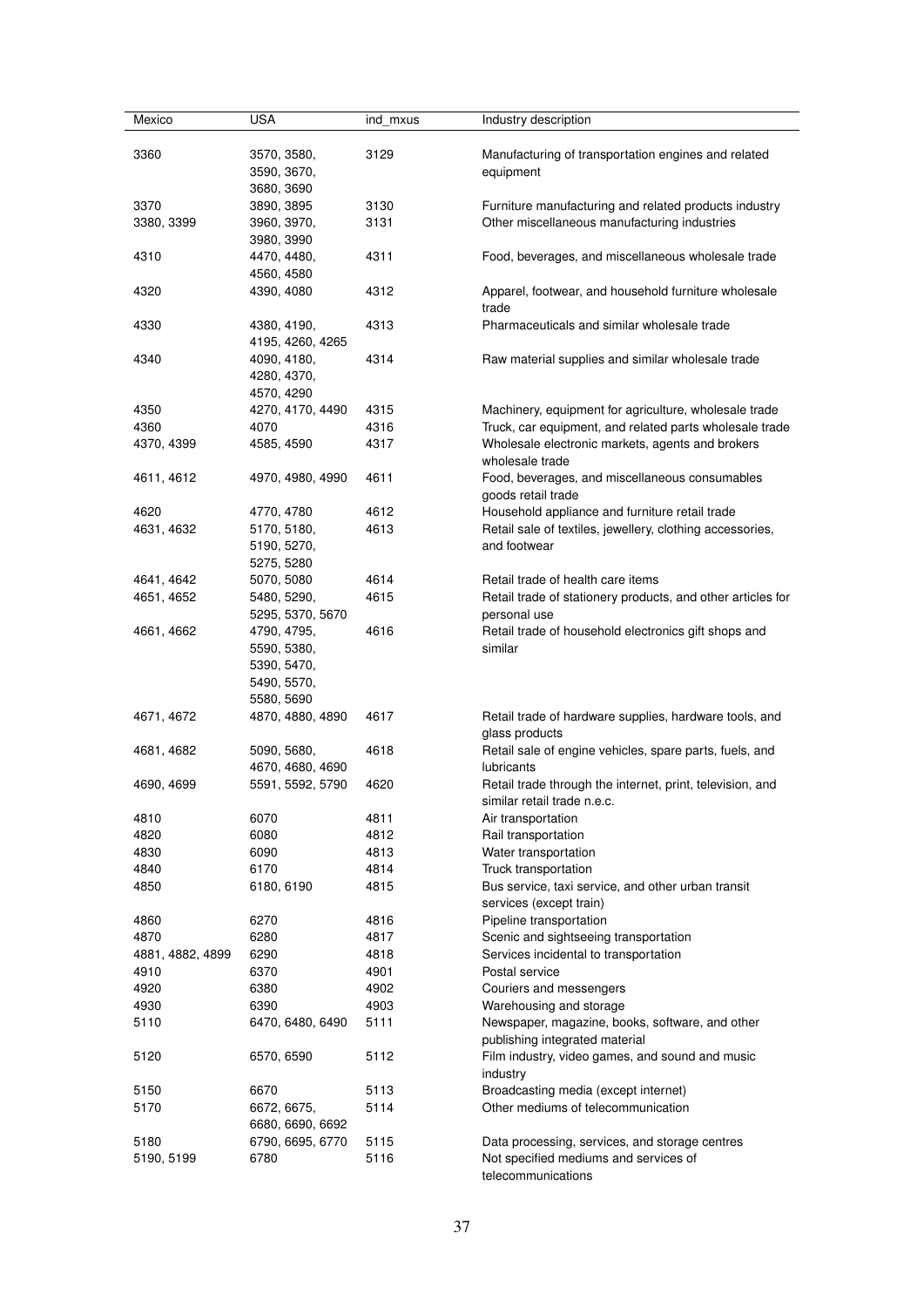| Mexico | USA | ind_mxus | Industry description |
|---|---|---|---|
| 3360 | 3570, 3580, 3590, 3670, 3680, 3690 | 3129 | Manufacturing of transportation engines and related equipment |
| 3370 | 3890, 3895 | 3130 | Furniture manufacturing and related products industry |
| 3380, 3399 | 3960, 3970, 3980, 3990 | 3131 | Other miscellaneous manufacturing industries |
| 4310 | 4470, 4480, 4560, 4580 | 4311 | Food, beverages, and miscellaneous wholesale trade |
| 4320 | 4390, 4080 | 4312 | Apparel, footwear, and household furniture wholesale trade |
| 4330 | 4380, 4190, 4195, 4260, 4265 | 4313 | Pharmaceuticals and similar wholesale trade |
| 4340 | 4090, 4180, 4280, 4370, 4570, 4290 | 4314 | Raw material supplies and similar wholesale trade |
| 4350 | 4270, 4170, 4490 | 4315 | Machinery, equipment for agriculture, wholesale trade |
| 4360 | 4070 | 4316 | Truck, car equipment, and related parts wholesale trade |
| 4370, 4399 | 4585, 4590 | 4317 | Wholesale electronic markets, agents and brokers wholesale trade |
| 4611, 4612 | 4970, 4980, 4990 | 4611 | Food, beverages, and miscellaneous consumables goods retail trade |
| 4620 | 4770, 4780 | 4612 | Household appliance and furniture retail trade |
| 4631, 4632 | 5170, 5180, 5190, 5270, 5275, 5280 | 4613 | Retail sale of textiles, jewellery, clothing accessories, and footwear |
| 4641, 4642 | 5070, 5080 | 4614 | Retail trade of health care items |
| 4651, 4652 | 5480, 5290, 5295, 5370, 5670 | 4615 | Retail trade of stationery products, and other articles for personal use |
| 4661, 4662 | 4790, 4795, 5590, 5380, 5390, 5470, 5490, 5570, 5580, 5690 | 4616 | Retail trade of household electronics gift shops and similar |
| 4671, 4672 | 4870, 4880, 4890 | 4617 | Retail trade of hardware supplies, hardware tools, and glass products |
| 4681, 4682 | 5090, 5680, 4670, 4680, 4690 | 4618 | Retail sale of engine vehicles, spare parts, fuels, and lubricants |
| 4690, 4699 | 5591, 5592, 5790 | 4620 | Retail trade through the internet, print, television, and similar retail trade n.e.c. |
| 4810 | 6070 | 4811 | Air transportation |
| 4820 | 6080 | 4812 | Rail transportation |
| 4830 | 6090 | 4813 | Water transportation |
| 4840 | 6170 | 4814 | Truck transportation |
| 4850 | 6180, 6190 | 4815 | Bus service, taxi service, and other urban transit services (except train) |
| 4860 | 6270 | 4816 | Pipeline transportation |
| 4870 | 6280 | 4817 | Scenic and sightseeing transportation |
| 4881, 4882, 4899 | 6290 | 4818 | Services incidental to transportation |
| 4910 | 6370 | 4901 | Postal service |
| 4920 | 6380 | 4902 | Couriers and messengers |
| 4930 | 6390 | 4903 | Warehousing and storage |
| 5110 | 6470, 6480, 6490 | 5111 | Newspaper, magazine, books, software, and other publishing integrated material |
| 5120 | 6570, 6590 | 5112 | Film industry, video games, and sound and music industry |
| 5150 | 6670 | 5113 | Broadcasting media (except internet) |
| 5170 | 6672, 6675, 6680, 6690, 6692 | 5114 | Other mediums of telecommunication |
| 5180 | 6790, 6695, 6770 | 5115 | Data processing, services, and storage centres |
| 5190, 5199 | 6780 | 5116 | Not specified mediums and services of telecommunications |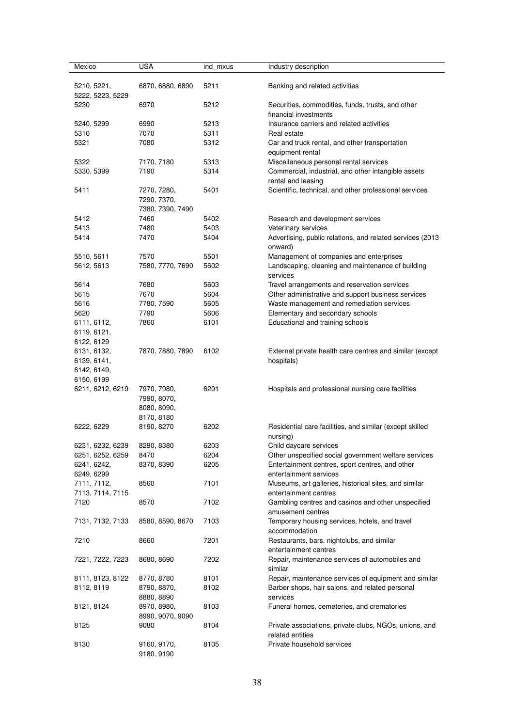| Mexico | USA | ind_mxus | Industry description |
|---|---|---|---|
| 5210, 5221, 5222, 5223, 5229 | 6870, 6880, 6890 | 5211 | Banking and related activities |
| 5230 | 6970 | 5212 | Securities, commodities, funds, trusts, and other financial investments |
| 5240, 5299 | 6990 | 5213 | Insurance carriers and related activities |
| 5310 | 7070 | 5311 | Real estate |
| 5321 | 7080 | 5312 | Car and truck rental, and other transportation equipment rental |
| 5322 | 7170, 7180 | 5313 | Miscellaneous personal rental services |
| 5330, 5399 | 7190 | 5314 | Commercial, industrial, and other intangible assets rental and leasing |
| 5411 | 7270, 7280, 7290, 7370, 7380, 7390, 7490 | 5401 | Scientific, technical, and other professional services |
| 5412 | 7460 | 5402 | Research and development services |
| 5413 | 7480 | 5403 | Veterinary services |
| 5414 | 7470 | 5404 | Advertising, public relations, and related services (2013 onward) |
| 5510, 5611 | 7570 | 5501 | Management of companies and enterprises |
| 5612, 5613 | 7580, 7770, 7690 | 5602 | Landscaping, cleaning and maintenance of building services |
| 5614 | 7680 | 5603 | Travel arrangements and reservation services |
| 5615 | 7670 | 5604 | Other administrative and support business services |
| 5616 | 7780, 7590 | 5605 | Waste management and remediation services |
| 5620 | 7790 | 5606 | Elementary and secondary schools |
| 6111, 6112, 6119, 6121, 6122, 6129 | 7860 | 6101 | Educational and training schools |
| 6131, 6132, 6139, 6141, 6142, 6149, 6150, 6199 | 7870, 7880, 7890 | 6102 | External private health care centres and similar (except hospitals) |
| 6211, 6212, 6219 | 7970, 7980, 7990, 8070, 8080, 8090, 8170, 8180 | 6201 | Hospitals and professional nursing care facilities |
| 6222, 6229 | 8190, 8270 | 6202 | Residential care facilities, and similar (except skilled nursing) |
| 6231, 6232, 6239 | 8290, 8380 | 6203 | Child daycare services |
| 6251, 6252, 6259 | 8470 | 6204 | Other unspecified social government welfare services |
| 6241, 6242, 6249, 6299 | 8370, 8390 | 6205 | Entertainment centres, sport centres, and other entertainment services |
| 7111, 7112, 7113, 7114, 7115 | 8560 | 7101 | Museums, art galleries, historical sites, and similar entertainment centres |
| 7120 | 8570 | 7102 | Gambling centres and casinos and other unspecified amusement centres |
| 7131, 7132, 7133 | 8580, 8590, 8670 | 7103 | Temporary housing services, hotels, and travel accommodation |
| 7210 | 8660 | 7201 | Restaurants, bars, nightclubs, and similar entertainment centres |
| 7221, 7222, 7223 | 8680, 8690 | 7202 | Repair, maintenance services of automobiles and similar |
| 8111, 8123, 8122 | 8770, 8780 | 8101 | Repair, maintenance services of equipment and similar |
| 8112, 8119 | 8790, 8870, 8880, 8890 | 8102 | Barber shops, hair salons, and related personal services |
| 8121, 8124 | 8970, 8980, 8990, 9070, 9090 | 8103 | Funeral homes, cemeteries, and crematories |
| 8125 | 9080 | 8104 | Private associations, private clubs, NGOs, unions, and related entities |
| 8130 | 9160, 9170, 9180, 9190 | 8105 | Private household services |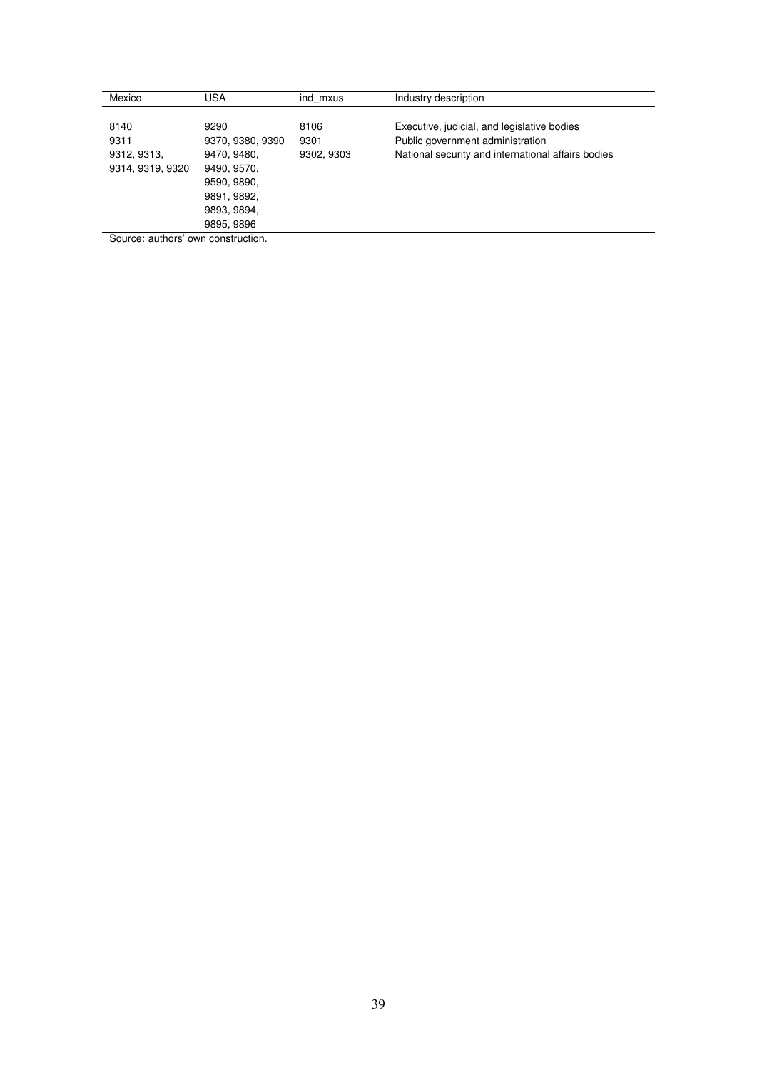| Mexico | USA | ind_mxus | Industry description |
|---|---|---|---|
| 8140 | 9290 | 8106 | Executive, judicial, and legislative bodies |
| 9311 | 9370, 9380, 9390 | 9301 | Public government administration |
| 9312, 9313, 9314, 9319, 9320 | 9470, 9480, 9490, 9570, 9590, 9890, 9891, 9892, 9893, 9894, 9895, 9896 | 9302, 9303 | National security and international affairs bodies |

Source: authors' own construction.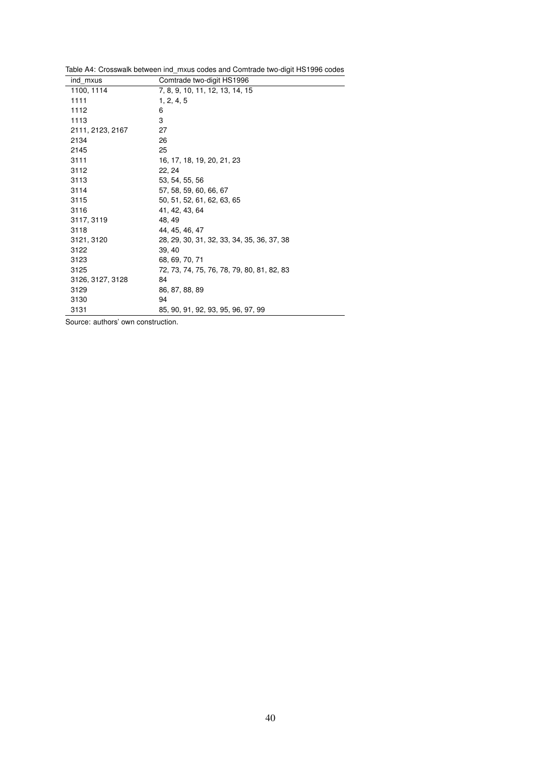Table A4: Crosswalk between ind_mxus codes and Comtrade two-digit HS1996 codes

| ind_mxus | Comtrade two-digit HS1996 |
|---|---|
| 1100, 1114 | 7, 8, 9, 10, 11, 12, 13, 14, 15 |
| 1111 | 1, 2, 4, 5 |
| 1112 | 6 |
| 1113 | 3 |
| 2111, 2123, 2167 | 27 |
| 2134 | 26 |
| 2145 | 25 |
| 3111 | 16, 17, 18, 19, 20, 21, 23 |
| 3112 | 22, 24 |
| 3113 | 53, 54, 55, 56 |
| 3114 | 57, 58, 59, 60, 66, 67 |
| 3115 | 50, 51, 52, 61, 62, 63, 65 |
| 3116 | 41, 42, 43, 64 |
| 3117, 3119 | 48, 49 |
| 3118 | 44, 45, 46, 47 |
| 3121, 3120 | 28, 29, 30, 31, 32, 33, 34, 35, 36, 37, 38 |
| 3122 | 39, 40 |
| 3123 | 68, 69, 70, 71 |
| 3125 | 72, 73, 74, 75, 76, 78, 79, 80, 81, 82, 83 |
| 3126, 3127, 3128 | 84 |
| 3129 | 86, 87, 88, 89 |
| 3130 | 94 |
| 3131 | 85, 90, 91, 92, 93, 95, 96, 97, 99 |

Source: authors' own construction.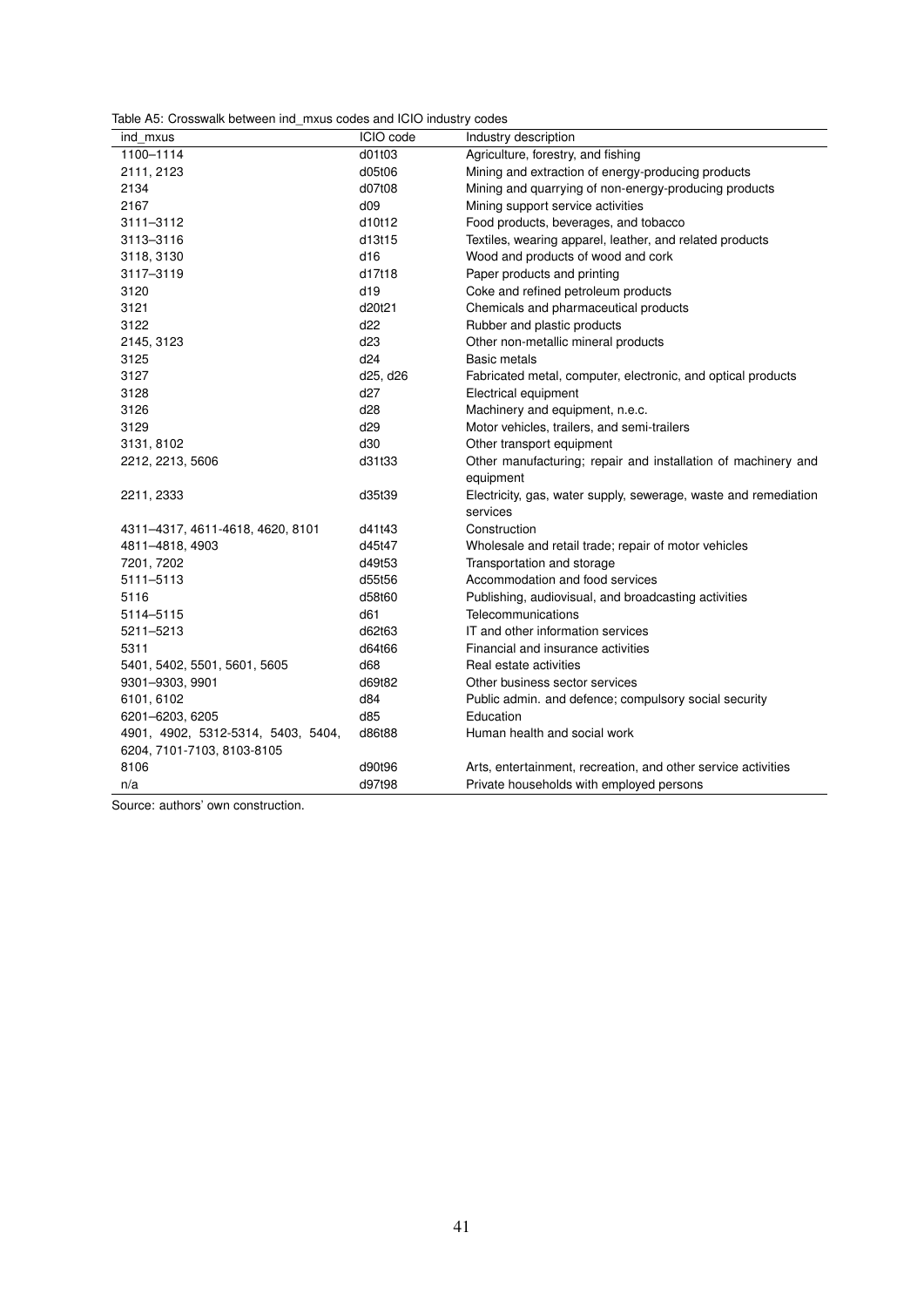Table A5: Crosswalk between ind_mxus codes and ICIO industry codes

| ind_mxus | ICIO code | Industry description |
|---|---|---|
| 1100–1114 | d01t03 | Agriculture, forestry, and fishing |
| 2111, 2123 | d05t06 | Mining and extraction of energy-producing products |
| 2134 | d07t08 | Mining and quarrying of non-energy-producing products |
| 2167 | d09 | Mining support service activities |
| 3111–3112 | d10t12 | Food products, beverages, and tobacco |
| 3113–3116 | d13t15 | Textiles, wearing apparel, leather, and related products |
| 3118, 3130 | d16 | Wood and products of wood and cork |
| 3117–3119 | d17t18 | Paper products and printing |
| 3120 | d19 | Coke and refined petroleum products |
| 3121 | d20t21 | Chemicals and pharmaceutical products |
| 3122 | d22 | Rubber and plastic products |
| 2145, 3123 | d23 | Other non-metallic mineral products |
| 3125 | d24 | Basic metals |
| 3127 | d25, d26 | Fabricated metal, computer, electronic, and optical products |
| 3128 | d27 | Electrical equipment |
| 3126 | d28 | Machinery and equipment, n.e.c. |
| 3129 | d29 | Motor vehicles, trailers, and semi-trailers |
| 3131, 8102 | d30 | Other transport equipment |
| 2212, 2213, 5606 | d31t33 | Other manufacturing; repair and installation of machinery and equipment |
| 2211, 2333 | d35t39 | Electricity, gas, water supply, sewerage, waste and remediation services |
| 4311–4317, 4611-4618, 4620, 8101 | d41t43 | Construction |
| 4811–4818, 4903 | d45t47 | Wholesale and retail trade; repair of motor vehicles |
| 7201, 7202 | d49t53 | Transportation and storage |
| 5111–5113 | d55t56 | Accommodation and food services |
| 5116 | d58t60 | Publishing, audiovisual, and broadcasting activities |
| 5114–5115 | d61 | Telecommunications |
| 5211–5213 | d62t63 | IT and other information services |
| 5311 | d64t66 | Financial and insurance activities |
| 5401, 5402, 5501, 5601, 5605 | d68 | Real estate activities |
| 9301–9303, 9901 | d69t82 | Other business sector services |
| 6101, 6102 | d84 | Public admin. and defence; compulsory social security |
| 6201–6203, 6205 | d85 | Education |
| 4901, 4902, 5312-5314, 5403, 5404, 6204, 7101-7103, 8103-8105 | d86t88 | Human health and social work |
| 8106 | d90t96 | Arts, entertainment, recreation, and other service activities |
| n/a | d97t98 | Private households with employed persons |

Source: authors' own construction.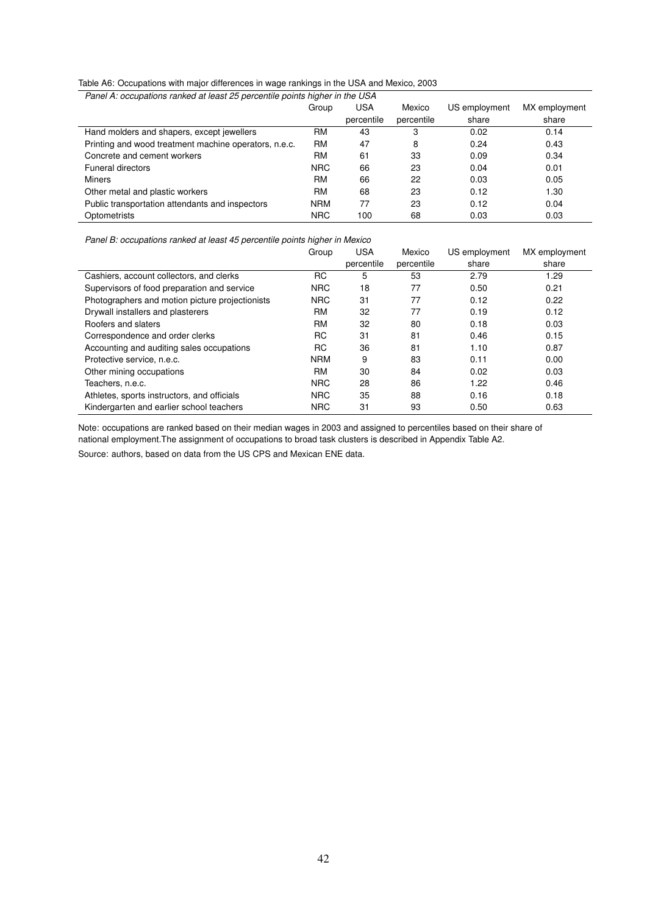Table A6: Occupations with major differences in wage rankings in the USA and Mexico, 2003

*Panel A: occupations ranked at least 25 percentile points higher in the USA*

| | Group | USA percentile | Mexico percentile | US employment share | MX employment share |
|---|---|---|---|---|---|
| Hand molders and shapers, except jewellers | RM | 43 | 3 | 0.02 | 0.14 |
| Printing and wood treatment machine operators, n.e.c. | RM | 47 | 8 | 0.24 | 0.43 |
| Concrete and cement workers | RM | 61 | 33 | 0.09 | 0.34 |
| Funeral directors | NRC | 66 | 23 | 0.04 | 0.01 |
| Miners | RM | 66 | 22 | 0.03 | 0.05 |
| Other metal and plastic workers | RM | 68 | 23 | 0.12 | 1.30 |
| Public transportation attendants and inspectors | NRM | 77 | 23 | 0.12 | 0.04 |
| Optometrists | NRC | 100 | 68 | 0.03 | 0.03 |

*Panel B: occupations ranked at least 45 percentile points higher in Mexico*

| | Group | USA percentile | Mexico percentile | US employment share | MX employment share |
|---|---|---|---|---|---|
| Cashiers, account collectors, and clerks | RC | 5 | 53 | 2.79 | 1.29 |
| Supervisors of food preparation and service | NRC | 18 | 77 | 0.50 | 0.21 |
| Photographers and motion picture projectionists | NRC | 31 | 77 | 0.12 | 0.22 |
| Drywall installers and plasterers | RM | 32 | 77 | 0.19 | 0.12 |
| Roofers and slaters | RM | 32 | 80 | 0.18 | 0.03 |
| Correspondence and order clerks | RC | 31 | 81 | 0.46 | 0.15 |
| Accounting and auditing sales occupations | RC | 36 | 81 | 1.10 | 0.87 |
| Protective service, n.e.c. | NRM | 9 | 83 | 0.11 | 0.00 |
| Other mining occupations | RM | 30 | 84 | 0.02 | 0.03 |
| Teachers, n.e.c. | NRC | 28 | 86 | 1.22 | 0.46 |
| Athletes, sports instructors, and officials | NRC | 35 | 88 | 0.16 | 0.18 |
| Kindergarten and earlier school teachers | NRC | 31 | 93 | 0.50 | 0.63 |

Note: occupations are ranked based on their median wages in 2003 and assigned to percentiles based on their share of national employment.The assignment of occupations to broad task clusters is described in Appendix Table A2.

Source: authors, based on data from the US CPS and Mexican ENE data.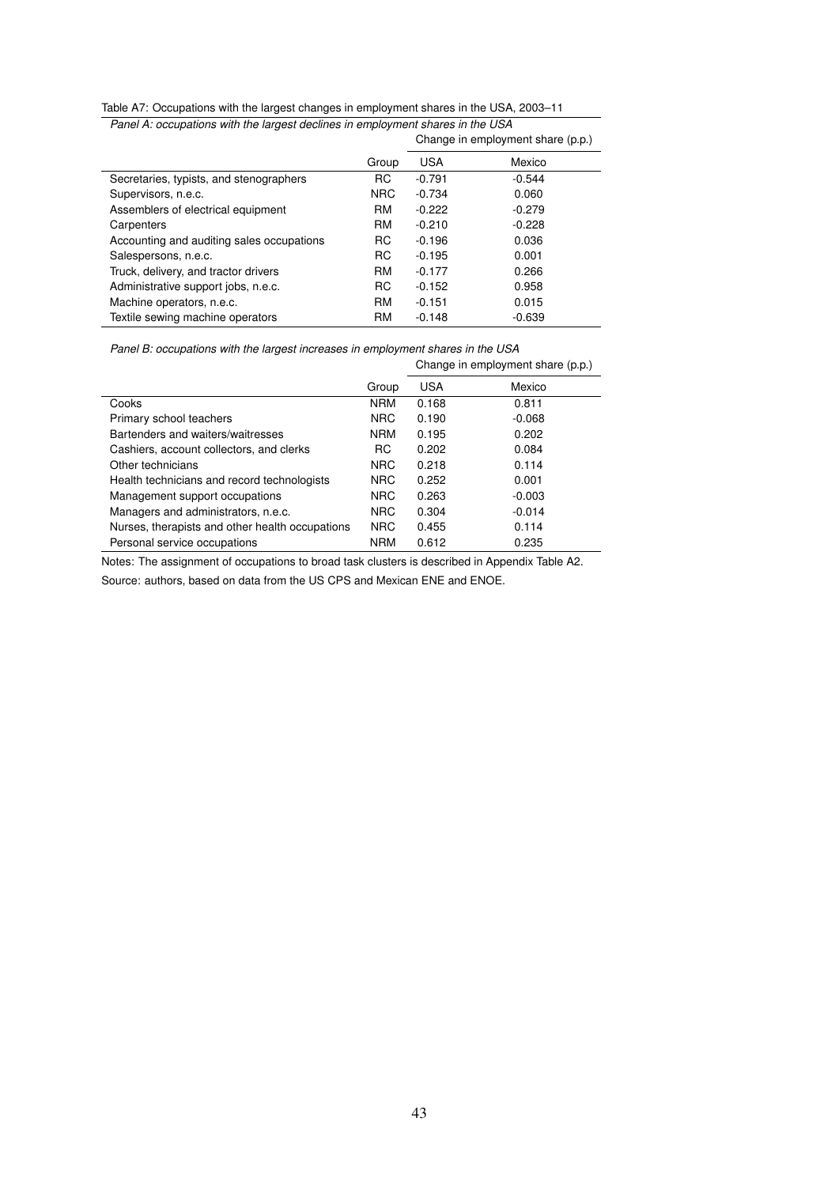Table A7: Occupations with the largest changes in employment shares in the USA, 2003–11

*Panel A: occupations with the largest declines in employment shares in the USA*

| | Group | Change in employment share (p.p.) | |
|---|---|---|---|
| | | USA | Mexico |
| Secretaries, typists, and stenographers | RC | -0.791 | -0.544 |
| Supervisors, n.e.c. | NRC | -0.734 | 0.060 |
| Assemblers of electrical equipment | RM | -0.222 | -0.279 |
| Carpenters | RM | -0.210 | -0.228 |
| Accounting and auditing sales occupations | RC | -0.196 | 0.036 |
| Salespersons, n.e.c. | RC | -0.195 | 0.001 |
| Truck, delivery, and tractor drivers | RM | -0.177 | 0.266 |
| Administrative support jobs, n.e.c. | RC | -0.152 | 0.958 |
| Machine operators, n.e.c. | RM | -0.151 | 0.015 |
| Textile sewing machine operators | RM | -0.148 | -0.639 |

*Panel B: occupations with the largest increases in employment shares in the USA*

| | Group | Change in employment share (p.p.) | |
|---|---|---|---|
| | | USA | Mexico |
| Cooks | NRM | 0.168 | 0.811 |
| Primary school teachers | NRC | 0.190 | -0.068 |
| Bartenders and waiters/waitresses | NRM | 0.195 | 0.202 |
| Cashiers, account collectors, and clerks | RC | 0.202 | 0.084 |
| Other technicians | NRC | 0.218 | 0.114 |
| Health technicians and record technologists | NRC | 0.252 | 0.001 |
| Management support occupations | NRC | 0.263 | -0.003 |
| Managers and administrators, n.e.c. | NRC | 0.304 | -0.014 |
| Nurses, therapists and other health occupations | NRC | 0.455 | 0.114 |
| Personal service occupations | NRM | 0.612 | 0.235 |

Notes: The assignment of occupations to broad task clusters is described in Appendix Table A2.

Source: authors, based on data from the US CPS and Mexican ENE and ENOE.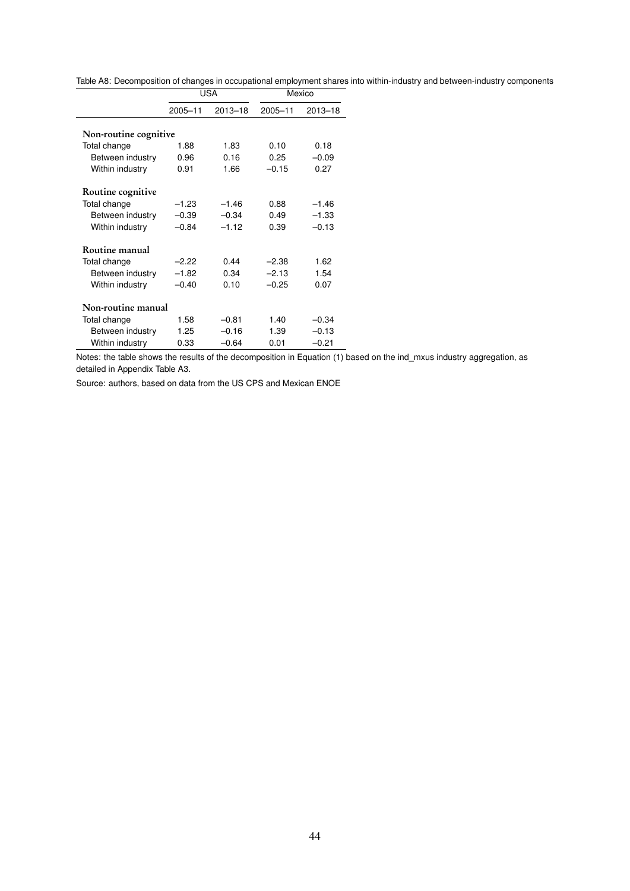Table A8: Decomposition of changes in occupational employment shares into within-industry and between-industry components

| | USA | | Mexico | |
|---|---|---|---|---|
| | 2005–11 | 2013–18 | 2005–11 | 2013–18 |
| **Non-routine cognitive** | | | | |
| Total change | 1.88 | 1.83 | 0.10 | 0.18 |
| Between industry | 0.96 | 0.16 | 0.25 | −0.09 |
| Within industry | 0.91 | 1.66 | −0.15 | 0.27 |
| **Routine cognitive** | | | | |
| Total change | −1.23 | −1.46 | 0.88 | −1.46 |
| Between industry | −0.39 | −0.34 | 0.49 | −1.33 |
| Within industry | −0.84 | −1.12 | 0.39 | −0.13 |
| **Routine manual** | | | | |
| Total change | −2.22 | 0.44 | −2.38 | 1.62 |
| Between industry | −1.82 | 0.34 | −2.13 | 1.54 |
| Within industry | −0.40 | 0.10 | −0.25 | 0.07 |
| **Non-routine manual** | | | | |
| Total change | 1.58 | −0.81 | 1.40 | −0.34 |
| Between industry | 1.25 | −0.16 | 1.39 | −0.13 |
| Within industry | 0.33 | −0.64 | 0.01 | −0.21 |

Notes: the table shows the results of the decomposition in Equation (1) based on the ind_mxus industry aggregation, as detailed in Appendix Table A3.

Source: authors, based on data from the US CPS and Mexican ENOE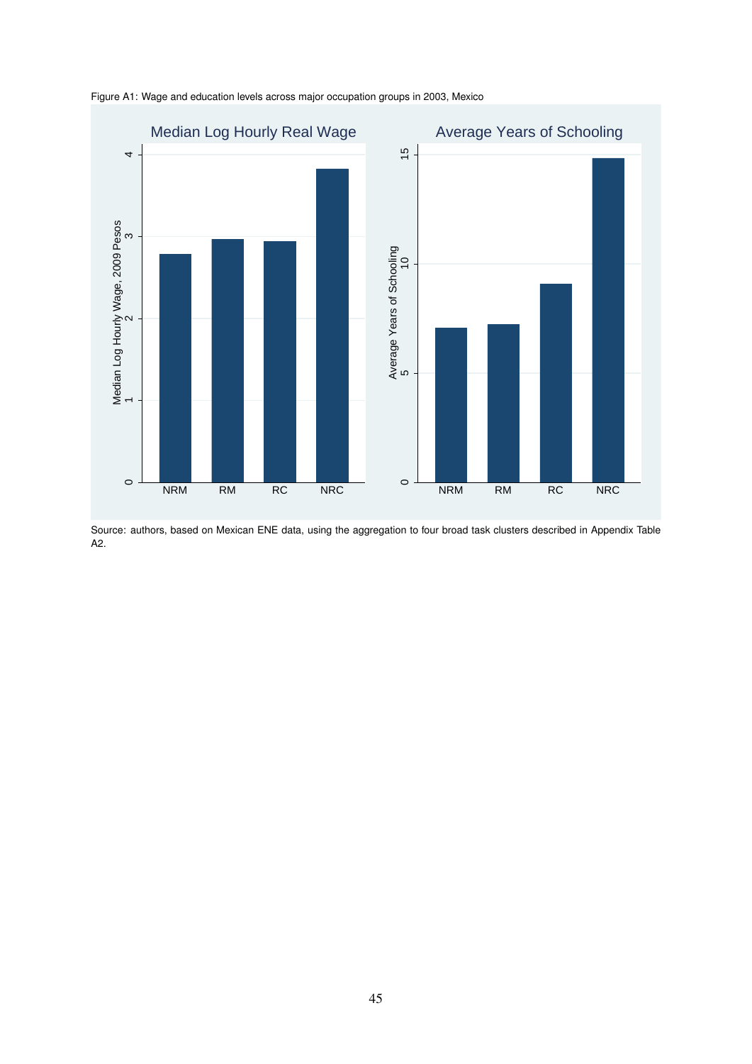Figure A1: Wage and education levels across major occupation groups in 2003, Mexico

Source: authors, based on Mexican ENE data, using the aggregation to four broad task clusters described in Appendix Table A2.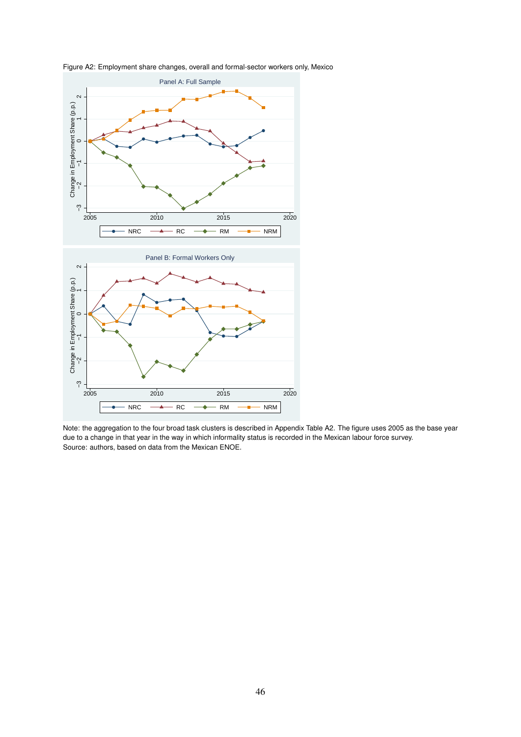Figure A2: Employment share changes, overall and formal-sector workers only, Mexico

Note: the aggregation to the four broad task clusters is described in Appendix Table A2. The figure uses 2005 as the base year due to a change in that year in the way in which informality status is recorded in the Mexican labour force survey.
Source: authors, based on data from the Mexican ENOE.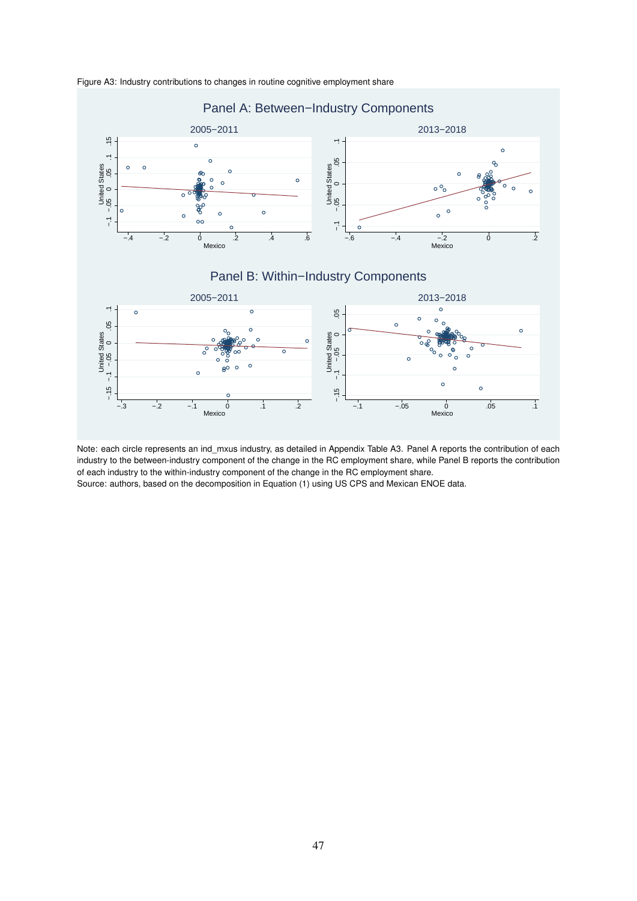Figure A3: Industry contributions to changes in routine cognitive employment share

Note: each circle represents an ind_mxus industry, as detailed in Appendix Table A3. Panel A reports the contribution of each industry to the between-industry component of the change in the RC employment share, while Panel B reports the contribution of each industry to the within-industry component of the change in the RC employment share.
Source: authors, based on the decomposition in Equation (1) using US CPS and Mexican ENOE data.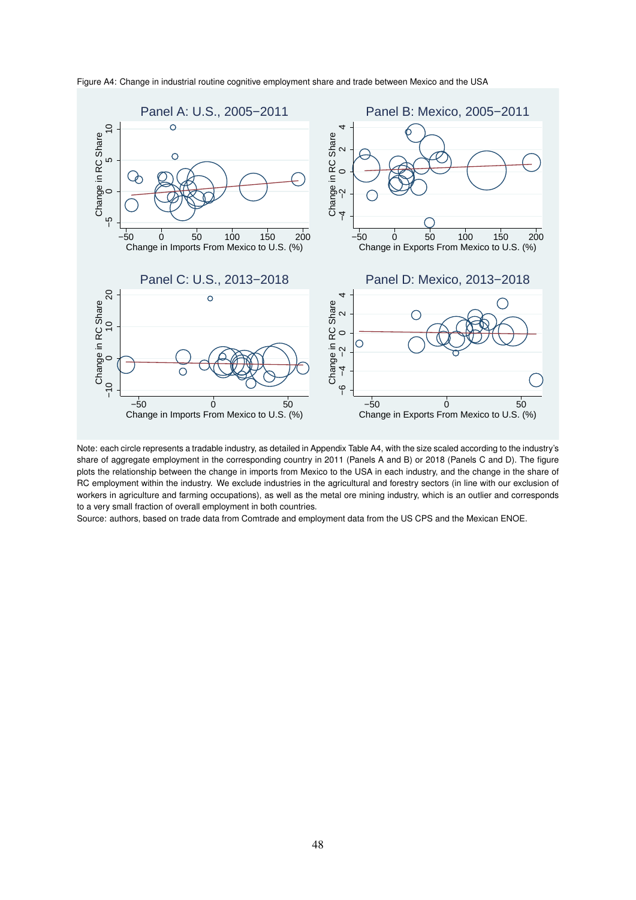Figure A4: Change in industrial routine cognitive employment share and trade between Mexico and the USA

Note: each circle represents a tradable industry, as detailed in Appendix Table A4, with the size scaled according to the industry's share of aggregate employment in the corresponding country in 2011 (Panels A and B) or 2018 (Panels C and D). The figure plots the relationship between the change in imports from Mexico to the USA in each industry, and the change in the share of RC employment within the industry. We exclude industries in the agricultural and forestry sectors (in line with our exclusion of workers in agriculture and farming occupations), as well as the metal ore mining industry, which is an outlier and corresponds to a very small fraction of overall employment in both countries.

Source: authors, based on trade data from Comtrade and employment data from the US CPS and the Mexican ENOE.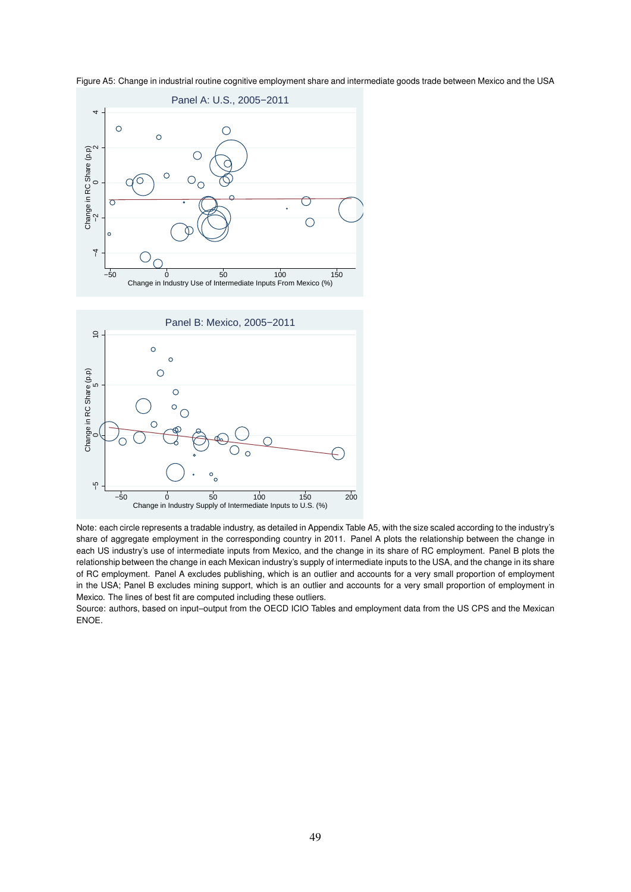Figure A5: Change in industrial routine cognitive employment share and intermediate goods trade between Mexico and the USA

Panel A: U.S., 2005−2011

Change in RC Share (p.p)

4
2
0
−2
−4

−50
0
50
100
150

Change in Industry Use of Intermediate Inputs From Mexico (%)

Panel B: Mexico, 2005−2011

Change in RC Share (p.p)

10
5
0
−5

−50
0
50
100
150
200

Change in Industry Supply of Intermediate Inputs to U.S. (%)

Note: each circle represents a tradable industry, as detailed in Appendix Table A5, with the size scaled according to the industry's share of aggregate employment in the corresponding country in 2011. Panel A plots the relationship between the change in each US industry's use of intermediate inputs from Mexico, and the change in its share of RC employment. Panel B plots the relationship between the change in each Mexican industry's supply of intermediate inputs to the USA, and the change in its share of RC employment. Panel A excludes publishing, which is an outlier and accounts for a very small proportion of employment in the USA; Panel B excludes mining support, which is an outlier and accounts for a very small proportion of employment in Mexico. The lines of best fit are computed including these outliers.

Source: authors, based on input–output from the OECD ICIO Tables and employment data from the US CPS and the Mexican ENOE.